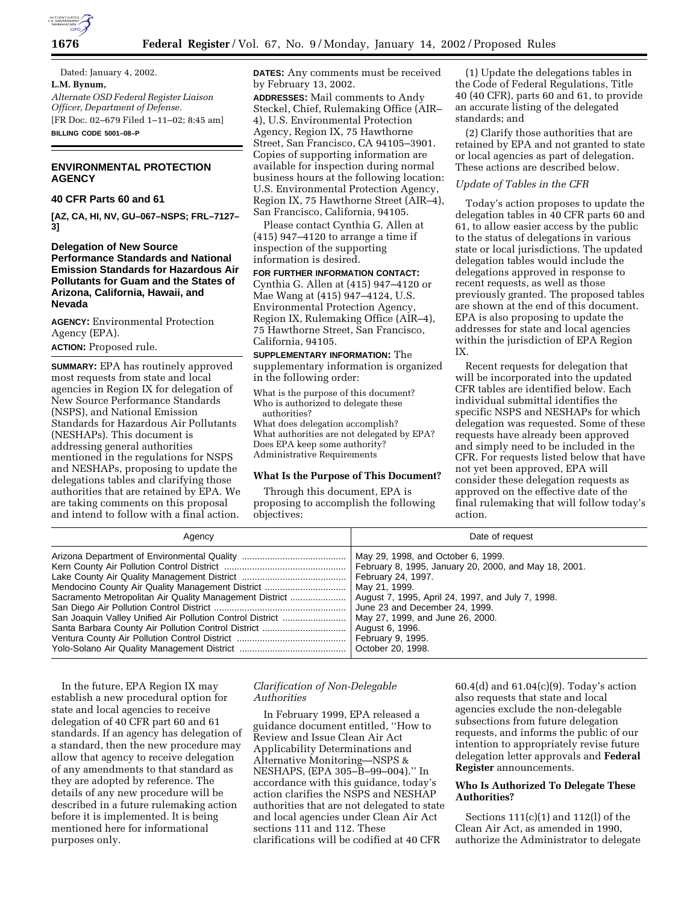Dated: January 4, 2002.

**L.M. Bynum,**

*Alternate OSD Federal Register Liaison Officer, Department of Defense.*

[FR Doc. 02–679 Filed 1–11–02; 8:45 am]

**BILLING CODE 5001–08–P**

## ENVIRONMENTAL PROTECTION AGENCY

### 40 CFR Parts 60 and 61

**[AZ, CA, HI, NV, GU–067–NSPS; FRL–7127–3]**

### Delegation of New Source Performance Standards and National Emission Standards for Hazardous Air Pollutants for Guam and the States of Arizona, California, Hawaii, and Nevada

**AGENCY:** Environmental Protection Agency (EPA).

**ACTION:** Proposed rule.

**SUMMARY:** EPA has routinely approved most requests from state and local agencies in Region IX for delegation of New Source Performance Standards (NSPS), and National Emission Standards for Hazardous Air Pollutants (NESHAPs). This document is addressing general authorities mentioned in the regulations for NSPS and NESHAPs, proposing to update the delegations tables and clarifying those authorities that are retained by EPA. We are taking comments on this proposal and intend to follow with a final action.

**DATES:** Any comments must be received by February 13, 2002.

**ADDRESSES:** Mail comments to Andy Steckel, Chief, Rulemaking Office (AIR–4), U.S. Environmental Protection Agency, Region IX, 75 Hawthorne Street, San Francisco, CA 94105–3901. Copies of supporting information are available for inspection during normal business hours at the following location: U.S. Environmental Protection Agency, Region IX, 75 Hawthorne Street (AIR–4), San Francisco, California, 94105.

Please contact Cynthia G. Allen at (415) 947–4120 to arrange a time if inspection of the supporting information is desired.

**FOR FURTHER INFORMATION CONTACT:** Cynthia G. Allen at (415) 947–4120 or Mae Wang at (415) 947–4124, U.S. Environmental Protection Agency, Region IX, Rulemaking Office (AIR–4), 75 Hawthorne Street, San Francisco, California, 94105.

**SUPPLEMENTARY INFORMATION:** The supplementary information is organized in the following order:

What is the purpose of this document?
Who is authorized to delegate these authorities?
What does delegation accomplish?
What authorities are not delegated by EPA?
Does EPA keep some authority?
Administrative Requirements

#### What Is the Purpose of This Document?

Through this document, EPA is proposing to accomplish the following objectives:

(1) Update the delegations tables in the Code of Federal Regulations, Title 40 (40 CFR), parts 60 and 61, to provide an accurate listing of the delegated standards; and

(2) Clarify those authorities that are retained by EPA and not granted to state or local agencies as part of delegation. These actions are described below.

*Update of Tables in the CFR*

Today's action proposes to update the delegation tables in 40 CFR parts 60 and 61, to allow easier access by the public to the status of delegations in various state or local jurisdictions. The updated delegation tables would include the delegations approved in response to recent requests, as well as those previously granted. The proposed tables are shown at the end of this document. EPA is also proposing to update the addresses for state and local agencies within the jurisdiction of EPA Region IX.

Recent requests for delegation that will be incorporated into the updated CFR tables are identified below. Each individual submittal identifies the specific NSPS and NESHAPs for which delegation was requested. Some of these requests have already been approved and simply need to be included in the CFR. For requests listed below that have not yet been approved, EPA will consider these delegation requests as approved on the effective date of the final rulemaking that will follow today's action.

| Agency | Date of request |
|---|---|
| Arizona Department of Environmental Quality | May 29, 1998, and October 6, 1999. |
| Kern County Air Pollution Control District | February 8, 1995, January 20, 2000, and May 18, 2001. |
| Lake County Air Quality Management District | February 24, 1997. |
| Mendocino County Air Quality Management District | May 21, 1999. |
| Sacramento Metropolitan Air Quality Management District | August 7, 1995, April 24, 1997, and July 7, 1998. |
| San Diego Air Pollution Control District | June 23 and December 24, 1999. |
| San Joaquin Valley Unified Air Pollution Control District | May 27, 1999, and June 26, 2000. |
| Santa Barbara County Air Pollution Control District | August 6, 1996. |
| Ventura County Air Pollution Control District | February 9, 1995. |
| Yolo-Solano Air Quality Management District | October 20, 1998. |

In the future, EPA Region IX may establish a new procedural option for state and local agencies to receive delegation of 40 CFR part 60 and 61 standards. If an agency has delegation of a standard, then the new procedure may allow that agency to receive delegation of any amendments to that standard as they are adopted by reference. The details of any new procedure will be described in a future rulemaking action before it is implemented. It is being mentioned here for informational purposes only.

*Clarification of Non-Delegable Authorities*

In February 1999, EPA released a guidance document entitled, ''How to Review and Issue Clean Air Act Applicability Determinations and Alternative Monitoring—NSPS & NESHAPS, (EPA 305–B–99–004).'' In accordance with this guidance, today's action clarifies the NSPS and NESHAP authorities that are not delegated to state and local agencies under Clean Air Act sections 111 and 112. These clarifications will be codified at 40 CFR 60.4(d) and 61.04(c)(9). Today's action also requests that state and local agencies exclude the non-delegable subsections from future delegation requests, and informs the public of our intention to appropriately revise future delegation letter approvals and **Federal Register** announcements.

#### Who Is Authorized To Delegate These Authorities?

Sections 111(c)(1) and 112(l) of the Clean Air Act, as amended in 1990, authorize the Administrator to delegate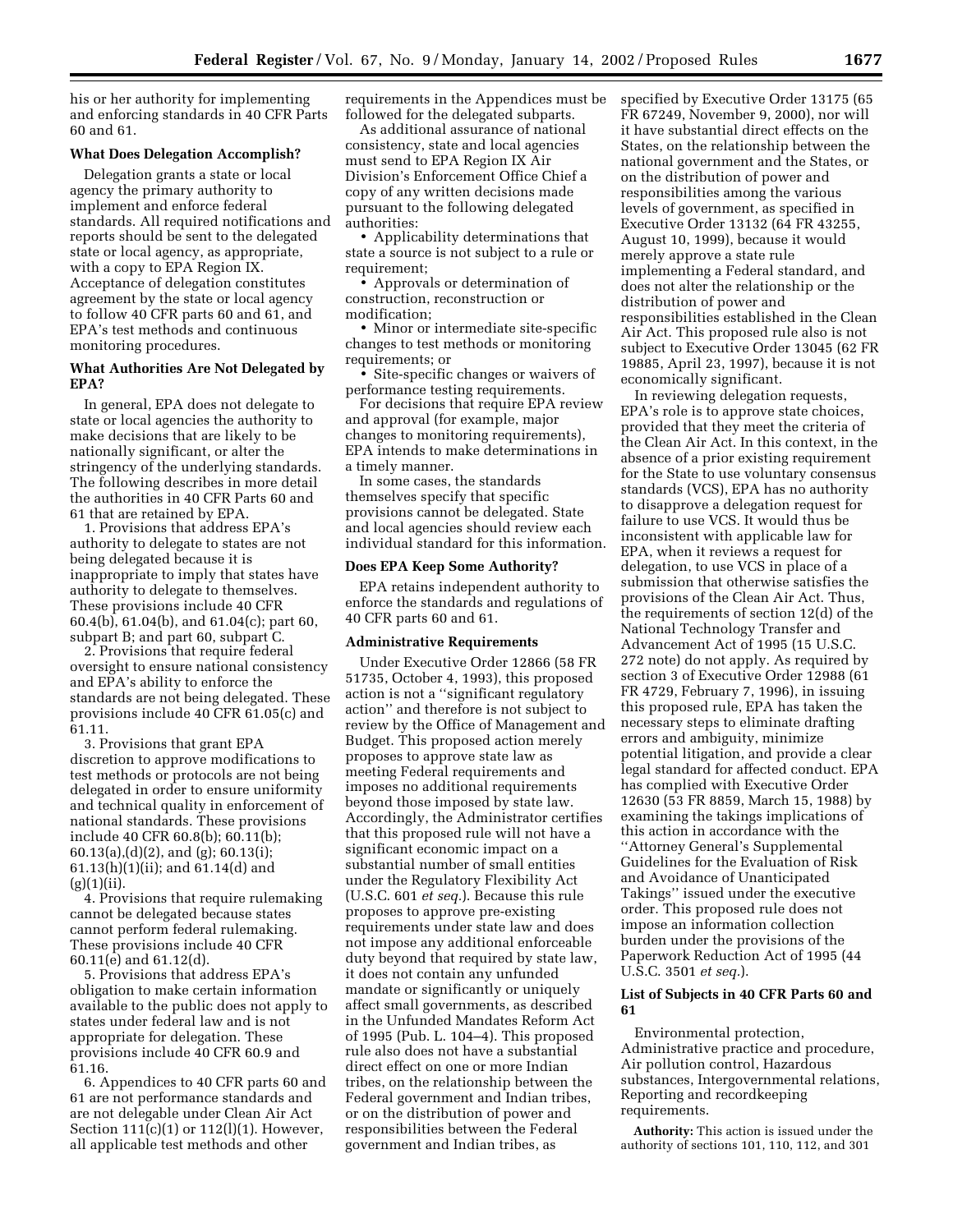his or her authority for implementing and enforcing standards in 40 CFR Parts 60 and 61.

**What Does Delegation Accomplish?**

Delegation grants a state or local agency the primary authority to implement and enforce federal standards. All required notifications and reports should be sent to the delegated state or local agency, as appropriate, with a copy to EPA Region IX. Acceptance of delegation constitutes agreement by the state or local agency to follow 40 CFR parts 60 and 61, and EPA's test methods and continuous monitoring procedures.

**What Authorities Are Not Delegated by EPA?**

In general, EPA does not delegate to state or local agencies the authority to make decisions that are likely to be nationally significant, or alter the stringency of the underlying standards. The following describes in more detail the authorities in 40 CFR Parts 60 and 61 that are retained by EPA.

1. Provisions that address EPA's authority to delegate to states are not being delegated because it is inappropriate to imply that states have authority to delegate to themselves. These provisions include 40 CFR 60.4(b), 61.04(b), and 61.04(c); part 60, subpart B; and part 60, subpart C.

2. Provisions that require federal oversight to ensure national consistency and EPA's ability to enforce the standards are not being delegated. These provisions include 40 CFR 61.05(c) and 61.11.

3. Provisions that grant EPA discretion to approve modifications to test methods or protocols are not being delegated in order to ensure uniformity and technical quality in enforcement of national standards. These provisions include 40 CFR 60.8(b); 60.11(b); 60.13(a),(d)(2), and (g); 60.13(i); 61.13(h)(1)(ii); and 61.14(d) and (g)(1)(ii).

4. Provisions that require rulemaking cannot be delegated because states cannot perform federal rulemaking. These provisions include 40 CFR 60.11(e) and 61.12(d).

5. Provisions that address EPA's obligation to make certain information available to the public does not apply to states under federal law and is not appropriate for delegation. These provisions include 40 CFR 60.9 and 61.16.

6. Appendices to 40 CFR parts 60 and 61 are not performance standards and are not delegable under Clean Air Act Section 111(c)(1) or 112(l)(1). However, all applicable test methods and other requirements in the Appendices must be followed for the delegated subparts.

As additional assurance of national consistency, state and local agencies must send to EPA Region IX Air Division's Enforcement Office Chief a copy of any written decisions made pursuant to the following delegated authorities:

- Applicability determinations that state a source is not subject to a rule or requirement;
- Approvals or determination of construction, reconstruction or modification;
- Minor or intermediate site-specific changes to test methods or monitoring requirements; or
- Site-specific changes or waivers of performance testing requirements.

For decisions that require EPA review and approval (for example, major changes to monitoring requirements), EPA intends to make determinations in a timely manner.

In some cases, the standards themselves specify that specific provisions cannot be delegated. State and local agencies should review each individual standard for this information.

**Does EPA Keep Some Authority?**

EPA retains independent authority to enforce the standards and regulations of 40 CFR parts 60 and 61.

**Administrative Requirements**

Under Executive Order 12866 (58 FR 51735, October 4, 1993), this proposed action is not a "significant regulatory action" and therefore is not subject to review by the Office of Management and Budget. This proposed action merely proposes to approve state law as meeting Federal requirements and imposes no additional requirements beyond those imposed by state law. Accordingly, the Administrator certifies that this proposed rule will not have a significant economic impact on a substantial number of small entities under the Regulatory Flexibility Act (U.S.C. 601 *et seq.*). Because this rule proposes to approve pre-existing requirements under state law and does not impose any additional enforceable duty beyond that required by state law, it does not contain any unfunded mandate or significantly or uniquely affect small governments, as described in the Unfunded Mandates Reform Act of 1995 (Pub. L. 104–4). This proposed rule also does not have a substantial direct effect on one or more Indian tribes, on the relationship between the Federal government and Indian tribes, or on the distribution of power and responsibilities between the Federal government and Indian tribes, as specified by Executive Order 13175 (65 FR 67249, November 9, 2000), nor will it have substantial direct effects on the States, on the relationship between the national government and the States, or on the distribution of power and responsibilities among the various levels of government, as specified in Executive Order 13132 (64 FR 43255, August 10, 1999), because it would merely approve a state rule implementing a Federal standard, and does not alter the relationship or the distribution of power and responsibilities established in the Clean Air Act. This proposed rule also is not subject to Executive Order 13045 (62 FR 19885, April 23, 1997), because it is not economically significant.

In reviewing delegation requests, EPA's role is to approve state choices, provided that they meet the criteria of the Clean Air Act. In this context, in the absence of a prior existing requirement for the State to use voluntary consensus standards (VCS), EPA has no authority to disapprove a delegation request for failure to use VCS. It would thus be inconsistent with applicable law for EPA, when it reviews a request for delegation, to use VCS in place of a submission that otherwise satisfies the provisions of the Clean Air Act. Thus, the requirements of section 12(d) of the National Technology Transfer and Advancement Act of 1995 (15 U.S.C. 272 note) do not apply. As required by section 3 of Executive Order 12988 (61 FR 4729, February 7, 1996), in issuing this proposed rule, EPA has taken the necessary steps to eliminate drafting errors and ambiguity, minimize potential litigation, and provide a clear legal standard for affected conduct. EPA has complied with Executive Order 12630 (53 FR 8859, March 15, 1988) by examining the takings implications of this action in accordance with the "Attorney General's Supplemental Guidelines for the Evaluation of Risk and Avoidance of Unanticipated Takings" issued under the executive order. This proposed rule does not impose an information collection burden under the provisions of the Paperwork Reduction Act of 1995 (44 U.S.C. 3501 *et seq.*).

**List of Subjects in 40 CFR Parts 60 and 61**

Environmental protection, Administrative practice and procedure, Air pollution control, Hazardous substances, Intergovernmental relations, Reporting and recordkeeping requirements.

**Authority:** This action is issued under the authority of sections 101, 110, 112, and 301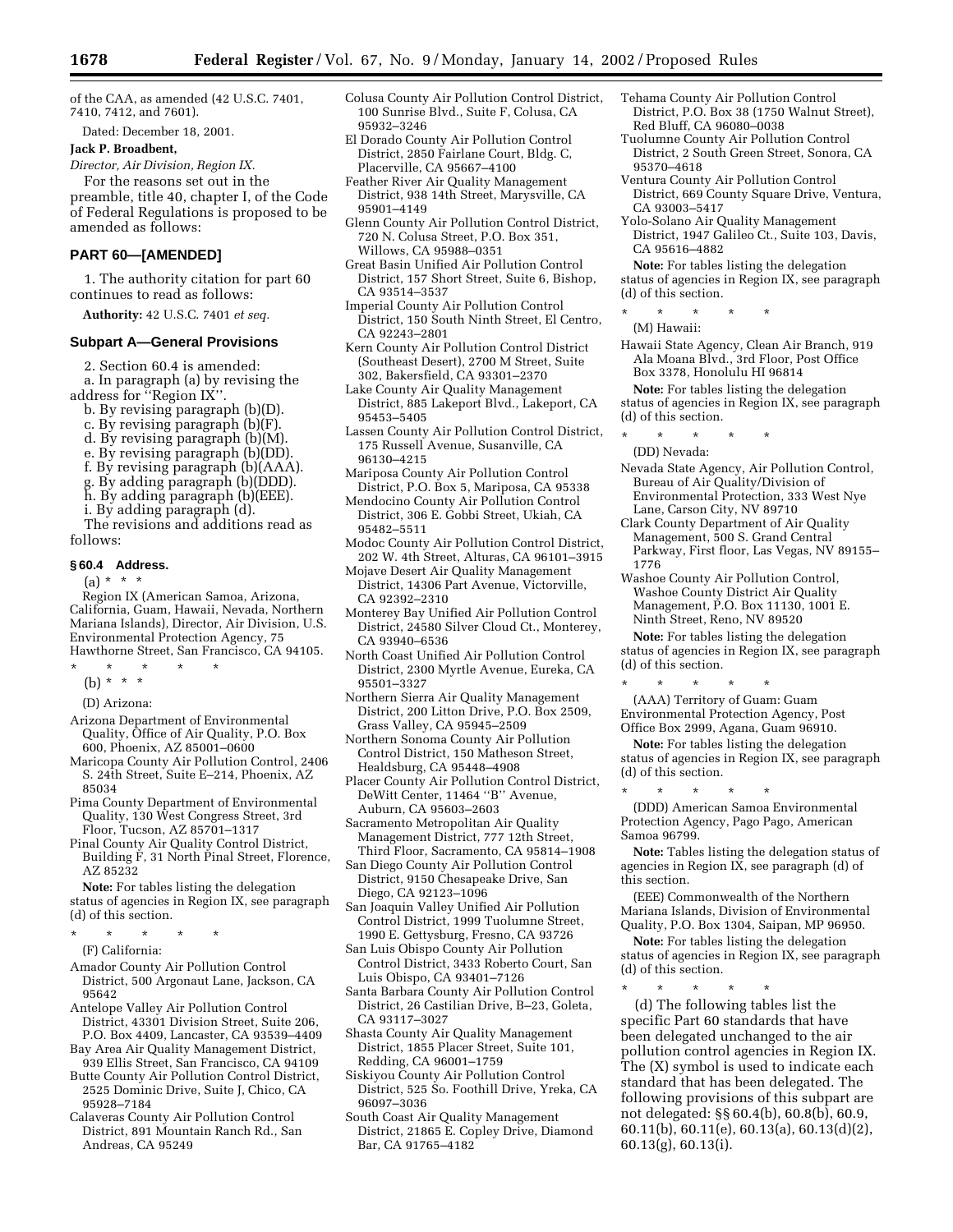of the CAA, as amended (42 U.S.C. 7401, 7410, 7412, and 7601).

Dated: December 18, 2001.

**Jack P. Broadbent,**

*Director, Air Division, Region IX.*

For the reasons set out in the preamble, title 40, chapter I, of the Code of Federal Regulations is proposed to be amended as follows:

## PART 60—[AMENDED]

1. The authority citation for part 60 continues to read as follows:

**Authority:** 42 U.S.C. 7401 *et seq.*

### Subpart A—General Provisions

2. Section 60.4 is amended:

a. In paragraph (a) by revising the address for ''Region IX''.

b. By revising paragraph (b)(D).

c. By revising paragraph (b)(F).

d. By revising paragraph (b)(M).

e. By revising paragraph (b)(DD).

f. By revising paragraph (b)(AAA).

g. By adding paragraph (b)(DDD).

h. By adding paragraph (b)(EEE).

i. By adding paragraph (d).

The revisions and additions read as follows:

#### § 60.4 Address.

(a) * * *

Region IX (American Samoa, Arizona, California, Guam, Hawaii, Nevada, Northern Mariana Islands), Director, Air Division, U.S. Environmental Protection Agency, 75 Hawthorne Street, San Francisco, CA 94105.

\* \* \* \* \*

(b) * * *

(D) Arizona:

Arizona Department of Environmental Quality, Office of Air Quality, P.O. Box 600, Phoenix, AZ 85001–0600

Maricopa County Air Pollution Control, 2406 S. 24th Street, Suite E–214, Phoenix, AZ 85034

Pima County Department of Environmental Quality, 130 West Congress Street, 3rd Floor, Tucson, AZ 85701–1317

Pinal County Air Quality Control District, Building F, 31 North Pinal Street, Florence, AZ 85232

**Note:** For tables listing the delegation status of agencies in Region IX, see paragraph (d) of this section.

\* \* \* \* \*

(F) California:

Amador County Air Pollution Control District, 500 Argonaut Lane, Jackson, CA 95642

Antelope Valley Air Pollution Control District, 43301 Division Street, Suite 206, P.O. Box 4409, Lancaster, CA 93539–4409

Bay Area Air Quality Management District, 939 Ellis Street, San Francisco, CA 94109

Butte County Air Pollution Control District, 2525 Dominic Drive, Suite J, Chico, CA 95928–7184

Calaveras County Air Pollution Control District, 891 Mountain Ranch Rd., San Andreas, CA 95249

Colusa County Air Pollution Control District, 100 Sunrise Blvd., Suite F, Colusa, CA 95932–3246

El Dorado County Air Pollution Control District, 2850 Fairlane Court, Bldg. C, Placerville, CA 95667–4100

Feather River Air Quality Management District, 938 14th Street, Marysville, CA 95901–4149

Glenn County Air Pollution Control District, 720 N. Colusa Street, P.O. Box 351, Willows, CA 95988–0351

Great Basin Unified Air Pollution Control District, 157 Short Street, Suite 6, Bishop, CA 93514–3537

Imperial County Air Pollution Control District, 150 South Ninth Street, El Centro, CA 92243–2801

Kern County Air Pollution Control District (Southeast Desert), 2700 M Street, Suite 302, Bakersfield, CA 93301–2370

Lake County Air Quality Management District, 885 Lakeport Blvd., Lakeport, CA 95453–5405

Lassen County Air Pollution Control District, 175 Russell Avenue, Susanville, CA 96130–4215

Mariposa County Air Pollution Control District, P.O. Box 5, Mariposa, CA 95338

Mendocino County Air Pollution Control District, 306 E. Gobbi Street, Ukiah, CA 95482–5511

Modoc County Air Pollution Control District, 202 W. 4th Street, Alturas, CA 96101–3915

Mojave Desert Air Quality Management District, 14306 Part Avenue, Victorville, CA 92392–2310

Monterey Bay Unified Air Pollution Control District, 24580 Silver Cloud Ct., Monterey, CA 93940–6536

North Coast Unified Air Pollution Control District, 2300 Myrtle Avenue, Eureka, CA 95501–3327

Northern Sierra Air Quality Management District, 200 Litton Drive, P.O. Box 2509, Grass Valley, CA 95945–2509

Northern Sonoma County Air Pollution Control District, 150 Matheson Street, Healdsburg, CA 95448–4908

Placer County Air Pollution Control District, DeWitt Center, 11464 ''B'' Avenue, Auburn, CA 95603–2603

Sacramento Metropolitan Air Quality Management District, 777 12th Street, Third Floor, Sacramento, CA 95814–1908

San Diego County Air Pollution Control District, 9150 Chesapeake Drive, San Diego, CA 92123–1096

San Joaquin Valley Unified Air Pollution Control District, 1999 Tuolumne Street, 1990 E. Gettysburg, Fresno, CA 93726

San Luis Obispo County Air Pollution Control District, 3433 Roberto Court, San Luis Obispo, CA 93401–7126

Santa Barbara County Air Pollution Control District, 26 Castilian Drive, B–23, Goleta, CA 93117–3027

Shasta County Air Quality Management District, 1855 Placer Street, Suite 101, Redding, CA 96001–1759

Siskiyou County Air Pollution Control District, 525 So. Foothill Drive, Yreka, CA 96097–3036

South Coast Air Quality Management District, 21865 E. Copley Drive, Diamond Bar, CA 91765–4182

Tehama County Air Pollution Control District, P.O. Box 38 (1750 Walnut Street), Red Bluff, CA 96080–0038

Tuolumne County Air Pollution Control District, 2 South Green Street, Sonora, CA 95370–4618

Ventura County Air Pollution Control District, 669 County Square Drive, Ventura, CA 93003–5417

Yolo-Solano Air Quality Management District, 1947 Galileo Ct., Suite 103, Davis, CA 95616–4882

**Note:** For tables listing the delegation status of agencies in Region IX, see paragraph (d) of this section.

\* \* \* \* \*

(M) Hawaii:

Hawaii State Agency, Clean Air Branch, 919 Ala Moana Blvd., 3rd Floor, Post Office Box 3378, Honolulu HI 96814

**Note:** For tables listing the delegation status of agencies in Region IX, see paragraph (d) of this section.

\* \* \* \* \*

(DD) Nevada:

Nevada State Agency, Air Pollution Control, Bureau of Air Quality/Division of Environmental Protection, 333 West Nye Lane, Carson City, NV 89710

Clark County Department of Air Quality Management, 500 S. Grand Central Parkway, First floor, Las Vegas, NV 89155–1776

Washoe County Air Pollution Control, Washoe County District Air Quality Management, P.O. Box 11130, 1001 E. Ninth Street, Reno, NV 89520

**Note:** For tables listing the delegation status of agencies in Region IX, see paragraph (d) of this section.

\* \* \* \* \*

(AAA) Territory of Guam: Guam Environmental Protection Agency, Post Office Box 2999, Agana, Guam 96910.

**Note:** For tables listing the delegation status of agencies in Region IX, see paragraph (d) of this section.

\* \* \* \* \*

(DDD) American Samoa Environmental Protection Agency, Pago Pago, American Samoa 96799.

**Note:** Tables listing the delegation status of agencies in Region IX, see paragraph (d) of this section.

(EEE) Commonwealth of the Northern Mariana Islands, Division of Environmental Quality, P.O. Box 1304, Saipan, MP 96950.

**Note:** For tables listing the delegation status of agencies in Region IX, see paragraph (d) of this section.

\* \* \* \* \*

(d) The following tables list the specific Part 60 standards that have been delegated unchanged to the air pollution control agencies in Region IX. The (X) symbol is used to indicate each standard that has been delegated. The following provisions of this subpart are not delegated: §§ 60.4(b), 60.8(b), 60.9, 60.11(b), 60.11(e), 60.13(a), 60.13(d)(2), 60.13(g), 60.13(i).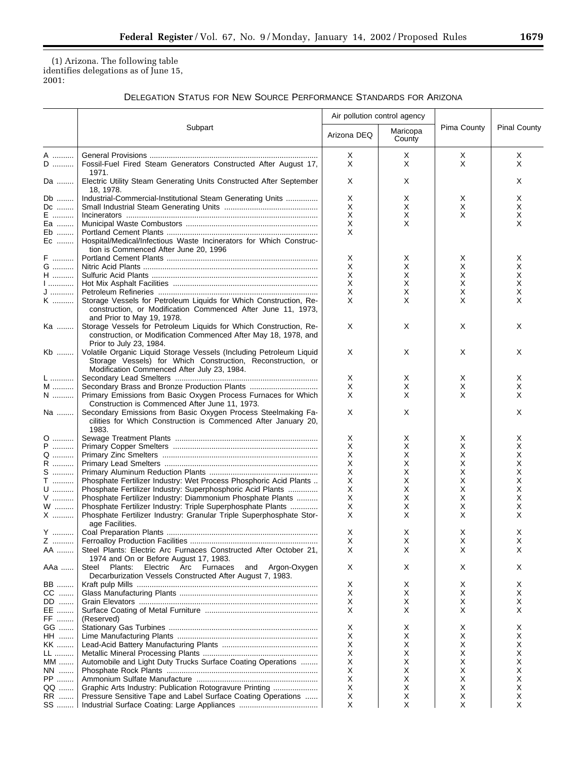(1) Arizona. The following table identifies delegations as of June 15, 2001:

DELEGATION STATUS FOR NEW SOURCE PERFORMANCE STANDARDS FOR ARIZONA

| | Subpart | Air pollution control agency | | Pima County | Pinal County |
|---|---|---|---|---|---|
| | | Arizona DEQ | Maricopa County | | |
| A | General Provisions | X | X | X | X |
| D | Fossil-Fuel Fired Steam Generators Constructed After August 17, 1971. | X | X | X | X |
| Da | Electric Utility Steam Generating Units Constructed After September 18, 1978. | X | X | | X |
| Db | Industrial-Commercial-Institutional Steam Generating Units | X | X | X | X |
| Dc | Small Industrial Steam Generating Units | X | X | X | X |
| E | Incinerators | X | X | X | X |
| Ea | Municipal Waste Combustors | X | X | | X |
| Eb | Portland Cement Plants | X | | | |
| Ec | Hospital/Medical/Infectious Waste Incinerators for Which Construction is Commenced After June 20, 1996 | | | | |
| F | Portland Cement Plants | X | X | X | X |
| G | Nitric Acid Plants | X | X | X | X |
| H | Sulfuric Acid Plants | X | X | X | X |
| I | Hot Mix Asphalt Facilities | X | X | X | X |
| J | Petroleum Refineries | X | X | X | X |
| K | Storage Vessels for Petroleum Liquids for Which Construction, Reconstruction, or Modification Commenced After June 11, 1973, and Prior to May 19, 1978. | X | X | X | X |
| Ka | Storage Vessels for Petroleum Liquids for Which Construction, Reconstruction, or Modification Commenced After May 18, 1978, and Prior to July 23, 1984. | X | X | X | X |
| Kb | Volatile Organic Liquid Storage Vessels (Including Petroleum Liquid Storage Vessels) for Which Construction, Reconstruction, or Modification Commenced After July 23, 1984. | X | X | X | X |
| L | Secondary Lead Smelters | X | X | X | X |
| M | Secondary Brass and Bronze Production Plants | X | X | X | X |
| N | Primary Emissions from Basic Oxygen Process Furnaces for Which Construction is Commenced After June 11, 1973. | X | X | X | X |
| Na | Secondary Emissions from Basic Oxygen Process Steelmaking Facilities for Which Construction is Commenced After January 20, 1983. | X | X | | X |
| O | Sewage Treatment Plants | X | X | X | X |
| P | Primary Copper Smelters | X | X | X | X |
| Q | Primary Zinc Smelters | X | X | X | X |
| R | Primary Lead Smelters | X | X | X | X |
| S | Primary Aluminum Reduction Plants | X | X | X | X |
| T | Phosphate Fertilizer Industry: Wet Process Phosphoric Acid Plants | X | X | X | X |
| U | Phosphate Fertilizer Industry: Superphosphoric Acid Plants | X | X | X | X |
| V | Phosphate Fertilizer Industry: Diammonium Phosphate Plants | X | X | X | X |
| W | Phosphate Fertilizer Industry: Triple Superphosphate Plants | X | X | X | X |
| X | Phosphate Fertilizer Industry: Granular Triple Superphosphate Storage Facilities. | X | X | X | X |
| Y | Coal Preparation Plants | X | X | X | X |
| Z | Ferroalloy Production Facilities | X | X | X | X |
| AA | Steel Plants: Electric Arc Furnaces Constructed After October 21, 1974 and On or Before August 17, 1983. | X | X | X | X |
| AAa | Steel Plants: Electric Arc Furnaces and Argon-Oxygen Decarburization Vessels Constructed After August 7, 1983. | X | X | X | X |
| BB | Kraft pulp Mills | X | X | X | X |
| CC | Glass Manufacturing Plants | X | X | X | X |
| DD | Grain Elevators | X | X | X | X |
| EE | Surface Coating of Metal Furniture | X | X | X | X |
| FF | (Reserved) | | | | |
| GG | Stationary Gas Turbines | X | X | X | X |
| HH | Lime Manufacturing Plants | X | X | X | X |
| KK | Lead-Acid Battery Manufacturing Plants | X | X | X | X |
| LL | Metallic Mineral Processing Plants | X | X | X | X |
| MM | Automobile and Light Duty Trucks Surface Coating Operations | X | X | X | X |
| NN | Phosphate Rock Plants | X | X | X | X |
| PP | Ammonium Sulfate Manufacture | X | X | X | X |
| QQ | Graphic Arts Industry: Publication Rotogravure Printing | X | X | X | X |
| RR | Pressure Sensitive Tape and Label Surface Coating Operations | X | X | X | X |
| SS | Industrial Surface Coating: Large Appliances | X | X | X | X |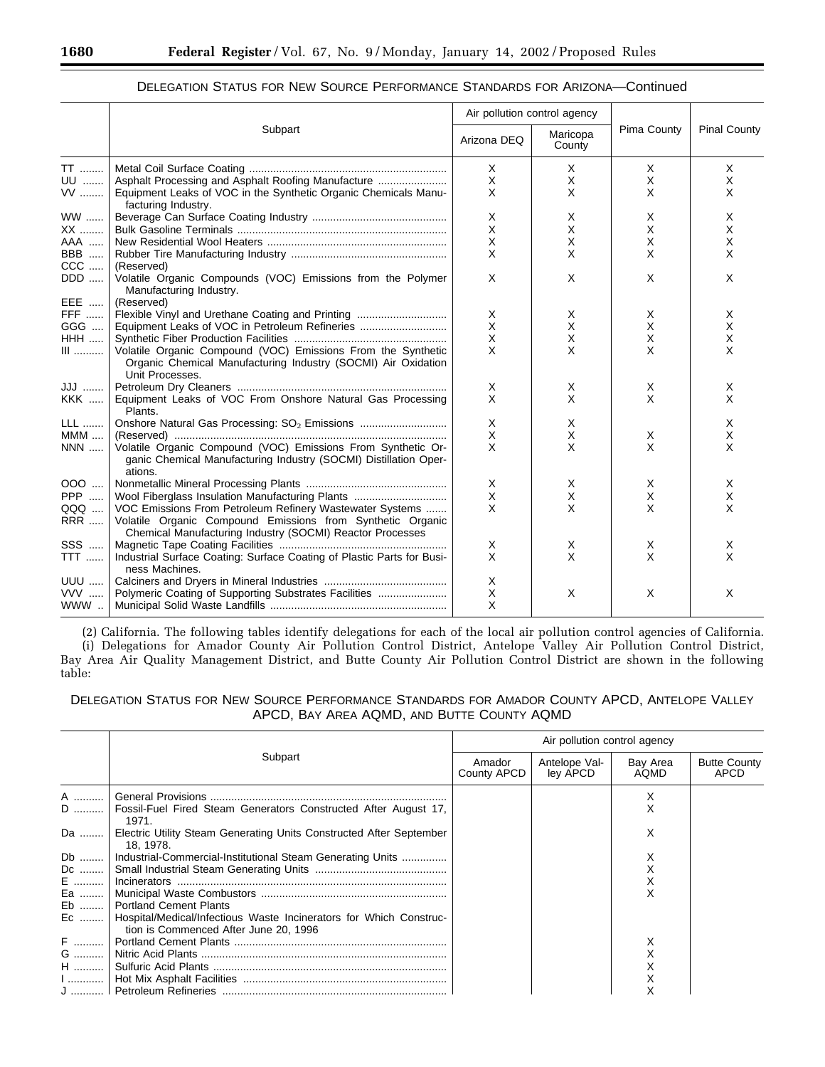DELEGATION STATUS FOR NEW SOURCE PERFORMANCE STANDARDS FOR ARIZONA—Continued

| | Subpart | Air pollution control agency | | Pima County | Pinal County |
|---|---|---|---|---|---|
| | | Arizona DEQ | Maricopa County | | |
| TT | Metal Coil Surface Coating | X | X | X | X |
| UU | Asphalt Processing and Asphalt Roofing Manufacture | X | X | X | X |
| VV | Equipment Leaks of VOC in the Synthetic Organic Chemicals Manufacturing Industry. | X | X | X | X |
| WW | Beverage Can Surface Coating Industry | X | X | X | X |
| XX | Bulk Gasoline Terminals | X | X | X | X |
| AAA | New Residential Wool Heaters | X | X | X | X |
| BBB | Rubber Tire Manufacturing Industry | X | X | X | X |
| CCC | (Reserved) | | | | |
| DDD | Volatile Organic Compounds (VOC) Emissions from the Polymer Manufacturing Industry. | X | X | X | X |
| EEE | (Reserved) | | | | |
| FFF | Flexible Vinyl and Urethane Coating and Printing | X | X | X | X |
| GGG | Equipment Leaks of VOC in Petroleum Refineries | X | X | X | X |
| HHH | Synthetic Fiber Production Facilities | X | X | X | X |
| III | Volatile Organic Compound (VOC) Emissions From the Synthetic Organic Chemical Manufacturing Industry (SOCMI) Air Oxidation Unit Processes. | X | X | X | X |
| JJJ | Petroleum Dry Cleaners | X | X | X | X |
| KKK | Equipment Leaks of VOC From Onshore Natural Gas Processing Plants. | X | X | X | X |
| LLL | Onshore Natural Gas Processing: $SO_2$ Emissions | X | X | | X |
| MMM | (Reserved) | X | X | X | X |
| NNN | Volatile Organic Compound (VOC) Emissions From Synthetic Organic Chemical Manufacturing Industry (SOCMI) Distillation Operations. | X | X | X | X |
| OOO | Nonmetallic Mineral Processing Plants | X | X | X | X |
| PPP | Wool Fiberglass Insulation Manufacturing Plants | X | X | X | X |
| QQQ | VOC Emissions From Petroleum Refinery Wastewater Systems | X | X | X | X |
| RRR | Volatile Organic Compound Emissions from Synthetic Organic Chemical Manufacturing Industry (SOCMI) Reactor Processes | | | | |
| SSS | Magnetic Tape Coating Facilities | X | X | X | X |
| TTT | Industrial Surface Coating: Surface Coating of Plastic Parts for Business Machines. | X | X | X | X |
| UUU | Calciners and Dryers in Mineral Industries | X | | | |
| VVV | Polymeric Coating of Supporting Substrates Facilities | X | X | X | X |
| WWW | Municipal Solid Waste Landfills | X | | | |

(2) California. The following tables identify delegations for each of the local air pollution control agencies of California.

(i) Delegations for Amador County Air Pollution Control District, Antelope Valley Air Pollution Control District, Bay Area Air Quality Management District, and Butte County Air Pollution Control District are shown in the following table:

DELEGATION STATUS FOR NEW SOURCE PERFORMANCE STANDARDS FOR AMADOR COUNTY APCD, ANTELOPE VALLEY APCD, BAY AREA AQMD, AND BUTTE COUNTY AQMD

| | Subpart | Air pollution control agency | | | |
|---|---|---|---|---|---|
| | | Amador County APCD | Antelope Valley APCD | Bay Area AQMD | Butte County APCD |
| A | General Provisions | | | X | |
| D | Fossil-Fuel Fired Steam Generators Constructed After August 17, 1971. | | | X | |
| Da | Electric Utility Steam Generating Units Constructed After September 18, 1978. | | | X | |
| Db | Industrial-Commercial-Institutional Steam Generating Units | | | X | |
| Dc | Small Industrial Steam Generating Units | | | X | |
| E | Incinerators | | | X | |
| Ea | Municipal Waste Combustors | | | X | |
| Eb | Portland Cement Plants | | | | |
| Ec | Hospital/Medical/Infectious Waste Incinerators for Which Construction is Commenced After June 20, 1996 | | | | |
| F | Portland Cement Plants | | | X | |
| G | Nitric Acid Plants | | | X | |
| H | Sulfuric Acid Plants | | | X | |
| I | Hot Mix Asphalt Facilities | | | X | |
| J | Petroleum Refineries | | | X | |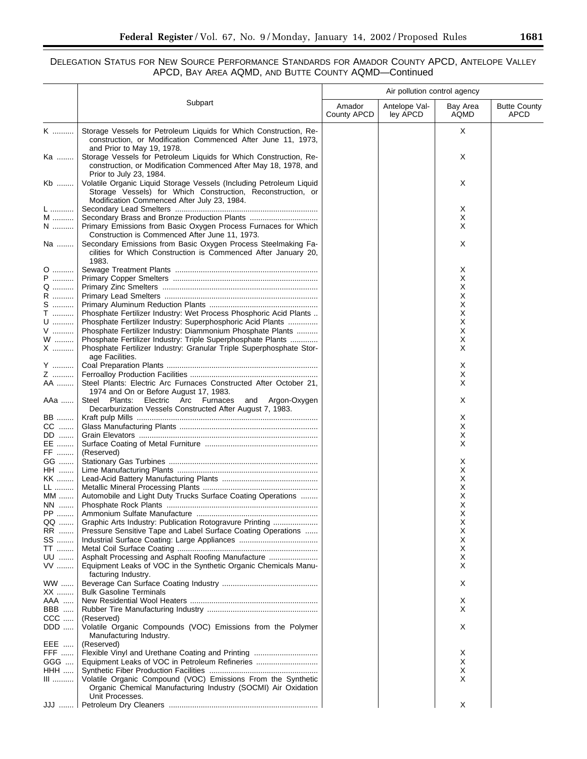DELEGATION STATUS FOR NEW SOURCE PERFORMANCE STANDARDS FOR AMADOR COUNTY APCD, ANTELOPE VALLEY APCD, BAY AREA AQMD, AND BUTTE COUNTY AQMD—Continued

| | Subpart | Air pollution control agency | | | |
|---|---|---|---|---|---|
| | | Amador County APCD | Antelope Valley APCD | Bay Area AQMD | Butte County APCD |
| K | Storage Vessels for Petroleum Liquids for Which Construction, Reconstruction, or Modification Commenced After June 11, 1973, and Prior to May 19, 1978. | | | X | |
| Ka | Storage Vessels for Petroleum Liquids for Which Construction, Reconstruction, or Modification Commenced After May 18, 1978, and Prior to July 23, 1984. | | | X | |
| Kb | Volatile Organic Liquid Storage Vessels (Including Petroleum Liquid Storage Vessels) for Which Construction, Reconstruction, or Modification Commenced After July 23, 1984. | | | X | |
| L | Secondary Lead Smelters | | | X | |
| M | Secondary Brass and Bronze Production Plants | | | X | |
| N | Primary Emissions from Basic Oxygen Process Furnaces for Which Construction is Commenced After June 11, 1973. | | | X | |
| Na | Secondary Emissions from Basic Oxygen Process Steelmaking Facilities for Which Construction is Commenced After January 20, 1983. | | | X | |
| O | Sewage Treatment Plants | | | X | |
| P | Primary Copper Smelters | | | X | |
| Q | Primary Zinc Smelters | | | X | |
| R | Primary Lead Smelters | | | X | |
| S | Primary Aluminum Reduction Plants | | | X | |
| T | Phosphate Fertilizer Industry: Wet Process Phosphoric Acid Plants | | | X | |
| U | Phosphate Fertilizer Industry: Superphosphoric Acid Plants | | | X | |
| V | Phosphate Fertilizer Industry: Diammonium Phosphate Plants | | | X | |
| W | Phosphate Fertilizer Industry: Triple Superphosphate Plants | | | X | |
| X | Phosphate Fertilizer Industry: Granular Triple Superphosphate Storage Facilities. | | | X | |
| Y | Coal Preparation Plants | | | X | |
| Z | Ferroalloy Production Facilities | | | X | |
| AA | Steel Plants: Electric Arc Furnaces Constructed After October 21, 1974 and On or Before August 17, 1983. | | | X | |
| AAa | Steel Plants: Electric Arc Furnaces and Argon-Oxygen Decarburization Vessels Constructed After August 7, 1983. | | | X | |
| BB | Kraft pulp Mills | | | X | |
| CC | Glass Manufacturing Plants | | | X | |
| DD | Grain Elevators | | | X | |
| EE | Surface Coating of Metal Furniture | | | X | |
| FF | (Reserved) | | | | |
| GG | Stationary Gas Turbines | | | X | |
| HH | Lime Manufacturing Plants | | | X | |
| KK | Lead-Acid Battery Manufacturing Plants | | | X | |
| LL | Metallic Mineral Processing Plants | | | X | |
| MM | Automobile and Light Duty Trucks Surface Coating Operations | | | X | |
| NN | Phosphate Rock Plants | | | X | |
| PP | Ammonium Sulfate Manufacture | | | X | |
| QQ | Graphic Arts Industry: Publication Rotogravure Printing | | | X | |
| RR | Pressure Sensitive Tape and Label Surface Coating Operations | | | X | |
| SS | Industrial Surface Coating: Large Appliances | | | X | |
| TT | Metal Coil Surface Coating | | | X | |
| UU | Asphalt Processing and Asphalt Roofing Manufacture | | | X | |
| VV | Equipment Leaks of VOC in the Synthetic Organic Chemicals Manufacturing Industry. | | | X | |
| WW | Beverage Can Surface Coating Industry | | | X | |
| XX | Bulk Gasoline Terminals | | | | |
| AAA | New Residential Wool Heaters | | | X | |
| BBB | Rubber Tire Manufacturing Industry | | | X | |
| CCC | (Reserved) | | | | |
| DDD | Volatile Organic Compounds (VOC) Emissions from the Polymer Manufacturing Industry. | | | X | |
| EEE | (Reserved) | | | | |
| FFF | Flexible Vinyl and Urethane Coating and Printing | | | X | |
| GGG | Equipment Leaks of VOC in Petroleum Refineries | | | X | |
| HHH | Synthetic Fiber Production Facilities | | | X | |
| III | Volatile Organic Compound (VOC) Emissions From the Synthetic Organic Chemical Manufacturing Industry (SOCMI) Air Oxidation Unit Processes. | | | X | |
| JJJ | Petroleum Dry Cleaners | | | X | |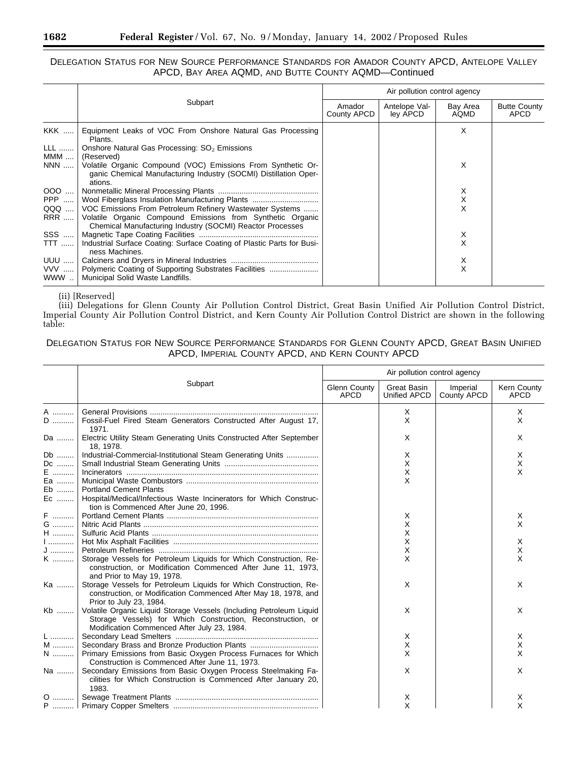DELEGATION STATUS FOR NEW SOURCE PERFORMANCE STANDARDS FOR AMADOR COUNTY APCD, ANTELOPE VALLEY APCD, BAY AREA AQMD, AND BUTTE COUNTY AQMD—Continued

| | Subpart | Air pollution control agency | | | |
|---|---|---|---|---|---|
| | | Amador County APCD | Antelope Valley APCD | Bay Area AQMD | Butte County APCD |
| KKK | Equipment Leaks of VOC From Onshore Natural Gas Processing Plants. | | | X | |
| LLL | Onshore Natural Gas Processing: $SO_2$ Emissions | | | | |
| MMM | (Reserved) | | | | |
| NNN | Volatile Organic Compound (VOC) Emissions From Synthetic Organic Chemical Manufacturing Industry (SOCMI) Distillation Operations. | | | X | |
| OOO | Nonmetallic Mineral Processing Plants | | | X | |
| PPP | Wool Fiberglass Insulation Manufacturing Plants | | | X | |
| QQQ | VOC Emissions From Petroleum Refinery Wastewater Systems | | | X | |
| RRR | Volatile Organic Compound Emissions from Synthetic Organic Chemical Manufacturing Industry (SOCMI) Reactor Processes | | | | |
| SSS | Magnetic Tape Coating Facilities | | | X | |
| TTT | Industrial Surface Coating: Surface Coating of Plastic Parts for Business Machines. | | | X | |
| UUU | Calciners and Dryers in Mineral Industries | | | X | |
| VVV | Polymeric Coating of Supporting Substrates Facilities | | | X | |
| WWW | Municipal Solid Waste Landfills. | | | | |

(ii) [Reserved]

(iii) Delegations for Glenn County Air Pollution Control District, Great Basin Unified Air Pollution Control District, Imperial County Air Pollution Control District, and Kern County Air Pollution Control District are shown in the following table:

DELEGATION STATUS FOR NEW SOURCE PERFORMANCE STANDARDS FOR GLENN COUNTY APCD, GREAT BASIN UNIFIED APCD, IMPERIAL COUNTY APCD, AND KERN COUNTY APCD

| | Subpart | Air pollution control agency | | | |
|---|---|---|---|---|---|
| | | Glenn County APCD | Great Basin Unified APCD | Imperial County APCD | Kern County APCD |
| A | General Provisions | | X | | X |
| D | Fossil-Fuel Fired Steam Generators Constructed After August 17, 1971. | | X | | X |
| Da | Electric Utility Steam Generating Units Constructed After September 18, 1978. | | X | | X |
| Db | Industrial-Commercial-Institutional Steam Generating Units | | X | | X |
| Dc | Small Industrial Steam Generating Units | | X | | X |
| E | Incinerators | | X | | X |
| Ea | Municipal Waste Combustors | | X | | |
| Eb | Portland Cement Plants | | | | |
| Ec | Hospital/Medical/Infectious Waste Incinerators for Which Construction is Commenced After June 20, 1996. | | | | |
| F | Portland Cement Plants | | X | | X |
| G | Nitric Acid Plants | | X | | X |
| H | Sulfuric Acid Plants | | X | | |
| I | Hot Mix Asphalt Facilities | | X | | X |
| J | Petroleum Refineries | | X | | X |
| K | Storage Vessels for Petroleum Liquids for Which Construction, Reconstruction, or Modification Commenced After June 11, 1973, and Prior to May 19, 1978. | | X | | X |
| Ka | Storage Vessels for Petroleum Liquids for Which Construction, Reconstruction, or Modification Commenced After May 18, 1978, and Prior to July 23, 1984. | | X | | X |
| Kb | Volatile Organic Liquid Storage Vessels (Including Petroleum Liquid Storage Vessels) for Which Construction, Reconstruction, or Modification Commenced After July 23, 1984. | | X | | X |
| L | Secondary Lead Smelters | | X | | X |
| M | Secondary Brass and Bronze Production Plants | | X | | X |
| N | Primary Emissions from Basic Oxygen Process Furnaces for Which Construction is Commenced After June 11, 1973. | | X | | X |
| Na | Secondary Emissions from Basic Oxygen Process Steelmaking Facilities for Which Construction is Commenced After January 20, 1983. | | X | | X |
| O | Sewage Treatment Plants | | X | | X |
| P | Primary Copper Smelters | | X | | X |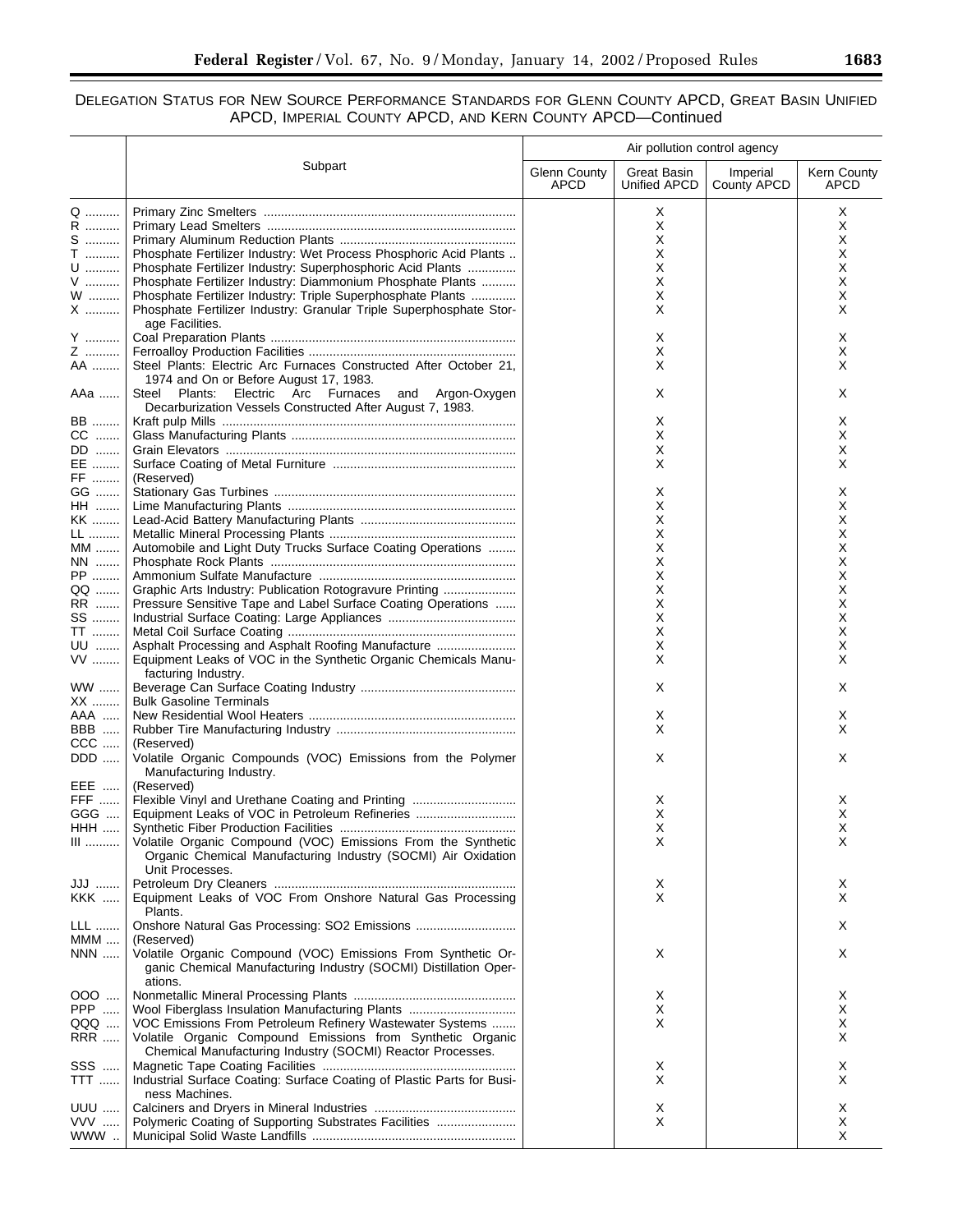DELEGATION STATUS FOR NEW SOURCE PERFORMANCE STANDARDS FOR GLENN COUNTY APCD, GREAT BASIN UNIFIED APCD, IMPERIAL COUNTY APCD, AND KERN COUNTY APCD—Continued

| | Subpart | Air pollution control agency | | | |
|---|---|---|---|---|---|
| | | Glenn County APCD | Great Basin Unified APCD | Imperial County APCD | Kern County APCD |
| Q | Primary Zinc Smelters | | X | | X |
| R | Primary Lead Smelters | | X | | X |
| S | Primary Aluminum Reduction Plants | | X | | X |
| T | Phosphate Fertilizer Industry: Wet Process Phosphoric Acid Plants | | X | | X |
| U | Phosphate Fertilizer Industry: Superphosphoric Acid Plants | | X | | X |
| V | Phosphate Fertilizer Industry: Diammonium Phosphate Plants | | X | | X |
| W | Phosphate Fertilizer Industry: Triple Superphosphate Plants | | X | | X |
| X | Phosphate Fertilizer Industry: Granular Triple Superphosphate Storage Facilities. | | X | | X |
| Y | Coal Preparation Plants | | X | | X |
| Z | Ferroalloy Production Facilities | | X | | X |
| AA | Steel Plants: Electric Arc Furnaces Constructed After October 21, 1974 and On or Before August 17, 1983. | | X | | X |
| AAa | Steel Plants: Electric Arc Furnaces and Argon-Oxygen Decarburization Vessels Constructed After August 7, 1983. | | X | | X |
| BB | Kraft pulp Mills | | X | | X |
| CC | Glass Manufacturing Plants | | X | | X |
| DD | Grain Elevators | | X | | X |
| EE | Surface Coating of Metal Furniture | | X | | X |
| FF | (Reserved) | | | | |
| GG | Stationary Gas Turbines | | X | | X |
| HH | Lime Manufacturing Plants | | X | | X |
| KK | Lead-Acid Battery Manufacturing Plants | | X | | X |
| LL | Metallic Mineral Processing Plants | | X | | X |
| MM | Automobile and Light Duty Trucks Surface Coating Operations | | X | | X |
| NN | Phosphate Rock Plants | | X | | X |
| PP | Ammonium Sulfate Manufacture | | X | | X |
| QQ | Graphic Arts Industry: Publication Rotogravure Printing | | X | | X |
| RR | Pressure Sensitive Tape and Label Surface Coating Operations | | X | | X |
| SS | Industrial Surface Coating: Large Appliances | | X | | X |
| TT | Metal Coil Surface Coating | | X | | X |
| UU | Asphalt Processing and Asphalt Roofing Manufacture | | X | | X |
| VV | Equipment Leaks of VOC in the Synthetic Organic Chemicals Manufacturing Industry. | | X | | X |
| WW | Beverage Can Surface Coating Industry | | X | | X |
| XX | Bulk Gasoline Terminals | | | | |
| AAA | New Residential Wool Heaters | | X | | X |
| BBB | Rubber Tire Manufacturing Industry | | X | | X |
| CCC | (Reserved) | | | | |
| DDD | Volatile Organic Compounds (VOC) Emissions from the Polymer Manufacturing Industry. | | X | | X |
| EEE | (Reserved) | | | | |
| FFF | Flexible Vinyl and Urethane Coating and Printing | | X | | X |
| GGG | Equipment Leaks of VOC in Petroleum Refineries | | X | | X |
| HHH | Synthetic Fiber Production Facilities | | X | | X |
| III | Volatile Organic Compound (VOC) Emissions From the Synthetic Organic Chemical Manufacturing Industry (SOCMI) Air Oxidation Unit Processes. | | X | | X |
| JJJ | Petroleum Dry Cleaners | | X | | X |
| KKK | Equipment Leaks of VOC From Onshore Natural Gas Processing Plants. | | X | | X |
| LLL | Onshore Natural Gas Processing: SO2 Emissions | | | | X |
| MMM | (Reserved) | | | | |
| NNN | Volatile Organic Compound (VOC) Emissions From Synthetic Organic Chemical Manufacturing Industry (SOCMI) Distillation Operations. | | X | | X |
| OOO | Nonmetallic Mineral Processing Plants | | X | | X |
| PPP | Wool Fiberglass Insulation Manufacturing Plants | | X | | X |
| QQQ | VOC Emissions From Petroleum Refinery Wastewater Systems | | X | | X |
| RRR | Volatile Organic Compound Emissions from Synthetic Organic Chemical Manufacturing Industry (SOCMI) Reactor Processes. | | | | X |
| SSS | Magnetic Tape Coating Facilities | | X | | X |
| TTT | Industrial Surface Coating: Surface Coating of Plastic Parts for Business Machines. | | X | | X |
| UUU | Calciners and Dryers in Mineral Industries | | X | | X |
| VVV | Polymeric Coating of Supporting Substrates Facilities | | X | | X |
| WWW | Municipal Solid Waste Landfills | | | | X |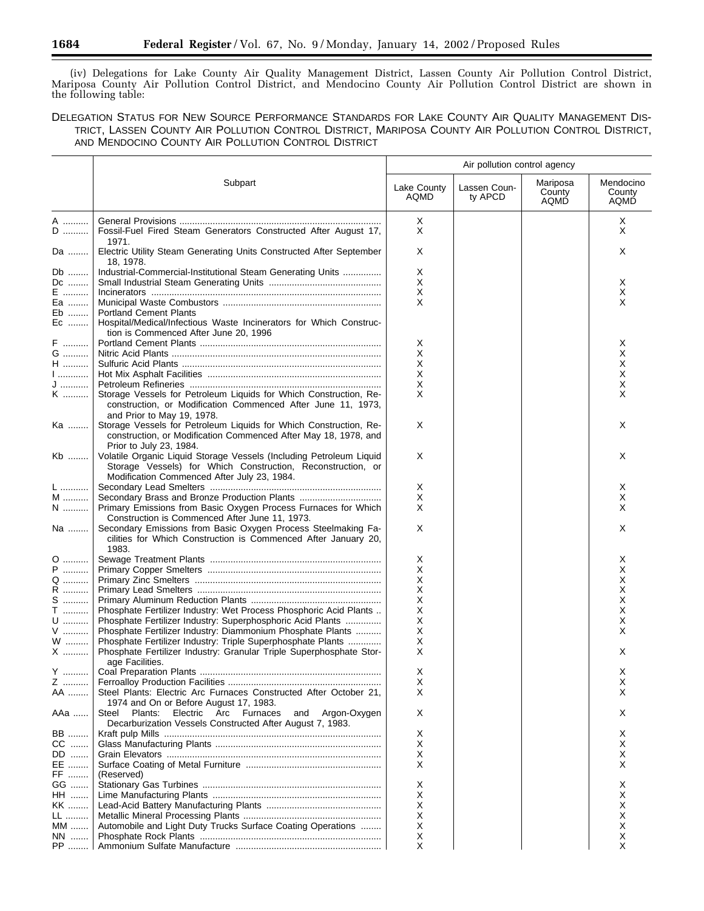(iv) Delegations for Lake County Air Quality Management District, Lassen County Air Pollution Control District, Mariposa County Air Pollution Control District, and Mendocino County Air Pollution Control District are shown in the following table:

DELEGATION STATUS FOR NEW SOURCE PERFORMANCE STANDARDS FOR LAKE COUNTY AIR QUALITY MANAGEMENT DISTRICT, LASSEN COUNTY AIR POLLUTION CONTROL DISTRICT, MARIPOSA COUNTY AIR POLLUTION CONTROL DISTRICT, AND MENDOCINO COUNTY AIR POLLUTION CONTROL DISTRICT

| | Subpart | Air pollution control agency | | | |
|---|---|---|---|---|---|
| | | Lake County AQMD | Lassen County APCD | Mariposa County AQMD | Mendocino County AQMD |
| A | General Provisions | X | | | X |
| D | Fossil-Fuel Fired Steam Generators Constructed After August 17, 1971. | X | | | X |
| Da | Electric Utility Steam Generating Units Constructed After September 18, 1978. | X | | | X |
| Db | Industrial-Commercial-Institutional Steam Generating Units | X | | | |
| Dc | Small Industrial Steam Generating Units | X | | | X |
| E | Incinerators | X | | | X |
| Ea | Municipal Waste Combustors | X | | | X |
| Eb | Portland Cement Plants | | | | |
| Ec | Hospital/Medical/Infectious Waste Incinerators for Which Construction is Commenced After June 20, 1996 | | | | |
| F | Portland Cement Plants | X | | | X |
| G | Nitric Acid Plants | X | | | X |
| H | Sulfuric Acid Plants | X | | | X |
| I | Hot Mix Asphalt Facilities | X | | | X |
| J | Petroleum Refineries | X | | | X |
| K | Storage Vessels for Petroleum Liquids for Which Construction, Reconstruction, or Modification Commenced After June 11, 1973, and Prior to May 19, 1978. | X | | | X |
| Ka | Storage Vessels for Petroleum Liquids for Which Construction, Reconstruction, or Modification Commenced After May 18, 1978, and Prior to July 23, 1984. | X | | | X |
| Kb | Volatile Organic Liquid Storage Vessels (Including Petroleum Liquid Storage Vessels) for Which Construction, Reconstruction, or Modification Commenced After July 23, 1984. | X | | | X |
| L | Secondary Lead Smelters | X | | | X |
| M | Secondary Brass and Bronze Production Plants | X | | | X |
| N | Primary Emissions from Basic Oxygen Process Furnaces for Which Construction is Commenced After June 11, 1973. | X | | | X |
| Na | Secondary Emissions from Basic Oxygen Process Steelmaking Facilities for Which Construction is Commenced After January 20, 1983. | X | | | X |
| O | Sewage Treatment Plants | X | | | X |
| P | Primary Copper Smelters | X | | | X |
| Q | Primary Zinc Smelters | X | | | X |
| R | Primary Lead Smelters | X | | | X |
| S | Primary Aluminum Reduction Plants | X | | | X |
| T | Phosphate Fertilizer Industry: Wet Process Phosphoric Acid Plants | X | | | X |
| U | Phosphate Fertilizer Industry: Superphosphoric Acid Plants | X | | | X |
| V | Phosphate Fertilizer Industry: Diammonium Phosphate Plants | X | | | X |
| W | Phosphate Fertilizer Industry: Triple Superphosphate Plants | X | | | |
| X | Phosphate Fertilizer Industry: Granular Triple Superphosphate Storage Facilities. | X | | | X |
| Y | Coal Preparation Plants | X | | | X |
| Z | Ferroalloy Production Facilities | X | | | X |
| AA | Steel Plants: Electric Arc Furnaces Constructed After October 21, 1974 and On or Before August 17, 1983. | X | | | X |
| AAa | Steel Plants: Electric Arc Furnaces and Argon-Oxygen Decarburization Vessels Constructed After August 7, 1983. | X | | | X |
| BB | Kraft pulp Mills | X | | | X |
| CC | Glass Manufacturing Plants | X | | | X |
| DD | Grain Elevators | X | | | X |
| EE | Surface Coating of Metal Furniture | X | | | X |
| FF | (Reserved) | | | | |
| GG | Stationary Gas Turbines | X | | | X |
| HH | Lime Manufacturing Plants | X | | | X |
| KK | Lead-Acid Battery Manufacturing Plants | X | | | X |
| LL | Metallic Mineral Processing Plants | X | | | X |
| MM | Automobile and Light Duty Trucks Surface Coating Operations | X | | | X |
| NN | Phosphate Rock Plants | X | | | X |
| PP | Ammonium Sulfate Manufacture | X | | | X |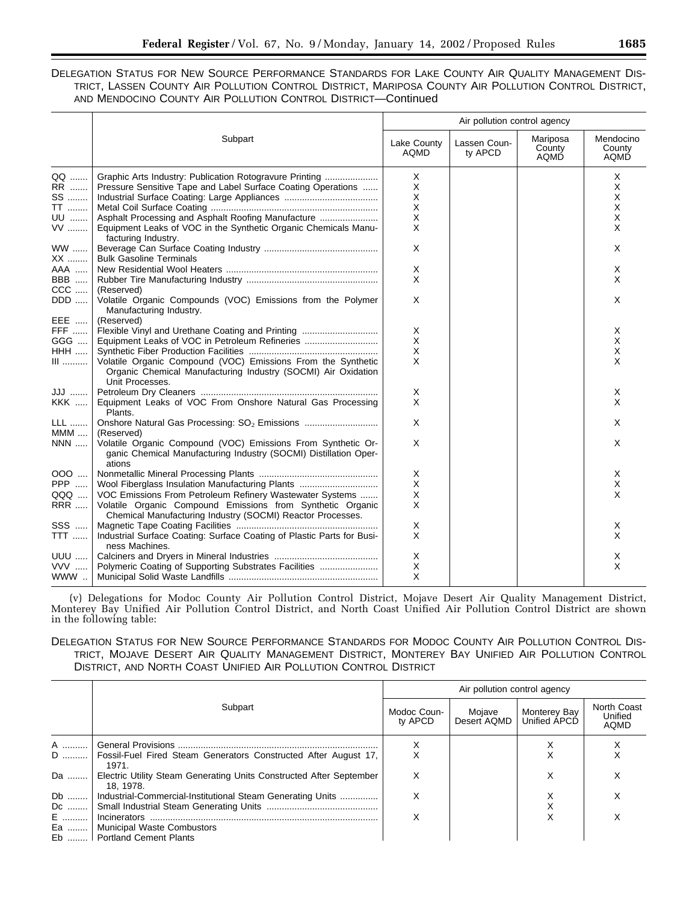DELEGATION STATUS FOR NEW SOURCE PERFORMANCE STANDARDS FOR LAKE COUNTY AIR QUALITY MANAGEMENT DISTRICT, LASSEN COUNTY AIR POLLUTION CONTROL DISTRICT, MARIPOSA COUNTY AIR POLLUTION CONTROL DISTRICT, AND MENDOCINO COUNTY AIR POLLUTION CONTROL DISTRICT—Continued

| | Subpart | Air pollution control agency | | | |
|---|---|---|---|---|---|
| | | Lake County AQMD | Lassen County APCD | Mariposa County AQMD | Mendocino County AQMD |
| QQ | Graphic Arts Industry: Publication Rotogravure Printing | X | | | X |
| RR | Pressure Sensitive Tape and Label Surface Coating Operations | X | | | X |
| SS | Industrial Surface Coating: Large Appliances | X | | | X |
| TT | Metal Coil Surface Coating | X | | | X |
| UU | Asphalt Processing and Asphalt Roofing Manufacture | X | | | X |
| VV | Equipment Leaks of VOC in the Synthetic Organic Chemicals Manufacturing Industry. | X | | | X |
| WW | Beverage Can Surface Coating Industry | X | | | X |
| XX | Bulk Gasoline Terminals | | | | |
| AAA | New Residential Wool Heaters | X | | | X |
| BBB | Rubber Tire Manufacturing Industry | X | | | X |
| CCC | (Reserved) | | | | |
| DDD | Volatile Organic Compounds (VOC) Emissions from the Polymer Manufacturing Industry. | X | | | X |
| EEE | (Reserved) | | | | |
| FFF | Flexible Vinyl and Urethane Coating and Printing | X | | | X |
| GGG | Equipment Leaks of VOC in Petroleum Refineries | X | | | X |
| HHH | Synthetic Fiber Production Facilities | X | | | X |
| III | Volatile Organic Compound (VOC) Emissions From the Synthetic Organic Chemical Manufacturing Industry (SOCMI) Air Oxidation Unit Processes. | X | | | X |
| JJJ | Petroleum Dry Cleaners | X | | | X |
| KKK | Equipment Leaks of VOC From Onshore Natural Gas Processing Plants. | X | | | X |
| LLL | Onshore Natural Gas Processing: $SO_2$ Emissions | X | | | X |
| MMM | (Reserved) | | | | |
| NNN | Volatile Organic Compound (VOC) Emissions From Synthetic Organic Chemical Manufacturing Industry (SOCMI) Distillation Operations | X | | | X |
| OOO | Nonmetallic Mineral Processing Plants | X | | | X |
| PPP | Wool Fiberglass Insulation Manufacturing Plants | X | | | X |
| QQQ | VOC Emissions From Petroleum Refinery Wastewater Systems | X | | | X |
| RRR | Volatile Organic Compound Emissions from Synthetic Organic Chemical Manufacturing Industry (SOCMI) Reactor Processes. | X | | | |
| SSS | Magnetic Tape Coating Facilities | X | | | X |
| TTT | Industrial Surface Coating: Surface Coating of Plastic Parts for Business Machines. | X | | | X |
| UUU | Calciners and Dryers in Mineral Industries | X | | | X |
| VVV | Polymeric Coating of Supporting Substrates Facilities | X | | | X |
| WWW | Municipal Solid Waste Landfills | X | | | |

(v) Delegations for Modoc County Air Pollution Control District, Mojave Desert Air Quality Management District, Monterey Bay Unified Air Pollution Control District, and North Coast Unified Air Pollution Control District are shown in the following table:

DELEGATION STATUS FOR NEW SOURCE PERFORMANCE STANDARDS FOR MODOC COUNTY AIR POLLUTION CONTROL DISTRICT, MOJAVE DESERT AIR QUALITY MANAGEMENT DISTRICT, MONTEREY BAY UNIFIED AIR POLLUTION CONTROL DISTRICT, AND NORTH COAST UNIFIED AIR POLLUTION CONTROL DISTRICT

| | Subpart | Air pollution control agency | | | |
|---|---|---|---|---|---|
| | | Modoc County APCD | Mojave Desert AQMD | Monterey Bay Unified APCD | North Coast Unified AQMD |
| A | General Provisions | X | | X | X |
| D | Fossil-Fuel Fired Steam Generators Constructed After August 17, 1971. | X | | X | X |
| Da | Electric Utility Steam Generating Units Constructed After September 18, 1978. | X | | X | X |
| Db | Industrial-Commercial-Institutional Steam Generating Units | X | | X | X |
| Dc | Small Industrial Steam Generating Units | | | X | |
| E | Incinerators | X | | X | X |
| Ea | Municipal Waste Combustors | | | | |
| Eb | Portland Cement Plants | | | | |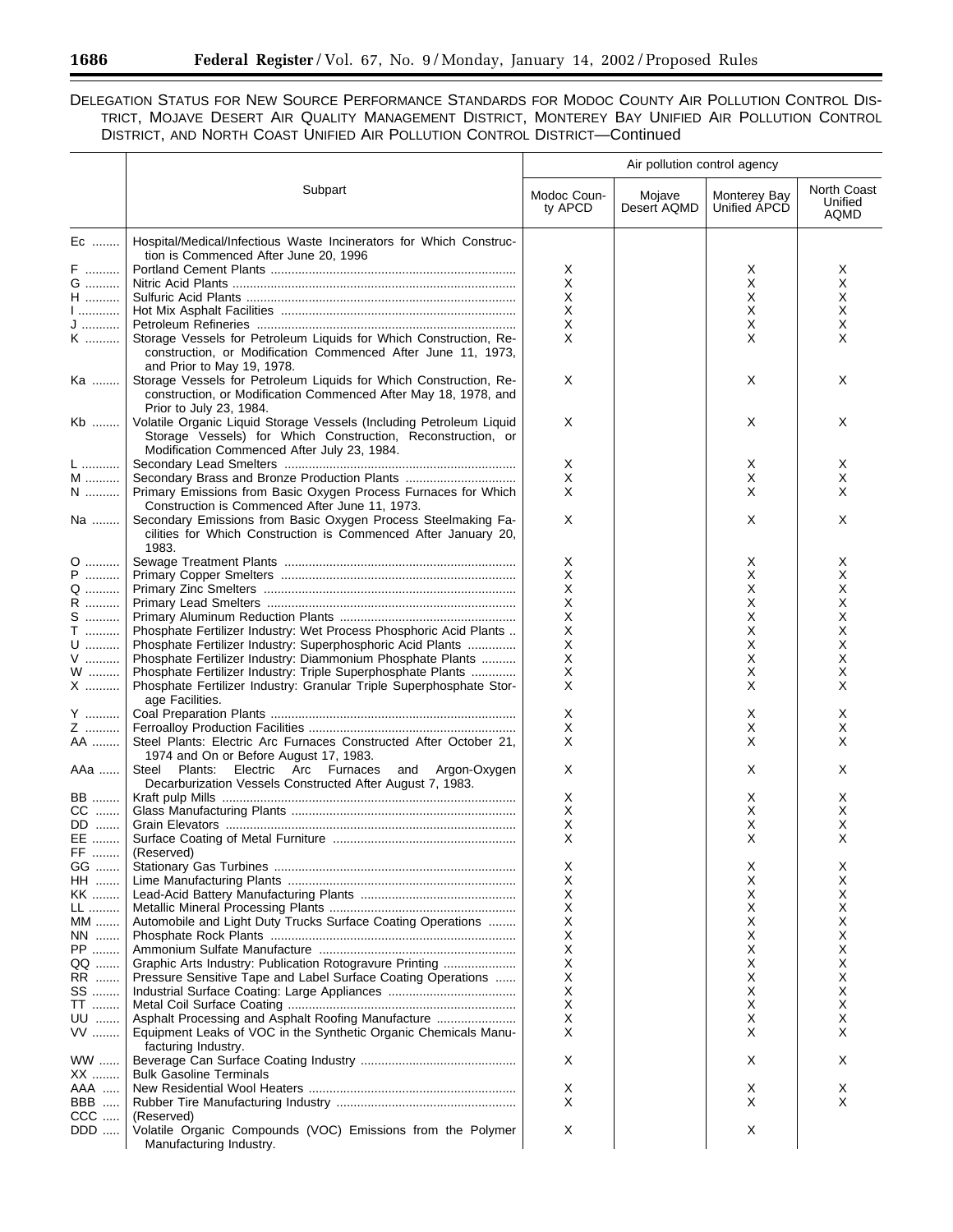DELEGATION STATUS FOR NEW SOURCE PERFORMANCE STANDARDS FOR MODOC COUNTY AIR POLLUTION CONTROL DISTRICT, MOJAVE DESERT AIR QUALITY MANAGEMENT DISTRICT, MONTEREY BAY UNIFIED AIR POLLUTION CONTROL DISTRICT, AND NORTH COAST UNIFIED AIR POLLUTION CONTROL DISTRICT—Continued

| | Subpart | Air pollution control agency | | | |
|---|---|---|---|---|---|
| | | Modoc County APCD | Mojave Desert AQMD | Monterey Bay Unified APCD | North Coast Unified AQMD |
| Ec | Hospital/Medical/Infectious Waste Incinerators for Which Construction is Commenced After June 20, 1996 | | | | |
| F | Portland Cement Plants | X | | X | X |
| G | Nitric Acid Plants | X | | X | X |
| H | Sulfuric Acid Plants | X | | X | X |
| I | Hot Mix Asphalt Facilities | X | | X | X |
| J | Petroleum Refineries | X | | X | X |
| K | Storage Vessels for Petroleum Liquids for Which Construction, Reconstruction, or Modification Commenced After June 11, 1973, and Prior to May 19, 1978. | X | | X | X |
| Ka | Storage Vessels for Petroleum Liquids for Which Construction, Reconstruction, or Modification Commenced After May 18, 1978, and Prior to July 23, 1984. | X | | X | X |
| Kb | Volatile Organic Liquid Storage Vessels (Including Petroleum Liquid Storage Vessels) for Which Construction, Reconstruction, or Modification Commenced After July 23, 1984. | X | | X | X |
| L | Secondary Lead Smelters | X | | X | X |
| M | Secondary Brass and Bronze Production Plants | X | | X | X |
| N | Primary Emissions from Basic Oxygen Process Furnaces for Which Construction is Commenced After June 11, 1973. | X | | X | X |
| Na | Secondary Emissions from Basic Oxygen Process Steelmaking Facilities for Which Construction is Commenced After January 20, 1983. | X | | X | X |
| O | Sewage Treatment Plants | X | | X | X |
| P | Primary Copper Smelters | X | | X | X |
| Q | Primary Zinc Smelters | X | | X | X |
| R | Primary Lead Smelters | X | | X | X |
| S | Primary Aluminum Reduction Plants | X | | X | X |
| T | Phosphate Fertilizer Industry: Wet Process Phosphoric Acid Plants | X | | X | X |
| U | Phosphate Fertilizer Industry: Superphosphoric Acid Plants | X | | X | X |
| V | Phosphate Fertilizer Industry: Diammonium Phosphate Plants | X | | X | X |
| W | Phosphate Fertilizer Industry: Triple Superphosphate Plants | X | | X | X |
| X | Phosphate Fertilizer Industry: Granular Triple Superphosphate Storage Facilities. | X | | X | X |
| Y | Coal Preparation Plants | X | | X | X |
| Z | Ferroalloy Production Facilities | X | | X | X |
| AA | Steel Plants: Electric Arc Furnaces Constructed After October 21, 1974 and On or Before August 17, 1983. | X | | X | X |
| AAa | Steel Plants: Electric Arc Furnaces and Argon-Oxygen Decarburization Vessels Constructed After August 7, 1983. | X | | X | X |
| BB | Kraft pulp Mills | X | | X | X |
| CC | Glass Manufacturing Plants | X | | X | X |
| DD | Grain Elevators | X | | X | X |
| EE | Surface Coating of Metal Furniture | X | | X | X |
| FF | (Reserved) | | | | |
| GG | Stationary Gas Turbines | X | | X | X |
| HH | Lime Manufacturing Plants | X | | X | X |
| KK | Lead-Acid Battery Manufacturing Plants | X | | X | X |
| LL | Metallic Mineral Processing Plants | X | | X | X |
| MM | Automobile and Light Duty Trucks Surface Coating Operations | X | | X | X |
| NN | Phosphate Rock Plants | X | | X | X |
| PP | Ammonium Sulfate Manufacture | X | | X | X |
| QQ | Graphic Arts Industry: Publication Rotogravure Printing | X | | X | X |
| RR | Pressure Sensitive Tape and Label Surface Coating Operations | X | | X | X |
| SS | Industrial Surface Coating: Large Appliances | X | | X | X |
| TT | Metal Coil Surface Coating | X | | X | X |
| UU | Asphalt Processing and Asphalt Roofing Manufacture | X | | X | X |
| VV | Equipment Leaks of VOC in the Synthetic Organic Chemicals Manufacturing Industry. | X | | X | X |
| WW | Beverage Can Surface Coating Industry | X | | X | X |
| XX | Bulk Gasoline Terminals | | | | |
| AAA | New Residential Wool Heaters | X | | X | X |
| BBB | Rubber Tire Manufacturing Industry | X | | X | X |
| CCC | (Reserved) | | | | |
| DDD | Volatile Organic Compounds (VOC) Emissions from the Polymer Manufacturing Industry. | X | | X | |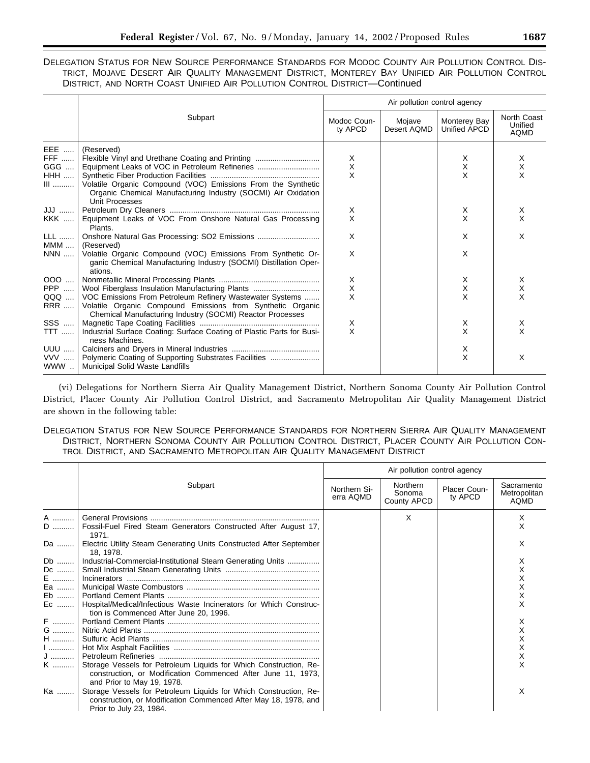DELEGATION STATUS FOR NEW SOURCE PERFORMANCE STANDARDS FOR MODOC COUNTY AIR POLLUTION CONTROL DISTRICT, MOJAVE DESERT AIR QUALITY MANAGEMENT DISTRICT, MONTEREY BAY UNIFIED AIR POLLUTION CONTROL DISTRICT, AND NORTH COAST UNIFIED AIR POLLUTION CONTROL DISTRICT—Continued

| | Subpart | Air pollution control agency | | | |
|---|---|---|---|---|---|
| | | Modoc County APCD | Mojave Desert AQMD | Monterey Bay Unified APCD | North Coast Unified AQMD |
| EEE | (Reserved) | | | | |
| FFF | Flexible Vinyl and Urethane Coating and Printing | X | | X | X |
| GGG | Equipment Leaks of VOC in Petroleum Refineries | X | | X | X |
| HHH | Synthetic Fiber Production Facilities | X | | X | X |
| III | Volatile Organic Compound (VOC) Emissions From the Synthetic Organic Chemical Manufacturing Industry (SOCMI) Air Oxidation Unit Processes | | | | |
| JJJ | Petroleum Dry Cleaners | X | | X | X |
| KKK | Equipment Leaks of VOC From Onshore Natural Gas Processing Plants. | X | | X | X |
| LLL | Onshore Natural Gas Processing: SO2 Emissions | X | | X | X |
| MMM | (Reserved) | | | | |
| NNN | Volatile Organic Compound (VOC) Emissions From Synthetic Organic Chemical Manufacturing Industry (SOCMI) Distillation Operations. | X | | X | |
| OOO | Nonmetallic Mineral Processing Plants | X | | X | X |
| PPP | Wool Fiberglass Insulation Manufacturing Plants | X | | X | X |
| QQQ | VOC Emissions From Petroleum Refinery Wastewater Systems | X | | X | X |
| RRR | Volatile Organic Compound Emissions from Synthetic Organic Chemical Manufacturing Industry (SOCMI) Reactor Processes | | | | |
| SSS | Magnetic Tape Coating Facilities | X | | X | X |
| TTT | Industrial Surface Coating: Surface Coating of Plastic Parts for Business Machines. | X | | X | X |
| UUU | Calciners and Dryers in Mineral Industries | | | X | |
| VVV | Polymeric Coating of Supporting Substrates Facilities | | | X | X |
| WWW | Municipal Solid Waste Landfills | | | | |

(vi) Delegations for Northern Sierra Air Quality Management District, Northern Sonoma County Air Pollution Control District, Placer County Air Pollution Control District, and Sacramento Metropolitan Air Quality Management District are shown in the following table:

DELEGATION STATUS FOR NEW SOURCE PERFORMANCE STANDARDS FOR NORTHERN SIERRA AIR QUALITY MANAGEMENT DISTRICT, NORTHERN SONOMA COUNTY AIR POLLUTION CONTROL DISTRICT, PLACER COUNTY AIR POLLUTION CONTROL DISTRICT, AND SACRAMENTO METROPOLITAN AIR QUALITY MANAGEMENT DISTRICT

| | Subpart | Air pollution control agency | | | |
|---|---|---|---|---|---|
| | | Northern Sierra AQMD | Northern Sonoma County APCD | Placer County APCD | Sacramento Metropolitan AQMD |
| A | General Provisions | | X | | X |
| D | Fossil-Fuel Fired Steam Generators Constructed After August 17, 1971. | | | | X |
| Da | Electric Utility Steam Generating Units Constructed After September 18, 1978. | | | | X |
| Db | Industrial-Commercial-Institutional Steam Generating Units | | | | X |
| Dc | Small Industrial Steam Generating Units | | | | X |
| E | Incinerators | | | | X |
| Ea | Municipal Waste Combustors | | | | X |
| Eb | Portland Cement Plants | | | | X |
| Ec | Hospital/Medical/Infectious Waste Incinerators for Which Construction is Commenced After June 20, 1996. | | | | X |
| F | Portland Cement Plants | | | | X |
| G | Nitric Acid Plants | | | | X |
| H | Sulfuric Acid Plants | | | | X |
| I | Hot Mix Asphalt Facilities | | | | X |
| J | Petroleum Refineries | | | | X |
| K | Storage Vessels for Petroleum Liquids for Which Construction, Reconstruction, or Modification Commenced After June 11, 1973, and Prior to May 19, 1978. | | | | X |
| Ka | Storage Vessels for Petroleum Liquids for Which Construction, Reconstruction, or Modification Commenced After May 18, 1978, and Prior to July 23, 1984. | | | | X |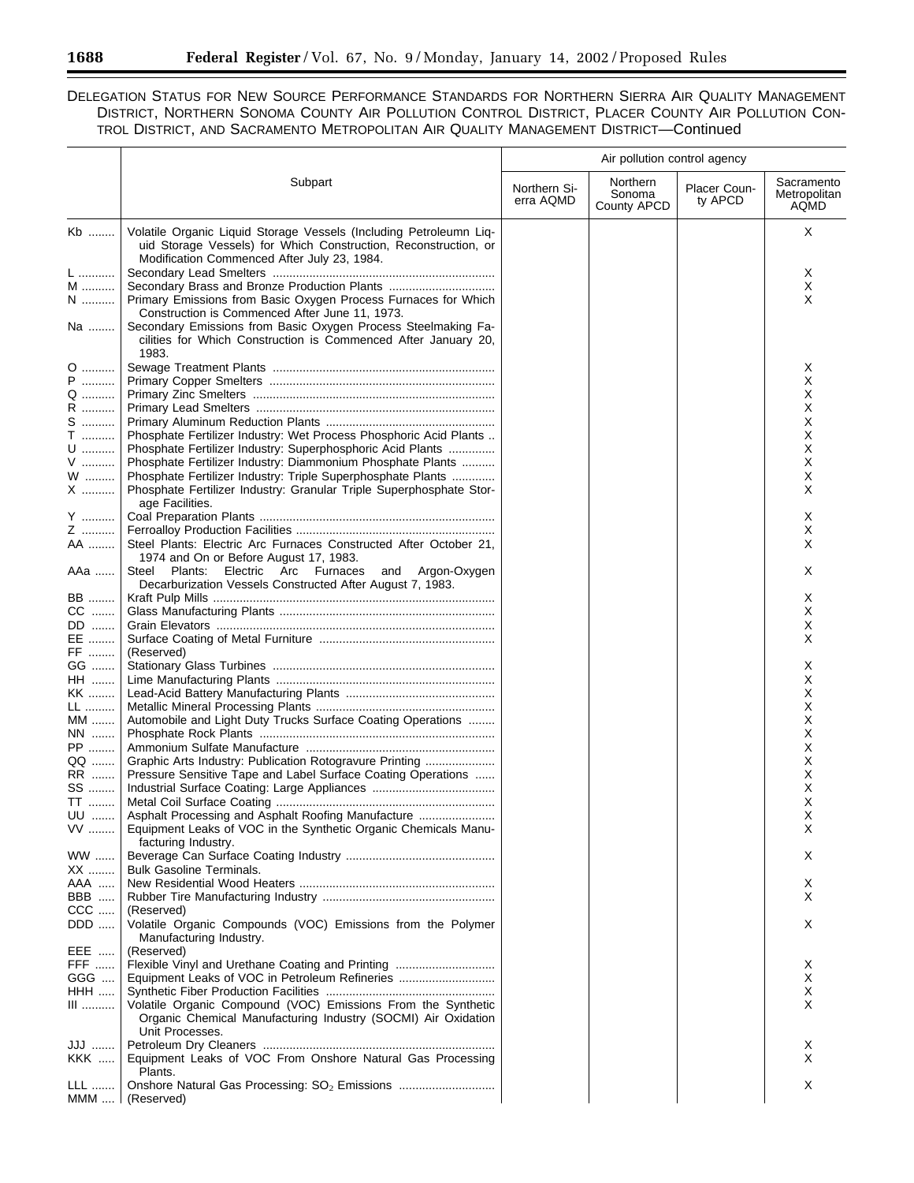DELEGATION STATUS FOR NEW SOURCE PERFORMANCE STANDARDS FOR NORTHERN SIERRA AIR QUALITY MANAGEMENT DISTRICT, NORTHERN SONOMA COUNTY AIR POLLUTION CONTROL DISTRICT, PLACER COUNTY AIR POLLUTION CONTROL DISTRICT, AND SACRAMENTO METROPOLITAN AIR QUALITY MANAGEMENT DISTRICT—Continued

| | Subpart | Air pollution control agency | | | |
|---|---|---|---|---|---|
| | | Northern Sierra AQMD | Northern Sonoma County APCD | Placer County APCD | Sacramento Metropolitan AQMD |
| Kb | Volatile Organic Liquid Storage Vessels (Including Petroleumn Liquid Storage Vessels) for Which Construction, Reconstruction, or Modification Commenced After July 23, 1984. | | | | X |
| L | Secondary Lead Smelters | | | | X |
| M | Secondary Brass and Bronze Production Plants | | | | X |
| N | Primary Emissions from Basic Oxygen Process Furnaces for Which Construction is Commenced After June 11, 1973. | | | | X |
| Na | Secondary Emissions from Basic Oxygen Process Steelmaking Facilities for Which Construction is Commenced After January 20, 1983. | | | | |
| O | Sewage Treatment Plants | | | | X |
| P | Primary Copper Smelters | | | | X |
| Q | Primary Zinc Smelters | | | | X |
| R | Primary Lead Smelters | | | | X |
| S | Primary Aluminum Reduction Plants | | | | X |
| T | Phosphate Fertilizer Industry: Wet Process Phosphoric Acid Plants | | | | X |
| U | Phosphate Fertilizer Industry: Superphosphoric Acid Plants | | | | X |
| V | Phosphate Fertilizer Industry: Diammonium Phosphate Plants | | | | X |
| W | Phosphate Fertilizer Industry: Triple Superphosphate Plants | | | | X |
| X | Phosphate Fertilizer Industry: Granular Triple Superphosphate Storage Facilities. | | | | X |
| Y | Coal Preparation Plants | | | | X |
| Z | Ferroalloy Production Facilities | | | | X |
| AA | Steel Plants: Electric Arc Furnaces Constructed After October 21, 1974 and On or Before August 17, 1983. | | | | X |
| AAa | Steel Plants: Electric Arc Furnaces and Argon-Oxygen Decarburization Vessels Constructed After August 7, 1983. | | | | X |
| BB | Kraft Pulp Mills | | | | X |
| CC | Glass Manufacturing Plants | | | | X |
| DD | Grain Elevators | | | | X |
| EE | Surface Coating of Metal Furniture | | | | X |
| FF | (Reserved) | | | | |
| GG | Stationary Glass Turbines | | | | X |
| HH | Lime Manufacturing Plants | | | | X |
| KK | Lead-Acid Battery Manufacturing Plants | | | | X |
| LL | Metallic Mineral Processing Plants | | | | X |
| MM | Automobile and Light Duty Trucks Surface Coating Operations | | | | X |
| NN | Phosphate Rock Plants | | | | X |
| PP | Ammonium Sulfate Manufacture | | | | X |
| QQ | Graphic Arts Industry: Publication Rotogravure Printing | | | | X |
| RR | Pressure Sensitive Tape and Label Surface Coating Operations | | | | X |
| SS | Industrial Surface Coating: Large Appliances | | | | X |
| TT | Metal Coil Surface Coating | | | | X |
| UU | Asphalt Processing and Asphalt Roofing Manufacture | | | | X |
| VV | Equipment Leaks of VOC in the Synthetic Organic Chemicals Manufacturing Industry. | | | | X |
| WW | Beverage Can Surface Coating Industry | | | | X |
| XX | Bulk Gasoline Terminals. | | | | |
| AAA | New Residential Wood Heaters | | | | X |
| BBB | Rubber Tire Manufacturing Industry | | | | X |
| CCC | (Reserved) | | | | |
| DDD | Volatile Organic Compounds (VOC) Emissions from the Polymer Manufacturing Industry. | | | | X |
| EEE | (Reserved) | | | | |
| FFF | Flexible Vinyl and Urethane Coating and Printing | | | | X |
| GGG | Equipment Leaks of VOC in Petroleum Refineries | | | | X |
| HHH | Synthetic Fiber Production Facilities | | | | X |
| III | Volatile Organic Compound (VOC) Emissions From the Synthetic Organic Chemical Manufacturing Industry (SOCMI) Air Oxidation Unit Processes. | | | | X |
| JJJ | Petroleum Dry Cleaners | | | | X |
| KKK | Equipment Leaks of VOC From Onshore Natural Gas Processing Plants. | | | | X |
| LLL | Onshore Natural Gas Processing: $SO_2$ Emissions | | | | X |
| MMM | (Reserved) | | | | |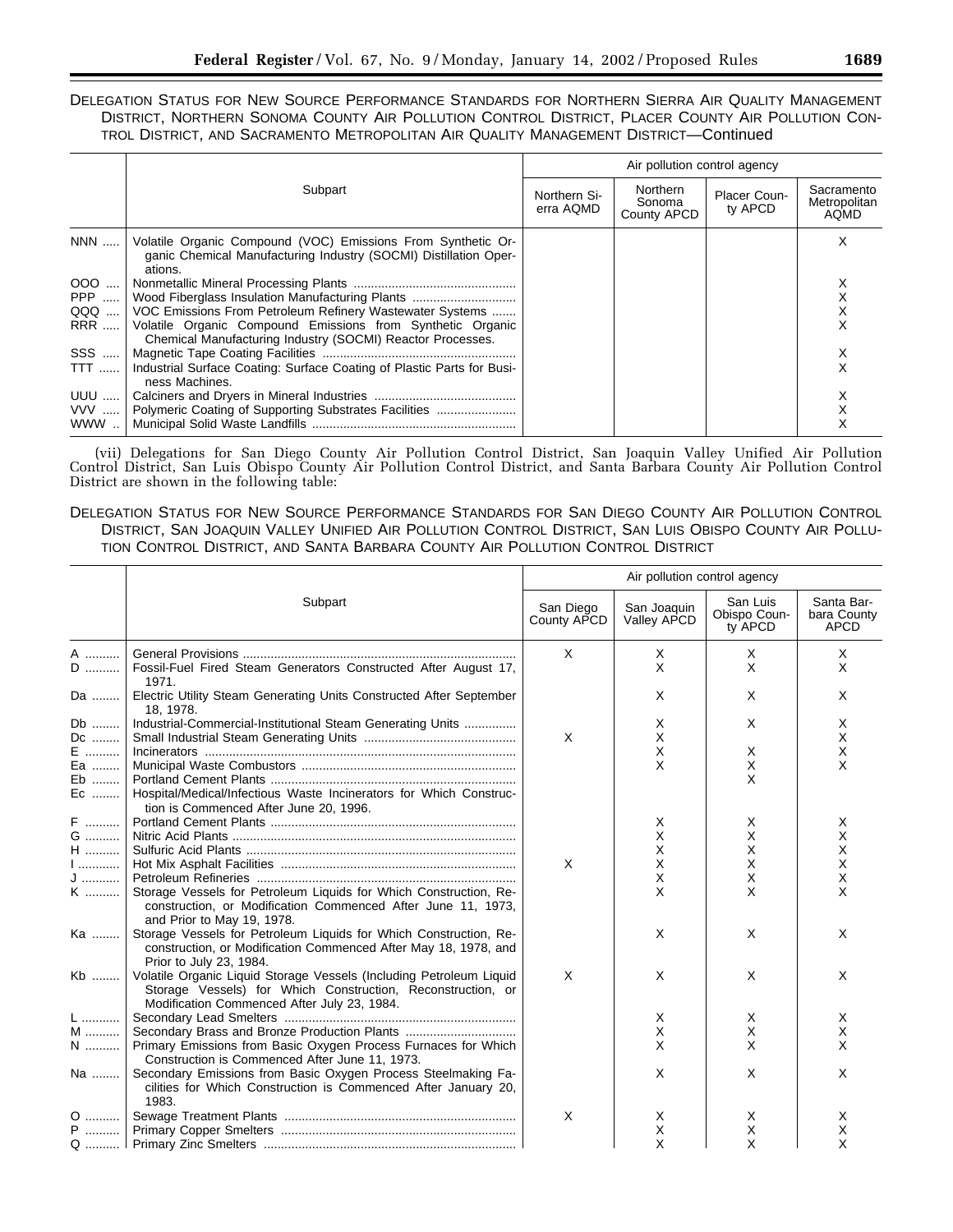DELEGATION STATUS FOR NEW SOURCE PERFORMANCE STANDARDS FOR NORTHERN SIERRA AIR QUALITY MANAGEMENT DISTRICT, NORTHERN SONOMA COUNTY AIR POLLUTION CONTROL DISTRICT, PLACER COUNTY AIR POLLUTION CONTROL DISTRICT, AND SACRAMENTO METROPOLITAN AIR QUALITY MANAGEMENT DISTRICT—Continued

| | Subpart | Air pollution control agency | | | |
|---|---|---|---|---|---|
| | | Northern Sierra AQMD | Northern Sonoma County APCD | Placer County APCD | Sacramento Metropolitan AQMD |
| NNN | Volatile Organic Compound (VOC) Emissions From Synthetic Organic Chemical Manufacturing Industry (SOCMI) Distillation Operations. | | | | X |
| OOO | Nonmetallic Mineral Processing Plants | | | | X |
| PPP | Wood Fiberglass Insulation Manufacturing Plants | | | | X |
| QQQ | VOC Emissions From Petroleum Refinery Wastewater Systems | | | | X |
| RRR | Volatile Organic Compound Emissions from Synthetic Organic Chemical Manufacturing Industry (SOCMI) Reactor Processes. | | | | X |
| SSS | Magnetic Tape Coating Facilities | | | | X |
| TTT | Industrial Surface Coating: Surface Coating of Plastic Parts for Business Machines. | | | | X |
| UUU | Calciners and Dryers in Mineral Industries | | | | X |
| VVV | Polymeric Coating of Supporting Substrates Facilities | | | | X |
| WWW | Municipal Solid Waste Landfills | | | | X |

(vii) Delegations for San Diego County Air Pollution Control District, San Joaquin Valley Unified Air Pollution Control District, San Luis Obispo County Air Pollution Control District, and Santa Barbara County Air Pollution Control District are shown in the following table:

DELEGATION STATUS FOR NEW SOURCE PERFORMANCE STANDARDS FOR SAN DIEGO COUNTY AIR POLLUTION CONTROL DISTRICT, SAN JOAQUIN VALLEY UNIFIED AIR POLLUTION CONTROL DISTRICT, SAN LUIS OBISPO COUNTY AIR POLLUTION CONTROL DISTRICT, AND SANTA BARBARA COUNTY AIR POLLUTION CONTROL DISTRICT

| | Subpart | Air pollution control agency | | | |
|---|---|---|---|---|---|
| | | San Diego County APCD | San Joaquin Valley APCD | San Luis Obispo County APCD | Santa Barbara County APCD |
| A | General Provisions | X | X | X | X |
| D | Fossil-Fuel Fired Steam Generators Constructed After August 17, 1971. | | X | X | X |
| Da | Electric Utility Steam Generating Units Constructed After September 18, 1978. | | X | X | X |
| Db | Industrial-Commercial-Institutional Steam Generating Units | | X | X | X |
| Dc | Small Industrial Steam Generating Units | X | X | | X |
| E | Incinerators | | X | X | X |
| Ea | Municipal Waste Combustors | | X | X | X |
| Eb | Portland Cement Plants | | | X | |
| Ec | Hospital/Medical/Infectious Waste Incinerators for Which Construction is Commenced After June 20, 1996. | | | | |
| F | Portland Cement Plants | | X | X | X |
| G | Nitric Acid Plants | | X | X | X |
| H | Sulfuric Acid Plants | | X | X | X |
| I | Hot Mix Asphalt Facilities | X | X | X | X |
| J | Petroleum Refineries | | X | X | X |
| K | Storage Vessels for Petroleum Liquids for Which Construction, Reconstruction, or Modification Commenced After June 11, 1973, and Prior to May 19, 1978. | | X | X | X |
| Ka | Storage Vessels for Petroleum Liquids for Which Construction, Reconstruction, or Modification Commenced After May 18, 1978, and Prior to July 23, 1984. | | X | X | X |
| Kb | Volatile Organic Liquid Storage Vessels (Including Petroleum Liquid Storage Vessels) for Which Construction, Reconstruction, or Modification Commenced After July 23, 1984. | X | X | X | X |
| L | Secondary Lead Smelters | | X | X | X |
| M | Secondary Brass and Bronze Production Plants | | X | X | X |
| N | Primary Emissions from Basic Oxygen Process Furnaces for Which Construction is Commenced After June 11, 1973. | | X | X | X |
| Na | Secondary Emissions from Basic Oxygen Process Steelmaking Facilities for Which Construction is Commenced After January 20, 1983. | | X | X | X |
| O | Sewage Treatment Plants | X | X | X | X |
| P | Primary Copper Smelters | | X | X | X |
| Q | Primary Zinc Smelters | | X | X | X |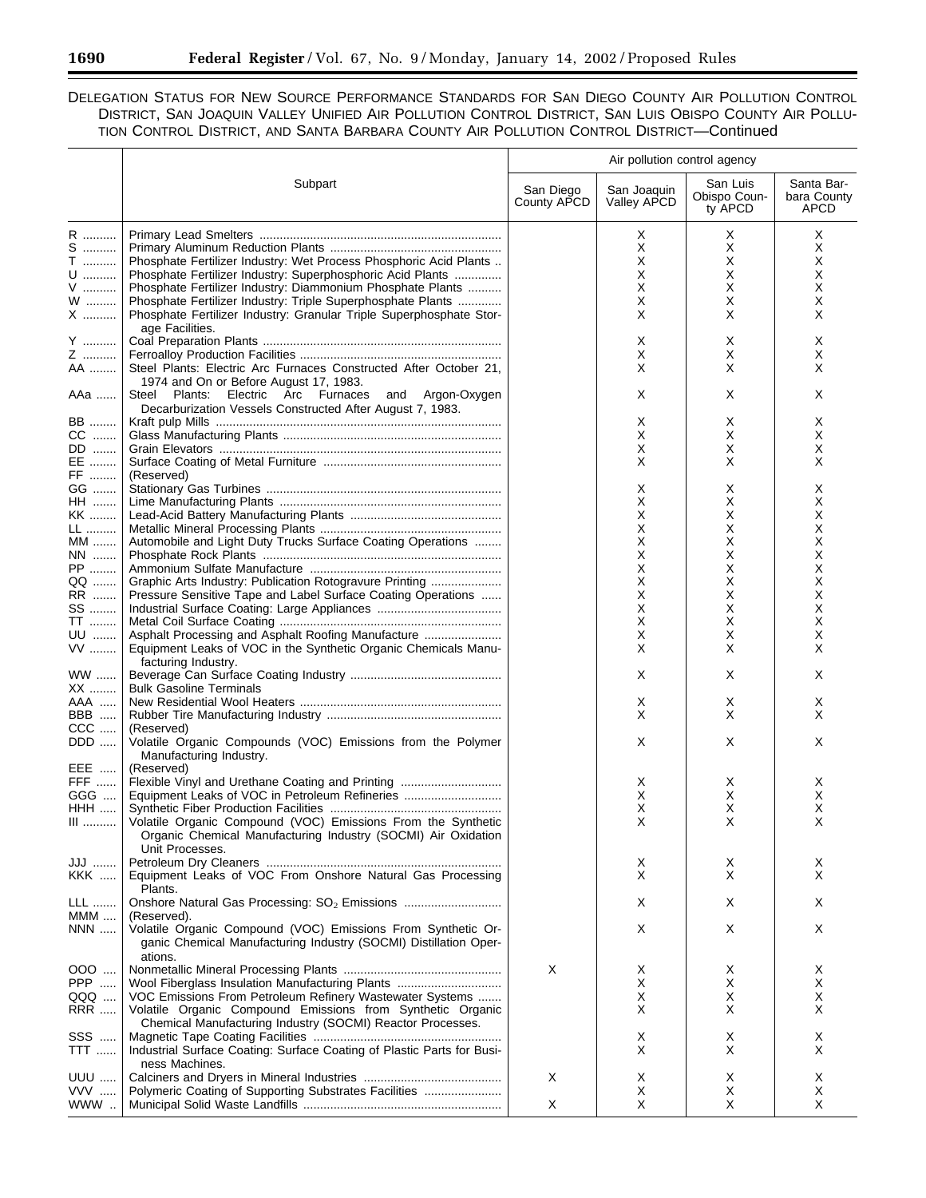DELEGATION STATUS FOR NEW SOURCE PERFORMANCE STANDARDS FOR SAN DIEGO COUNTY AIR POLLUTION CONTROL DISTRICT, SAN JOAQUIN VALLEY UNIFIED AIR POLLUTION CONTROL DISTRICT, SAN LUIS OBISPO COUNTY AIR POLLUTION CONTROL DISTRICT, AND SANTA BARBARA COUNTY AIR POLLUTION CONTROL DISTRICT—Continued

| | Subpart | Air pollution control agency | | | |
|---|---|---|---|---|---|
| | | San Diego County APCD | San Joaquin Valley APCD | San Luis Obispo County APCD | Santa Barbara County APCD |
| R | Primary Lead Smelters | | X | X | X |
| S | Primary Aluminum Reduction Plants | | X | X | X |
| T | Phosphate Fertilizer Industry: Wet Process Phosphoric Acid Plants | | X | X | X |
| U | Phosphate Fertilizer Industry: Superphosphoric Acid Plants | | X | X | X |
| V | Phosphate Fertilizer Industry: Diammonium Phosphate Plants | | X | X | X |
| W | Phosphate Fertilizer Industry: Triple Superphosphate Plants | | X | X | X |
| X | Phosphate Fertilizer Industry: Granular Triple Superphosphate Storage Facilities. | | X | X | X |
| Y | Coal Preparation Plants | | X | X | X |
| Z | Ferroalloy Production Facilities | | X | X | X |
| AA | Steel Plants: Electric Arc Furnaces Constructed After October 21, 1974 and On or Before August 17, 1983. | | X | X | X |
| AAa | Steel Plants: Electric Arc Furnaces and Argon-Oxygen Decarburization Vessels Constructed After August 7, 1983. | | X | X | X |
| BB | Kraft pulp Mills | | X | X | X |
| CC | Glass Manufacturing Plants | | X | X | X |
| DD | Grain Elevators | | X | X | X |
| EE | Surface Coating of Metal Furniture | | X | X | X |
| FF | (Reserved) | | | | |
| GG | Stationary Gas Turbines | | X | X | X |
| HH | Lime Manufacturing Plants | | X | X | X |
| KK | Lead-Acid Battery Manufacturing Plants | | X | X | X |
| LL | Metallic Mineral Processing Plants | | X | X | X |
| MM | Automobile and Light Duty Trucks Surface Coating Operations | | X | X | X |
| NN | Phosphate Rock Plants | | X | X | X |
| PP | Ammonium Sulfate Manufacture | | X | X | X |
| QQ | Graphic Arts Industry: Publication Rotogravure Printing | | X | X | X |
| RR | Pressure Sensitive Tape and Label Surface Coating Operations | | X | X | X |
| SS | Industrial Surface Coating: Large Appliances | | X | X | X |
| TT | Metal Coil Surface Coating | | X | X | X |
| UU | Asphalt Processing and Asphalt Roofing Manufacture | | X | X | X |
| VV | Equipment Leaks of VOC in the Synthetic Organic Chemicals Manufacturing Industry. | | X | X | X |
| WW | Beverage Can Surface Coating Industry | | X | X | X |
| XX | Bulk Gasoline Terminals | | | | |
| AAA | New Residential Wool Heaters | | X | X | X |
| BBB | Rubber Tire Manufacturing Industry | | X | X | X |
| CCC | (Reserved) | | | | |
| DDD | Volatile Organic Compounds (VOC) Emissions from the Polymer Manufacturing Industry. | | X | X | X |
| EEE | (Reserved) | | | | |
| FFF | Flexible Vinyl and Urethane Coating and Printing | | X | X | X |
| GGG | Equipment Leaks of VOC in Petroleum Refineries | | X | X | X |
| HHH | Synthetic Fiber Production Facilities | | X | X | X |
| III | Volatile Organic Compound (VOC) Emissions From the Synthetic Organic Chemical Manufacturing Industry (SOCMI) Air Oxidation Unit Processes. | | X | X | X |
| JJJ | Petroleum Dry Cleaners | | X | X | X |
| KKK | Equipment Leaks of VOC From Onshore Natural Gas Processing Plants. | | X | X | X |
| LLL | Onshore Natural Gas Processing: $SO_2$ Emissions | | X | X | X |
| MMM | (Reserved). | | | | |
| NNN | Volatile Organic Compound (VOC) Emissions From Synthetic Organic Chemical Manufacturing Industry (SOCMI) Distillation Operations. | | X | X | X |
| OOO | Nonmetallic Mineral Processing Plants | X | X | X | X |
| PPP | Wool Fiberglass Insulation Manufacturing Plants | | X | X | X |
| QQQ | VOC Emissions From Petroleum Refinery Wastewater Systems | | X | X | X |
| RRR | Volatile Organic Compound Emissions from Synthetic Organic Chemical Manufacturing Industry (SOCMI) Reactor Processes. | | X | X | X |
| SSS | Magnetic Tape Coating Facilities | | X | X | X |
| TTT | Industrial Surface Coating: Surface Coating of Plastic Parts for Business Machines. | | X | X | X |
| UUU | Calciners and Dryers in Mineral Industries | X | X | X | X |
| VVV | Polymeric Coating of Supporting Substrates Facilities | | X | X | X |
| WWW | Municipal Solid Waste Landfills | X | X | X | X |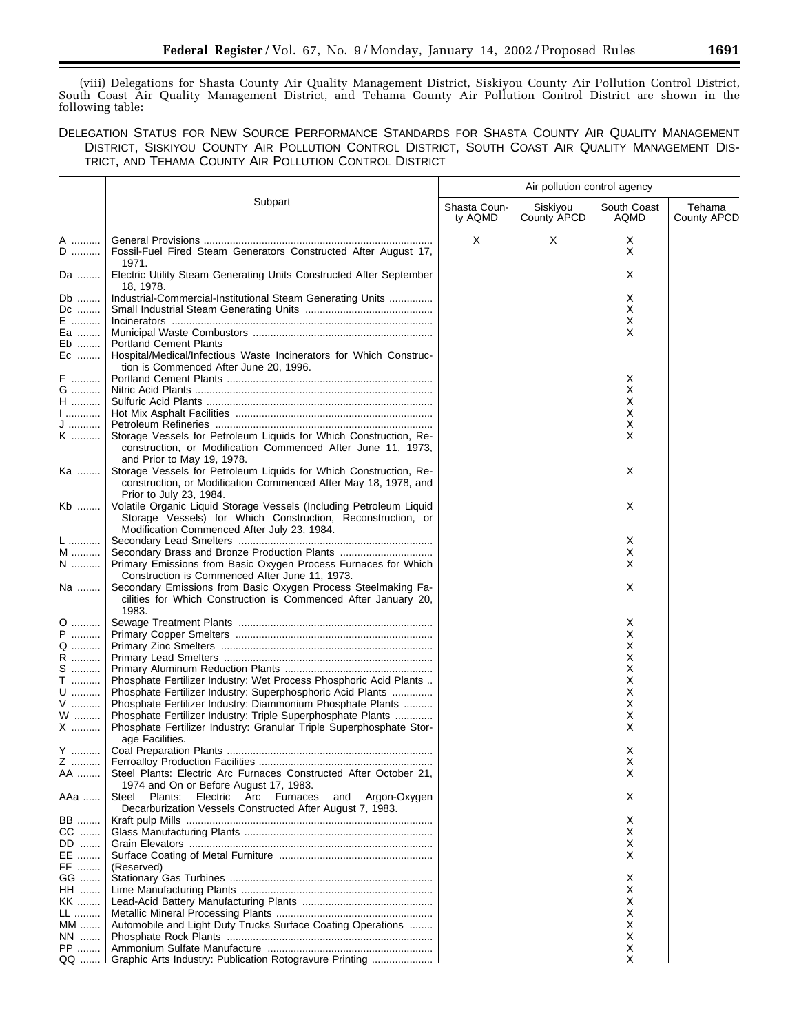(viii) Delegations for Shasta County Air Quality Management District, Siskiyou County Air Pollution Control District, South Coast Air Quality Management District, and Tehama County Air Pollution Control District are shown in the following table:

DELEGATION STATUS FOR NEW SOURCE PERFORMANCE STANDARDS FOR SHASTA COUNTY AIR QUALITY MANAGEMENT DISTRICT, SISKIYOU COUNTY AIR POLLUTION CONTROL DISTRICT, SOUTH COAST AIR QUALITY MANAGEMENT DISTRICT, AND TEHAMA COUNTY AIR POLLUTION CONTROL DISTRICT

| | Subpart | Air pollution control agency | | | |
|---|---|---|---|---|---|
| | | Shasta County AQMD | Siskiyou County APCD | South Coast AQMD | Tehama County APCD |
| A | General Provisions | X | X | X | |
| D | Fossil-Fuel Fired Steam Generators Constructed After August 17, 1971. | | | X | |
| Da | Electric Utility Steam Generating Units Constructed After September 18, 1978. | | | X | |
| Db | Industrial-Commercial-Institutional Steam Generating Units | | | X | |
| Dc | Small Industrial Steam Generating Units | | | X | |
| E | Incinerators | | | X | |
| Ea | Municipal Waste Combustors | | | X | |
| Eb | Portland Cement Plants | | | | |
| Ec | Hospital/Medical/Infectious Waste Incinerators for Which Construction is Commenced After June 20, 1996. | | | | |
| F | Portland Cement Plants | | | X | |
| G | Nitric Acid Plants | | | X | |
| H | Sulfuric Acid Plants | | | X | |
| I | Hot Mix Asphalt Facilities | | | X | |
| J | Petroleum Refineries | | | X | |
| K | Storage Vessels for Petroleum Liquids for Which Construction, Reconstruction, or Modification Commenced After June 11, 1973, and Prior to May 19, 1978. | | | X | |
| Ka | Storage Vessels for Petroleum Liquids for Which Construction, Reconstruction, or Modification Commenced After May 18, 1978, and Prior to July 23, 1984. | | | X | |
| Kb | Volatile Organic Liquid Storage Vessels (Including Petroleum Liquid Storage Vessels) for Which Construction, Reconstruction, or Modification Commenced After July 23, 1984. | | | X | |
| L | Secondary Lead Smelters | | | X | |
| M | Secondary Brass and Bronze Production Plants | | | X | |
| N | Primary Emissions from Basic Oxygen Process Furnaces for Which Construction is Commenced After June 11, 1973. | | | X | |
| Na | Secondary Emissions from Basic Oxygen Process Steelmaking Facilities for Which Construction is Commenced After January 20, 1983. | | | X | |
| O | Sewage Treatment Plants | | | X | |
| P | Primary Copper Smelters | | | X | |
| Q | Primary Zinc Smelters | | | X | |
| R | Primary Lead Smelters | | | X | |
| S | Primary Aluminum Reduction Plants | | | X | |
| T | Phosphate Fertilizer Industry: Wet Process Phosphoric Acid Plants | | | X | |
| U | Phosphate Fertilizer Industry: Superphosphoric Acid Plants | | | X | |
| V | Phosphate Fertilizer Industry: Diammonium Phosphate Plants | | | X | |
| W | Phosphate Fertilizer Industry: Triple Superphosphate Plants | | | X | |
| X | Phosphate Fertilizer Industry: Granular Triple Superphosphate Storage Facilities. | | | X | |
| Y | Coal Preparation Plants | | | X | |
| Z | Ferroalloy Production Facilities | | | X | |
| AA | Steel Plants: Electric Arc Furnaces Constructed After October 21, 1974 and On or Before August 17, 1983. | | | X | |
| AAa | Steel Plants: Electric Arc Furnaces and Argon-Oxygen Decarburization Vessels Constructed After August 7, 1983. | | | X | |
| BB | Kraft pulp Mills | | | X | |
| CC | Glass Manufacturing Plants | | | X | |
| DD | Grain Elevators | | | X | |
| EE | Surface Coating of Metal Furniture | | | X | |
| FF | (Reserved) | | | | |
| GG | Stationary Gas Turbines | | | X | |
| HH | Lime Manufacturing Plants | | | X | |
| KK | Lead-Acid Battery Manufacturing Plants | | | X | |
| LL | Metallic Mineral Processing Plants | | | X | |
| MM | Automobile and Light Duty Trucks Surface Coating Operations | | | X | |
| NN | Phosphate Rock Plants | | | X | |
| PP | Ammonium Sulfate Manufacture | | | X | |
| QQ | Graphic Arts Industry: Publication Rotogravure Printing | | | X | |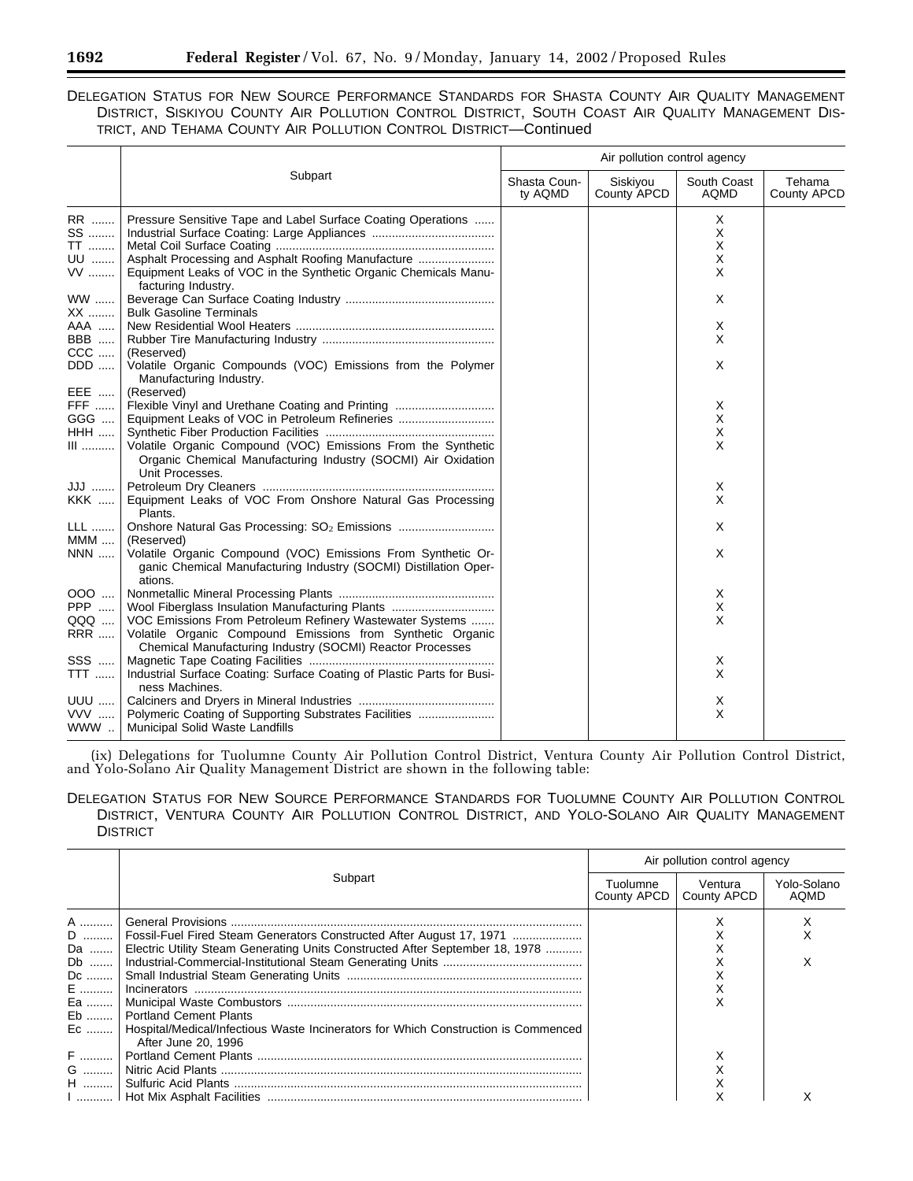DELEGATION STATUS FOR NEW SOURCE PERFORMANCE STANDARDS FOR SHASTA COUNTY AIR QUALITY MANAGEMENT DISTRICT, SISKIYOU COUNTY AIR POLLUTION CONTROL DISTRICT, SOUTH COAST AIR QUALITY MANAGEMENT DISTRICT, AND TEHAMA COUNTY AIR POLLUTION CONTROL DISTRICT—Continued

| | Subpart | Air pollution control agency | | | |
|---|---|---|---|---|---|
| | | Shasta County AQMD | Siskiyou County APCD | South Coast AQMD | Tehama County APCD |
| RR | Pressure Sensitive Tape and Label Surface Coating Operations | | | X | |
| SS | Industrial Surface Coating: Large Appliances | | | X | |
| TT | Metal Coil Surface Coating | | | X | |
| UU | Asphalt Processing and Asphalt Roofing Manufacture | | | X | |
| VV | Equipment Leaks of VOC in the Synthetic Organic Chemicals Manufacturing Industry. | | | X | |
| WW | Beverage Can Surface Coating Industry | | | X | |
| XX | Bulk Gasoline Terminals | | | | |
| AAA | New Residential Wool Heaters | | | X | |
| BBB | Rubber Tire Manufacturing Industry | | | X | |
| CCC | (Reserved) | | | | |
| DDD | Volatile Organic Compounds (VOC) Emissions from the Polymer Manufacturing Industry. | | | X | |
| EEE | (Reserved) | | | | |
| FFF | Flexible Vinyl and Urethane Coating and Printing | | | X | |
| GGG | Equipment Leaks of VOC in Petroleum Refineries | | | X | |
| HHH | Synthetic Fiber Production Facilities | | | X | |
| III | Volatile Organic Compound (VOC) Emissions From the Synthetic Organic Chemical Manufacturing Industry (SOCMI) Air Oxidation Unit Processes. | | | X | |
| JJJ | Petroleum Dry Cleaners | | | X | |
| KKK | Equipment Leaks of VOC From Onshore Natural Gas Processing Plants. | | | X | |
| LLL | Onshore Natural Gas Processing: $SO_2$ Emissions | | | X | |
| MMM | (Reserved) | | | | |
| NNN | Volatile Organic Compound (VOC) Emissions From Synthetic Organic Chemical Manufacturing Industry (SOCMI) Distillation Operations. | | | X | |
| OOO | Nonmetallic Mineral Processing Plants | | | X | |
| PPP | Wool Fiberglass Insulation Manufacturing Plants | | | X | |
| QQQ | VOC Emissions From Petroleum Refinery Wastewater Systems | | | X | |
| RRR | Volatile Organic Compound Emissions from Synthetic Organic Chemical Manufacturing Industry (SOCMI) Reactor Processes | | | | |
| SSS | Magnetic Tape Coating Facilities | | | X | |
| TTT | Industrial Surface Coating: Surface Coating of Plastic Parts for Business Machines. | | | X | |
| UUU | Calciners and Dryers in Mineral Industries | | | X | |
| VVV | Polymeric Coating of Supporting Substrates Facilities | | | X | |
| WWW | Municipal Solid Waste Landfills | | | | |

(ix) Delegations for Tuolumne County Air Pollution Control District, Ventura County Air Pollution Control District, and Yolo-Solano Air Quality Management District are shown in the following table:

DELEGATION STATUS FOR NEW SOURCE PERFORMANCE STANDARDS FOR TUOLUMNE COUNTY AIR POLLUTION CONTROL DISTRICT, VENTURA COUNTY AIR POLLUTION CONTROL DISTRICT, AND YOLO-SOLANO AIR QUALITY MANAGEMENT DISTRICT

| | Subpart | Air pollution control agency | | |
|---|---|---|---|---|
| | | Tuolumne County APCD | Ventura County APCD | Yolo-Solano AQMD |
| A | General Provisions | | X | X |
| D | Fossil-Fuel Fired Steam Generators Constructed After August 17, 1971 | | X | X |
| Da | Electric Utility Steam Generating Units Constructed After September 18, 1978 | | X | |
| Db | Industrial-Commercial-Institutional Steam Generating Units | | X | X |
| Dc | Small Industrial Steam Generating Units | | X | |
| E | Incinerators | | X | |
| Ea | Municipal Waste Combustors | | X | |
| Eb | Portland Cement Plants | | | |
| Ec | Hospital/Medical/Infectious Waste Incinerators for Which Construction is Commenced After June 20, 1996 | | | |
| F | Portland Cement Plants | | X | |
| G | Nitric Acid Plants | | X | |
| H | Sulfuric Acid Plants | | X | |
| I | Hot Mix Asphalt Facilities | | X | X |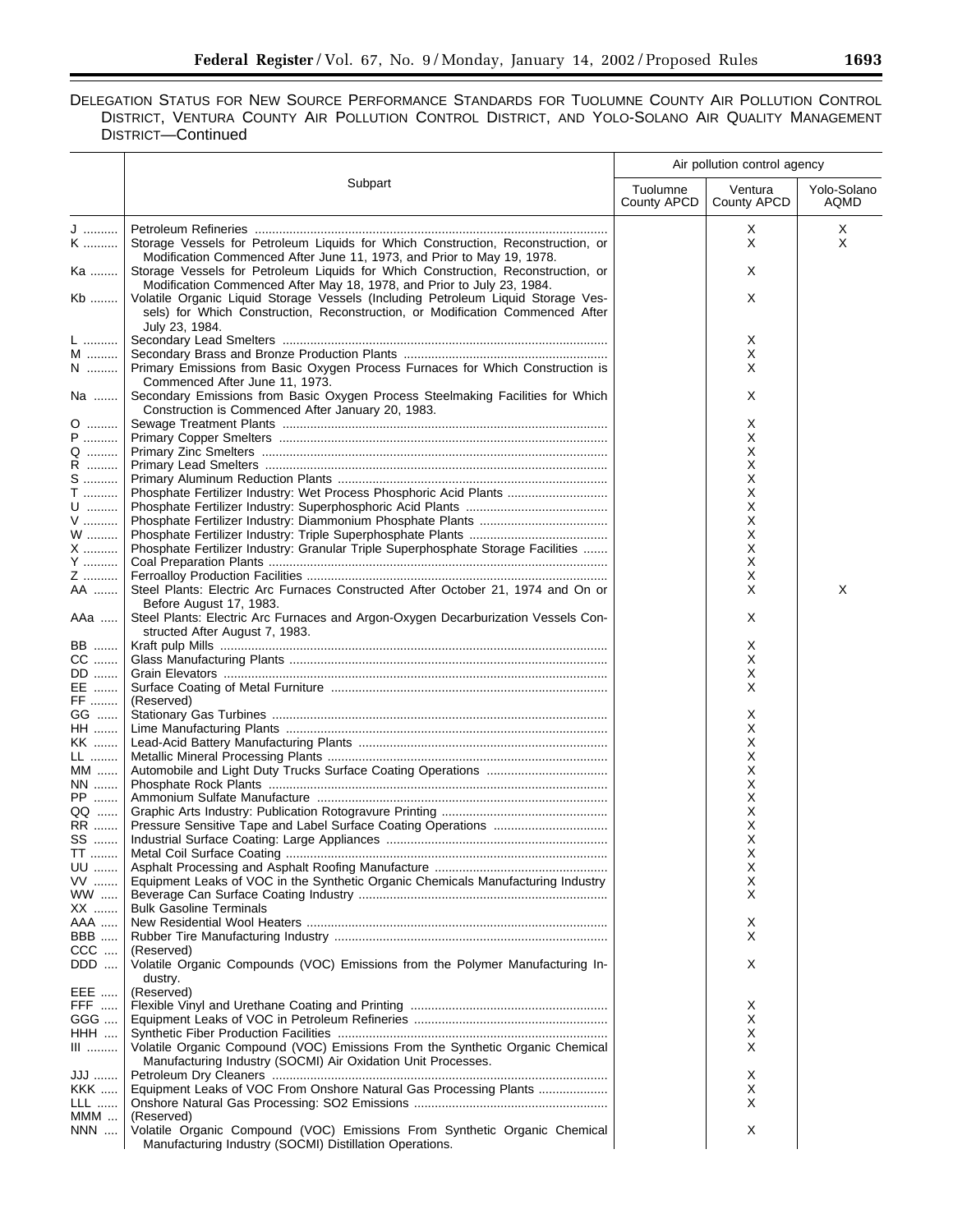DELEGATION STATUS FOR NEW SOURCE PERFORMANCE STANDARDS FOR TUOLUMNE COUNTY AIR POLLUTION CONTROL DISTRICT, VENTURA COUNTY AIR POLLUTION CONTROL DISTRICT, AND YOLO-SOLANO AIR QUALITY MANAGEMENT DISTRICT—Continued

| | Subpart | Air pollution control agency | | |
|---|---|---|---|---|
| | | Tuolumne County APCD | Ventura County APCD | Yolo-Solano AQMD |
| J | Petroleum Refineries | | X | X |
| K | Storage Vessels for Petroleum Liquids for Which Construction, Reconstruction, or Modification Commenced After June 11, 1973, and Prior to May 19, 1978. | | X | X |
| Ka | Storage Vessels for Petroleum Liquids for Which Construction, Reconstruction, or Modification Commenced After May 18, 1978, and Prior to July 23, 1984. | | X | |
| Kb | Volatile Organic Liquid Storage Vessels (Including Petroleum Liquid Storage Vessels) for Which Construction, Reconstruction, or Modification Commenced After July 23, 1984. | | X | |
| L | Secondary Lead Smelters | | X | |
| M | Secondary Brass and Bronze Production Plants | | X | |
| N | Primary Emissions from Basic Oxygen Process Furnaces for Which Construction is Commenced After June 11, 1973. | | X | |
| Na | Secondary Emissions from Basic Oxygen Process Steelmaking Facilities for Which Construction is Commenced After January 20, 1983. | | X | |
| O | Sewage Treatment Plants | | X | |
| P | Primary Copper Smelters | | X | |
| Q | Primary Zinc Smelters | | X | |
| R | Primary Lead Smelters | | X | |
| S | Primary Aluminum Reduction Plants | | X | |
| T | Phosphate Fertilizer Industry: Wet Process Phosphoric Acid Plants | | X | |
| U | Phosphate Fertilizer Industry: Superphosphoric Acid Plants | | X | |
| V | Phosphate Fertilizer Industry: Diammonium Phosphate Plants | | X | |
| W | Phosphate Fertilizer Industry: Triple Superphosphate Plants | | X | |
| X | Phosphate Fertilizer Industry: Granular Triple Superphosphate Storage Facilities | | X | |
| Y | Coal Preparation Plants | | X | |
| Z | Ferroalloy Production Facilities | | X | |
| AA | Steel Plants: Electric Arc Furnaces Constructed After October 21, 1974 and On or Before August 17, 1983. | | X | X |
| AAa | Steel Plants: Electric Arc Furnaces and Argon-Oxygen Decarburization Vessels Constructed After August 7, 1983. | | X | |
| BB | Kraft pulp Mills | | X | |
| CC | Glass Manufacturing Plants | | X | |
| DD | Grain Elevators | | X | |
| EE | Surface Coating of Metal Furniture | | X | |
| FF | (Reserved) | | | |
| GG | Stationary Gas Turbines | | X | |
| HH | Lime Manufacturing Plants | | X | |
| KK | Lead-Acid Battery Manufacturing Plants | | X | |
| LL | Metallic Mineral Processing Plants | | X | |
| MM | Automobile and Light Duty Trucks Surface Coating Operations | | X | |
| NN | Phosphate Rock Plants | | X | |
| PP | Ammonium Sulfate Manufacture | | X | |
| QQ | Graphic Arts Industry: Publication Rotogravure Printing | | X | |
| RR | Pressure Sensitive Tape and Label Surface Coating Operations | | X | |
| SS | Industrial Surface Coating: Large Appliances | | X | |
| TT | Metal Coil Surface Coating | | X | |
| UU | Asphalt Processing and Asphalt Roofing Manufacture | | X | |
| VV | Equipment Leaks of VOC in the Synthetic Organic Chemicals Manufacturing Industry | | X | |
| WW | Beverage Can Surface Coating Industry | | X | |
| XX | Bulk Gasoline Terminals | | | |
| AAA | New Residential Wool Heaters | | X | |
| BBB | Rubber Tire Manufacturing Industry | | X | |
| CCC | (Reserved) | | | |
| DDD | Volatile Organic Compounds (VOC) Emissions from the Polymer Manufacturing Industry. | | X | |
| EEE | (Reserved) | | | |
| FFF | Flexible Vinyl and Urethane Coating and Printing | | X | |
| GGG | Equipment Leaks of VOC in Petroleum Refineries | | X | |
| HHH | Synthetic Fiber Production Facilities | | X | |
| III | Volatile Organic Compound (VOC) Emissions From the Synthetic Organic Chemical Manufacturing Industry (SOCMI) Air Oxidation Unit Processes. | | X | |
| JJJ | Petroleum Dry Cleaners | | X | |
| KKK | Equipment Leaks of VOC From Onshore Natural Gas Processing Plants | | X | |
| LLL | Onshore Natural Gas Processing: SO2 Emissions | | X | |
| MMM | (Reserved) | | | |
| NNN | Volatile Organic Compound (VOC) Emissions From Synthetic Organic Chemical Manufacturing Industry (SOCMI) Distillation Operations. | | X | |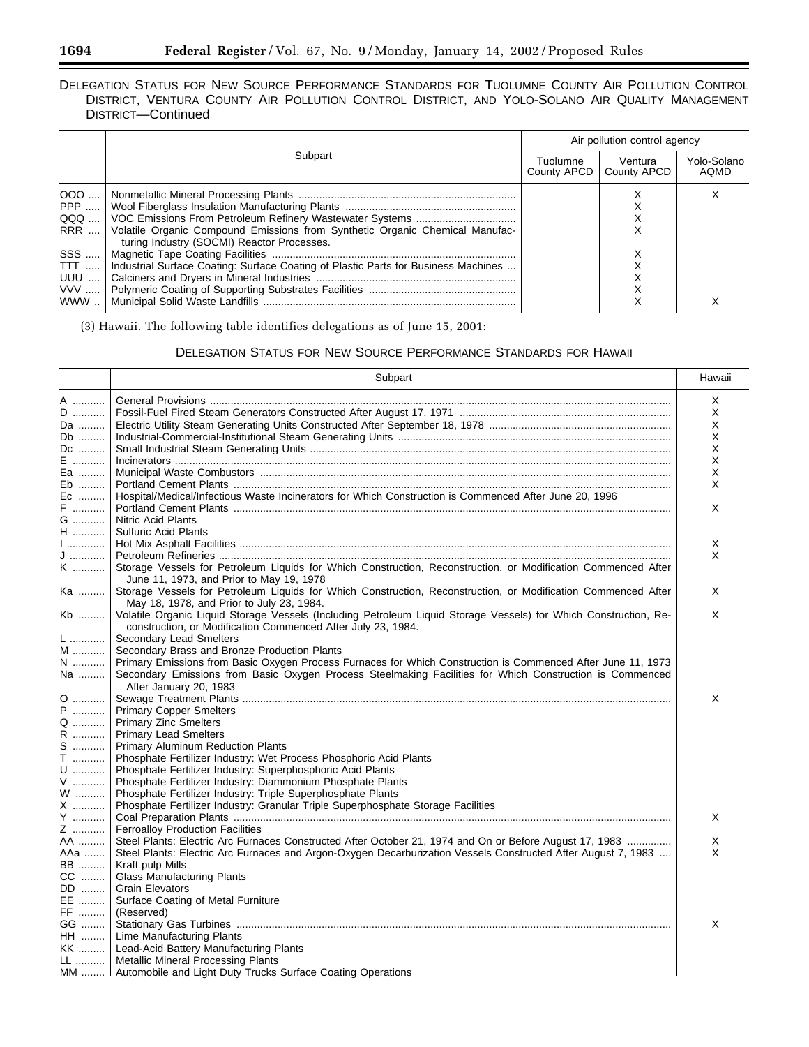DELEGATION STATUS FOR NEW SOURCE PERFORMANCE STANDARDS FOR TUOLUMNE COUNTY AIR POLLUTION CONTROL DISTRICT, VENTURA COUNTY AIR POLLUTION CONTROL DISTRICT, AND YOLO-SOLANO AIR QUALITY MANAGEMENT DISTRICT—Continued

| | Subpart | Air pollution control agency | | |
|---|---|---|---|---|
| | | Tuolumne County APCD | Ventura County APCD | Yolo-Solano AQMD |
| OOO | Nonmetallic Mineral Processing Plants | | X | X |
| PPP | Wool Fiberglass Insulation Manufacturing Plants | | X | |
| QQQ | VOC Emissions From Petroleum Refinery Wastewater Systems | | X | |
| RRR | Volatile Organic Compound Emissions from Synthetic Organic Chemical Manufacturing Industry (SOCMI) Reactor Processes. | | X | |
| SSS | Magnetic Tape Coating Facilities | | X | |
| TTT | Industrial Surface Coating: Surface Coating of Plastic Parts for Business Machines | | X | |
| UUU | Calciners and Dryers in Mineral Industries | | X | |
| VVV | Polymeric Coating of Supporting Substrates Facilities | | X | |
| WWW | Municipal Solid Waste Landfills | | X | X |

(3) Hawaii. The following table identifies delegations as of June 15, 2001:

DELEGATION STATUS FOR NEW SOURCE PERFORMANCE STANDARDS FOR HAWAII

| | Subpart | Hawaii |
|---|---|---|
| A | General Provisions | X |
| D | Fossil-Fuel Fired Steam Generators Constructed After August 17, 1971 | X |
| Da | Electric Utility Steam Generating Units Constructed After September 18, 1978 | X |
| Db | Industrial-Commercial-Institutional Steam Generating Units | X |
| Dc | Small Industrial Steam Generating Units | X |
| E | Incinerators | X |
| Ea | Municipal Waste Combustors | X |
| Eb | Portland Cement Plants | X |
| Ec | Hospital/Medical/Infectious Waste Incinerators for Which Construction is Commenced After June 20, 1996 | |
| F | Portland Cement Plants | X |
| G | Nitric Acid Plants | |
| H | Sulfuric Acid Plants | |
| I | Hot Mix Asphalt Facilities | X |
| J | Petroleum Refineries | X |
| K | Storage Vessels for Petroleum Liquids for Which Construction, Reconstruction, or Modification Commenced After June 11, 1973, and Prior to May 19, 1978 | |
| Ka | Storage Vessels for Petroleum Liquids for Which Construction, Reconstruction, or Modification Commenced After May 18, 1978, and Prior to July 23, 1984. | X |
| Kb | Volatile Organic Liquid Storage Vessels (Including Petroleum Liquid Storage Vessels) for Which Construction, Reconstruction, or Modification Commenced After July 23, 1984. | X |
| L | Secondary Lead Smelters | |
| M | Secondary Brass and Bronze Production Plants | |
| N | Primary Emissions from Basic Oxygen Process Furnaces for Which Construction is Commenced After June 11, 1973 | |
| Na | Secondary Emissions from Basic Oxygen Process Steelmaking Facilities for Which Construction is Commenced After January 20, 1983 | |
| O | Sewage Treatment Plants | X |
| P | Primary Copper Smelters | |
| Q | Primary Zinc Smelters | |
| R | Primary Lead Smelters | |
| S | Primary Aluminum Reduction Plants | |
| T | Phosphate Fertilizer Industry: Wet Process Phosphoric Acid Plants | |
| U | Phosphate Fertilizer Industry: Superphosphoric Acid Plants | |
| V | Phosphate Fertilizer Industry: Diammonium Phosphate Plants | |
| W | Phosphate Fertilizer Industry: Triple Superphosphate Plants | |
| X | Phosphate Fertilizer Industry: Granular Triple Superphosphate Storage Facilities | |
| Y | Coal Preparation Plants | X |
| Z | Ferroalloy Production Facilities | |
| AA | Steel Plants: Electric Arc Furnaces Constructed After October 21, 1974 and On or Before August 17, 1983 | X |
| AAa | Steel Plants: Electric Arc Furnaces and Argon-Oxygen Decarburization Vessels Constructed After August 7, 1983 | X |
| BB | Kraft pulp Mills | |
| CC | Glass Manufacturing Plants | |
| DD | Grain Elevators | |
| EE | Surface Coating of Metal Furniture | |
| FF | (Reserved) | |
| GG | Stationary Gas Turbines | X |
| HH | Lime Manufacturing Plants | |
| KK | Lead-Acid Battery Manufacturing Plants | |
| LL | Metallic Mineral Processing Plants | |
| MM | Automobile and Light Duty Trucks Surface Coating Operations | |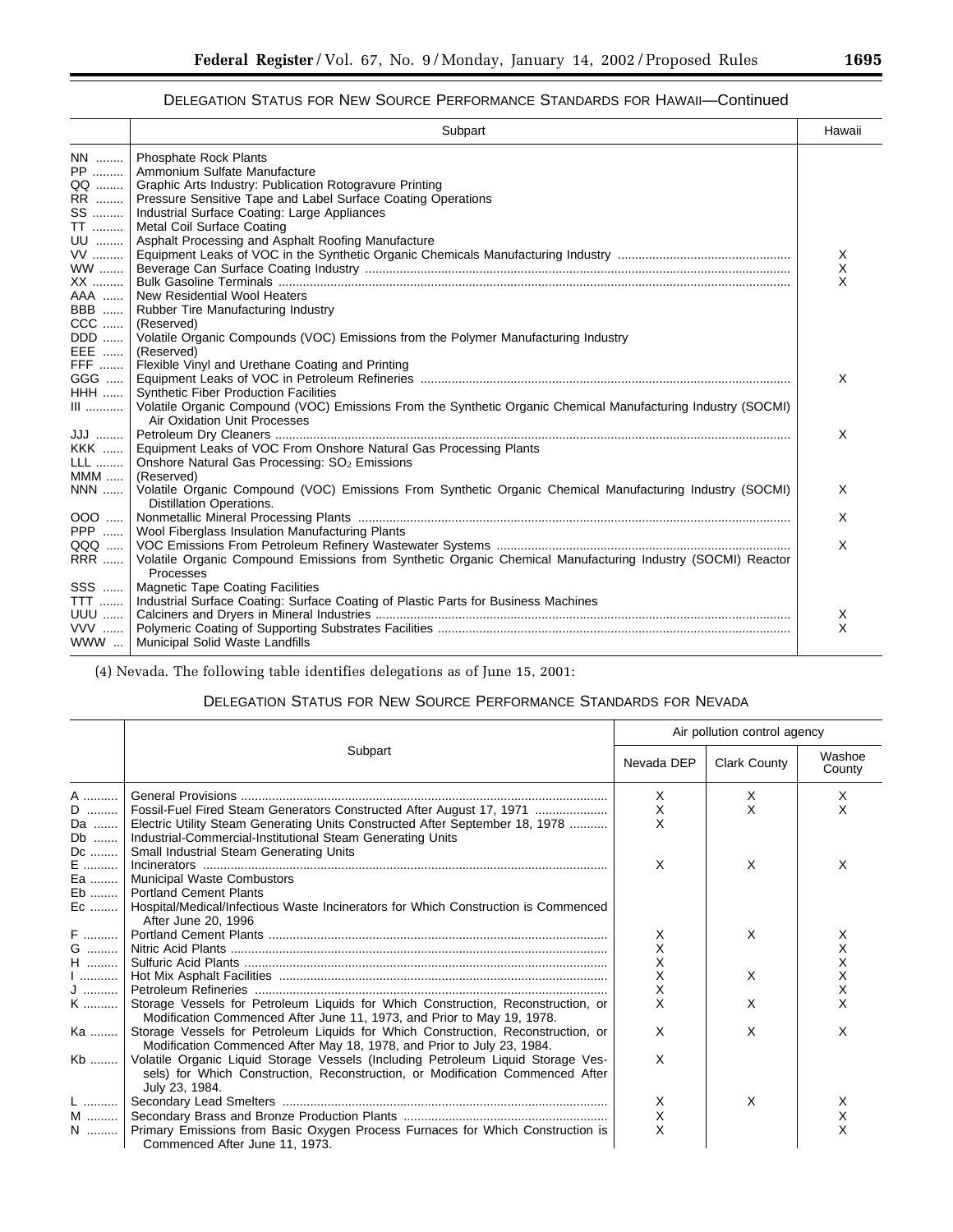## DELEGATION STATUS FOR NEW SOURCE PERFORMANCE STANDARDS FOR HAWAII—Continued

| | Subpart | Hawaii |
|---|---|---|
| NN | Phosphate Rock Plants | |
| PP | Ammonium Sulfate Manufacture | |
| QQ | Graphic Arts Industry: Publication Rotogravure Printing | |
| RR | Pressure Sensitive Tape and Label Surface Coating Operations | |
| SS | Industrial Surface Coating: Large Appliances | |
| TT | Metal Coil Surface Coating | |
| UU | Asphalt Processing and Asphalt Roofing Manufacture | |
| VV | Equipment Leaks of VOC in the Synthetic Organic Chemicals Manufacturing Industry | X |
| WW | Beverage Can Surface Coating Industry | X |
| XX | Bulk Gasoline Terminals | X |
| AAA | New Residential Wool Heaters | |
| BBB | Rubber Tire Manufacturing Industry | |
| CCC | (Reserved) | |
| DDD | Volatile Organic Compounds (VOC) Emissions from the Polymer Manufacturing Industry | |
| EEE | (Reserved) | |
| FFF | Flexible Vinyl and Urethane Coating and Printing | |
| GGG | Equipment Leaks of VOC in Petroleum Refineries | X |
| HHH | Synthetic Fiber Production Facilities | |
| III | Volatile Organic Compound (VOC) Emissions From the Synthetic Organic Chemical Manufacturing Industry (SOCMI) Air Oxidation Unit Processes | |
| JJJ | Petroleum Dry Cleaners | X |
| KKK | Equipment Leaks of VOC From Onshore Natural Gas Processing Plants | |
| LLL | Onshore Natural Gas Processing: $SO_2$ Emissions | |
| MMM | (Reserved) | |
| NNN | Volatile Organic Compound (VOC) Emissions From Synthetic Organic Chemical Manufacturing Industry (SOCMI) Distillation Operations. | X |
| OOO | Nonmetallic Mineral Processing Plants | X |
| PPP | Wool Fiberglass Insulation Manufacturing Plants | |
| QQQ | VOC Emissions From Petroleum Refinery Wastewater Systems | X |
| RRR | Volatile Organic Compound Emissions from Synthetic Organic Chemical Manufacturing Industry (SOCMI) Reactor Processes | |
| SSS | Magnetic Tape Coating Facilities | |
| TTT | Industrial Surface Coating: Surface Coating of Plastic Parts for Business Machines | |
| UUU | Calciners and Dryers in Mineral Industries | X |
| VVV | Polymeric Coating of Supporting Substrates Facilities | X |
| WWW | Municipal Solid Waste Landfills | |

(4) Nevada. The following table identifies delegations as of June 15, 2001:

## DELEGATION STATUS FOR NEW SOURCE PERFORMANCE STANDARDS FOR NEVADA

| | Subpart | Air pollution control agency | | |
|---|---|---|---|---|
| | | Nevada DEP | Clark County | Washoe County |
| A | General Provisions | X | X | X |
| D | Fossil-Fuel Fired Steam Generators Constructed After August 17, 1971 | X | X | X |
| Da | Electric Utility Steam Generating Units Constructed After September 18, 1978 | X | | |
| Db | Industrial-Commercial-Institutional Steam Generating Units | | | |
| Dc | Small Industrial Steam Generating Units | | | |
| E | Incinerators | X | X | X |
| Ea | Municipal Waste Combustors | | | |
| Eb | Portland Cement Plants | | | |
| Ec | Hospital/Medical/Infectious Waste Incinerators for Which Construction is Commenced After June 20, 1996 | | | |
| F | Portland Cement Plants | X | X | X |
| G | Nitric Acid Plants | X | | X |
| H | Sulfuric Acid Plants | X | | X |
| I | Hot Mix Asphalt Facilities | X | X | X |
| J | Petroleum Refineries | X | | X |
| K | Storage Vessels for Petroleum Liquids for Which Construction, Reconstruction, or Modification Commenced After June 11, 1973, and Prior to May 19, 1978. | X | X | X |
| Ka | Storage Vessels for Petroleum Liquids for Which Construction, Reconstruction, or Modification Commenced After May 18, 1978, and Prior to July 23, 1984. | X | X | X |
| Kb | Volatile Organic Liquid Storage Vessels (Including Petroleum Liquid Storage Vessels) for Which Construction, Reconstruction, or Modification Commenced After July 23, 1984. | X | | |
| L | Secondary Lead Smelters | X | X | X |
| M | Secondary Brass and Bronze Production Plants | X | | X |
| N | Primary Emissions from Basic Oxygen Process Furnaces for Which Construction is Commenced After June 11, 1973. | X | | X |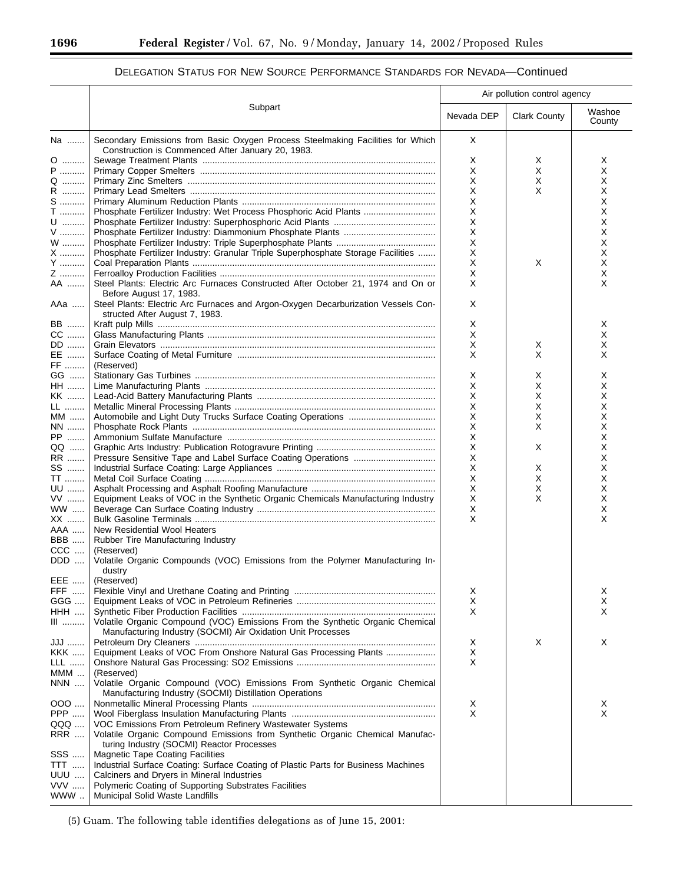## DELEGATION STATUS FOR NEW SOURCE PERFORMANCE STANDARDS FOR NEVADA—Continued

| | Subpart | Air pollution control agency | | |
|---|---|---|---|---|
| | | Nevada DEP | Clark County | Washoe County |
| Na | Secondary Emissions from Basic Oxygen Process Steelmaking Facilities for Which Construction is Commenced After January 20, 1983. | X | | |
| O | Sewage Treatment Plants | X | X | X |
| P | Primary Copper Smelters | X | X | X |
| Q | Primary Zinc Smelters | X | X | X |
| R | Primary Lead Smelters | X | X | X |
| S | Primary Aluminum Reduction Plants | X | | X |
| T | Phosphate Fertilizer Industry: Wet Process Phosphoric Acid Plants | X | | X |
| U | Phosphate Fertilizer Industry: Superphosphoric Acid Plants | X | | X |
| V | Phosphate Fertilizer Industry: Diammonium Phosphate Plants | X | | X |
| W | Phosphate Fertilizer Industry: Triple Superphosphate Plants | X | | X |
| X | Phosphate Fertilizer Industry: Granular Triple Superphosphate Storage Facilities | X | | X |
| Y | Coal Preparation Plants | X | X | X |
| Z | Ferroalloy Production Facilities | X | | X |
| AA | Steel Plants: Electric Arc Furnaces Constructed After October 21, 1974 and On or Before August 17, 1983. | X | | X |
| AAa | Steel Plants: Electric Arc Furnaces and Argon-Oxygen Decarburization Vessels Constructed After August 7, 1983. | X | | |
| BB | Kraft pulp Mills | X | | X |
| CC | Glass Manufacturing Plants | X | | X |
| DD | Grain Elevators | X | X | X |
| EE | Surface Coating of Metal Furniture | X | X | X |
| FF | (Reserved) | | | |
| GG | Stationary Gas Turbines | X | X | X |
| HH | Lime Manufacturing Plants | X | X | X |
| KK | Lead-Acid Battery Manufacturing Plants | X | X | X |
| LL | Metallic Mineral Processing Plants | X | X | X |
| MM | Automobile and Light Duty Trucks Surface Coating Operations | X | X | X |
| NN | Phosphate Rock Plants | X | X | X |
| PP | Ammonium Sulfate Manufacture | X | | X |
| QQ | Graphic Arts Industry: Publication Rotogravure Printing | X | X | X |
| RR | Pressure Sensitive Tape and Label Surface Coating Operations | X | | X |
| SS | Industrial Surface Coating: Large Appliances | X | X | X |
| TT | Metal Coil Surface Coating | X | X | X |
| UU | Asphalt Processing and Asphalt Roofing Manufacture | X | X | X |
| VV | Equipment Leaks of VOC in the Synthetic Organic Chemicals Manufacturing Industry | X | X | X |
| WW | Beverage Can Surface Coating Industry | X | | X |
| XX | Bulk Gasoline Terminals | X | | X |
| AAA | New Residential Wool Heaters | | | |
| BBB | Rubber Tire Manufacturing Industry | | | |
| CCC | (Reserved) | | | |
| DDD | Volatile Organic Compounds (VOC) Emissions from the Polymer Manufacturing Industry | | | |
| EEE | (Reserved) | | | |
| FFF | Flexible Vinyl and Urethane Coating and Printing | X | | X |
| GGG | Equipment Leaks of VOC in Petroleum Refineries | X | | X |
| HHH | Synthetic Fiber Production Facilities | X | | X |
| III | Volatile Organic Compound (VOC) Emissions From the Synthetic Organic Chemical Manufacturing Industry (SOCMI) Air Oxidation Unit Processes | | | |
| JJJ | Petroleum Dry Cleaners | X | X | X |
| KKK | Equipment Leaks of VOC From Onshore Natural Gas Processing Plants | X | | |
| LLL | Onshore Natural Gas Processing: SO2 Emissions | X | | |
| MMM | (Reserved) | | | |
| NNN | Volatile Organic Compound (VOC) Emissions From Synthetic Organic Chemical Manufacturing Industry (SOCMI) Distillation Operations | | | |
| OOO | Nonmetallic Mineral Processing Plants | X | | X |
| PPP | Wool Fiberglass Insulation Manufacturing Plants | X | | X |
| QQQ | VOC Emissions From Petroleum Refinery Wastewater Systems | | | |
| RRR | Volatile Organic Compound Emissions from Synthetic Organic Chemical Manufacturing Industry (SOCMI) Reactor Processes | | | |
| SSS | Magnetic Tape Coating Facilities | | | |
| TTT | Industrial Surface Coating: Surface Coating of Plastic Parts for Business Machines | | | |
| UUU | Calciners and Dryers in Mineral Industries | | | |
| VVV | Polymeric Coating of Supporting Substrates Facilities | | | |
| WWW | Municipal Solid Waste Landfills | | | |

(5) Guam. The following table identifies delegations as of June 15, 2001: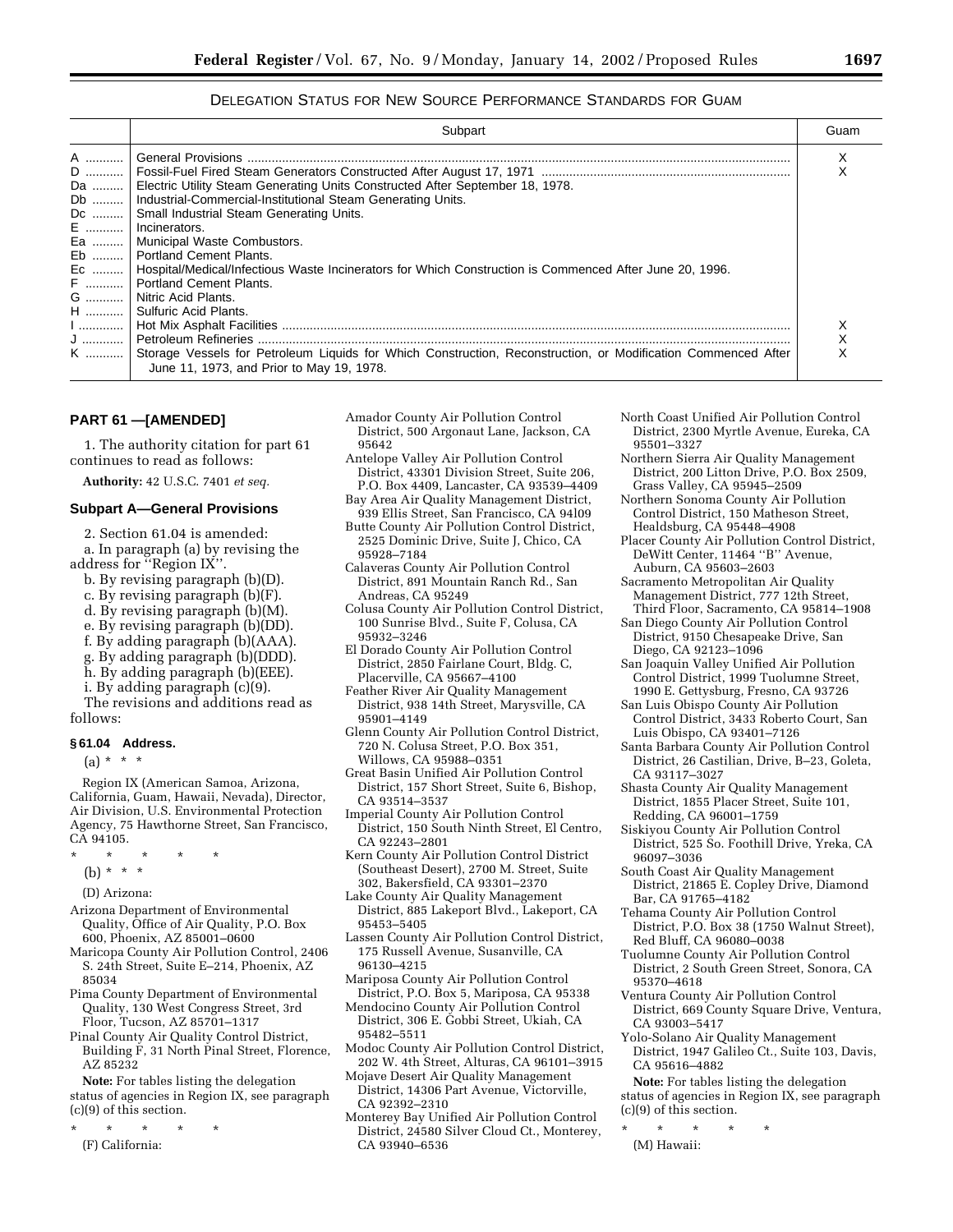DELEGATION STATUS FOR NEW SOURCE PERFORMANCE STANDARDS FOR GUAM

| | Subpart | Guam |
|---|---|---|
| A | General Provisions | X |
| D | Fossil-Fuel Fired Steam Generators Constructed After August 17, 1971 | X |
| Da | Electric Utility Steam Generating Units Constructed After September 18, 1978. | |
| Db | Industrial-Commercial-Institutional Steam Generating Units. | |
| Dc | Small Industrial Steam Generating Units. | |
| E | Incinerators. | |
| Ea | Municipal Waste Combustors. | |
| Eb | Portland Cement Plants. | |
| Ec | Hospital/Medical/Infectious Waste Incinerators for Which Construction is Commenced After June 20, 1996. | |
| F | Portland Cement Plants. | |
| G | Nitric Acid Plants. | |
| H | Sulfuric Acid Plants. | |
| I | Hot Mix Asphalt Facilities | X |
| J | Petroleum Refineries | X |
| K | Storage Vessels for Petroleum Liquids for Which Construction, Reconstruction, or Modification Commenced After June 11, 1973, and Prior to May 19, 1978. | X |

## PART 61 —[AMENDED]

1. The authority citation for part 61 continues to read as follows:

**Authority:** 42 U.S.C. 7401 *et seq.*

### Subpart A—General Provisions

2. Section 61.04 is amended:

a. In paragraph (a) by revising the address for ''Region IX''.

b. By revising paragraph (b)(D).

c. By revising paragraph (b)(F).

d. By revising paragraph (b)(M).

e. By revising paragraph (b)(DD).

f. By adding paragraph (b)(AAA).

g. By adding paragraph (b)(DDD).

h. By adding paragraph (b)(EEE).

i. By adding paragraph (c)(9).

The revisions and additions read as follows:

#### § 61.04 Address.

(a) * * *

Region IX (American Samoa, Arizona, California, Guam, Hawaii, Nevada), Director, Air Division, U.S. Environmental Protection Agency, 75 Hawthorne Street, San Francisco, CA 94105.

\* \* \* \* \*

(b) * * *

(D) Arizona:

Arizona Department of Environmental Quality, Office of Air Quality, P.O. Box 600, Phoenix, AZ 85001–0600

Maricopa County Air Pollution Control, 2406 S. 24th Street, Suite E–214, Phoenix, AZ 85034

Pima County Department of Environmental Quality, 130 West Congress Street, 3rd Floor, Tucson, AZ 85701–1317

Pinal County Air Quality Control District, Building F, 31 North Pinal Street, Florence, AZ 85232

**Note:** For tables listing the delegation status of agencies in Region IX, see paragraph (c)(9) of this section.

\* \* \* \* \*

(F) California:

Amador County Air Pollution Control District, 500 Argonaut Lane, Jackson, CA 95642

Antelope Valley Air Pollution Control District, 43301 Division Street, Suite 206, P.O. Box 4409, Lancaster, CA 93539–4409

Bay Area Air Quality Management District, 939 Ellis Street, San Francisco, CA 94l09

Butte County Air Pollution Control District, 2525 Dominic Drive, Suite J, Chico, CA 95928–7184

Calaveras County Air Pollution Control District, 891 Mountain Ranch Rd., San Andreas, CA 95249

Colusa County Air Pollution Control District, 100 Sunrise Blvd., Suite F, Colusa, CA 95932–3246

El Dorado County Air Pollution Control District, 2850 Fairlane Court, Bldg. C, Placerville, CA 95667–4100

Feather River Air Quality Management District, 938 14th Street, Marysville, CA 95901–4149

Glenn County Air Pollution Control District, 720 N. Colusa Street, P.O. Box 351, Willows, CA 95988–0351

Great Basin Unified Air Pollution Control District, 157 Short Street, Suite 6, Bishop, CA 93514–3537

Imperial County Air Pollution Control District, 150 South Ninth Street, El Centro, CA 92243–2801

Kern County Air Pollution Control District (Southeast Desert), 2700 M. Street, Suite 302, Bakersfield, CA 93301–2370

Lake County Air Quality Management District, 885 Lakeport Blvd., Lakeport, CA 95453–5405

Lassen County Air Pollution Control District, 175 Russell Avenue, Susanville, CA 96130–4215

Mariposa County Air Pollution Control District, P.O. Box 5, Mariposa, CA 95338

Mendocino County Air Pollution Control District, 306 E. Gobbi Street, Ukiah, CA 95482–5511

Modoc County Air Pollution Control District, 202 W. 4th Street, Alturas, CA 96101–3915

Mojave Desert Air Quality Management District, 14306 Part Avenue, Victorville, CA 92392–2310

Monterey Bay Unified Air Pollution Control District, 24580 Silver Cloud Ct., Monterey, CA 93940–6536

North Coast Unified Air Pollution Control District, 2300 Myrtle Avenue, Eureka, CA 95501–3327

Northern Sierra Air Quality Management District, 200 Litton Drive, P.O. Box 2509, Grass Valley, CA 95945–2509

Northern Sonoma County Air Pollution Control District, 150 Matheson Street, Healdsburg, CA 95448–4908

Placer County Air Pollution Control District, DeWitt Center, 11464 ''B'' Avenue, Auburn, CA 95603–2603

Sacramento Metropolitan Air Quality Management District, 777 12th Street, Third Floor, Sacramento, CA 95814–1908

San Diego County Air Pollution Control District, 9150 Chesapeake Drive, San Diego, CA 92123–1096

San Joaquin Valley Unified Air Pollution Control District, 1999 Tuolumne Street, 1990 E. Gettysburg, Fresno, CA 93726

San Luis Obispo County Air Pollution Control District, 3433 Roberto Court, San Luis Obispo, CA 93401–7126

Santa Barbara County Air Pollution Control District, 26 Castilian, Drive, B–23, Goleta, CA 93117–3027

Shasta County Air Quality Management District, 1855 Placer Street, Suite 101, Redding, CA 96001–1759

Siskiyou County Air Pollution Control District, 525 So. Foothill Drive, Yreka, CA 96097–3036

South Coast Air Quality Management District, 21865 E. Copley Drive, Diamond Bar, CA 91765–4182

Tehama County Air Pollution Control District, P.O. Box 38 (1750 Walnut Street), Red Bluff, CA 96080–0038

Tuolumne County Air Pollution Control District, 2 South Green Street, Sonora, CA 95370–4618

Ventura County Air Pollution Control District, 669 County Square Drive, Ventura, CA 93003–5417

Yolo-Solano Air Quality Management District, 1947 Galileo Ct., Suite 103, Davis, CA 95616–4882

**Note:** For tables listing the delegation status of agencies in Region IX, see paragraph (c)(9) of this section.

\* \* \* \* \*

(M) Hawaii: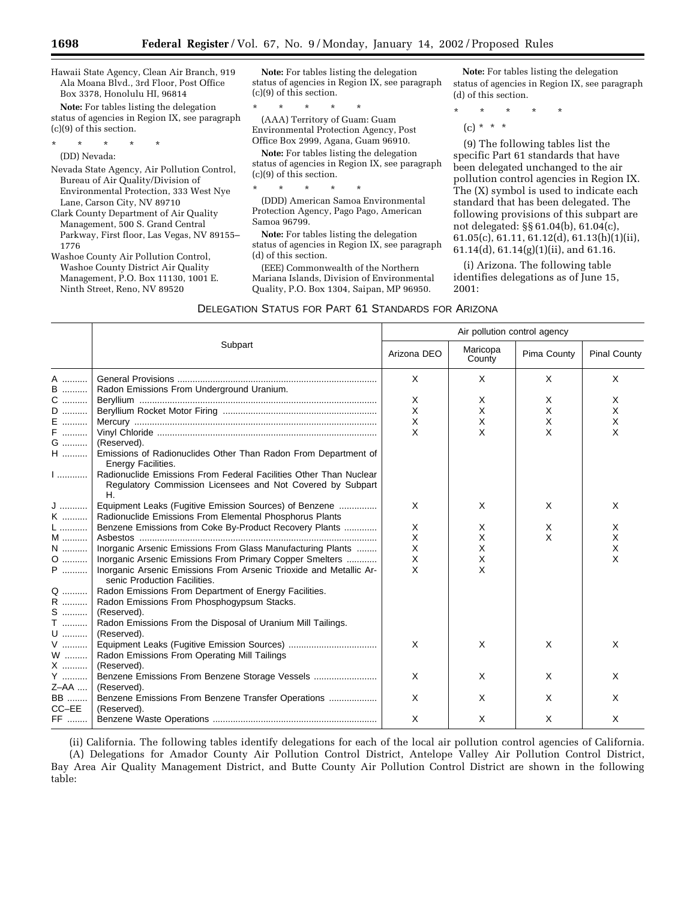Hawaii State Agency, Clean Air Branch, 919 Ala Moana Blvd., 3rd Floor, Post Office Box 3378, Honolulu HI, 96814

**Note:** For tables listing the delegation status of agencies in Region IX, see paragraph (c)(9) of this section.

\* \* \* \* \*

(DD) Nevada:

Nevada State Agency, Air Pollution Control, Bureau of Air Quality/Division of Environmental Protection, 333 West Nye Lane, Carson City, NV 89710

Clark County Department of Air Quality Management, 500 S. Grand Central Parkway, First floor, Las Vegas, NV 89155–1776

Washoe County Air Pollution Control, Washoe County District Air Quality Management, P.O. Box 11130, 1001 E. Ninth Street, Reno, NV 89520

**Note:** For tables listing the delegation status of agencies in Region IX, see paragraph (c)(9) of this section.

\* \* \* \* \*

(AAA) Territory of Guam: Guam Environmental Protection Agency, Post Office Box 2999, Agana, Guam 96910.

**Note:** For tables listing the delegation status of agencies in Region IX, see paragraph (c)(9) of this section.

\* \* \* \* \*

(DDD) American Samoa Environmental Protection Agency, Pago Pago, American Samoa 96799.

**Note:** For tables listing the delegation status of agencies in Region IX, see paragraph (d) of this section.

(EEE) Commonwealth of the Northern Mariana Islands, Division of Environmental Quality, P.O. Box 1304, Saipan, MP 96950.

**Note:** For tables listing the delegation status of agencies in Region IX, see paragraph (d) of this section.

\* \* \* \* \*

(c) \* \* \*

(9) The following tables list the specific Part 61 standards that have been delegated unchanged to the air pollution control agencies in Region IX. The (X) symbol is used to indicate each standard that has been delegated. The following provisions of this subpart are not delegated: §§ 61.04(b), 61.04(c), 61.05(c), 61.11, 61.12(d), 61.13(h)(1)(ii), 61.14(d), 61.14(g)(1)(ii), and 61.16.

(i) Arizona. The following table identifies delegations as of June 15, 2001:

DELEGATION STATUS FOR PART 61 STANDARDS FOR ARIZONA

| | Subpart | Air pollution control agency | | | |
|---|---|---|---|---|---|
| | | Arizona DEO | Maricopa County | Pima County | Pinal County |
| A | General Provisions | X | X | X | X |
| B | Radon Emissions From Underground Uranium. | | | | |
| C | Beryllium | X | X | X | X |
| D | Beryllium Rocket Motor Firing | X | X | X | X |
| E | Mercury | X | X | X | X |
| F | Vinyl Chloride | X | X | X | X |
| G | (Reserved). | | | | |
| H | Emissions of Radionuclides Other Than Radon From Department of Energy Facilities. | | | | |
| I | Radionuclide Emissions From Federal Facilities Other Than Nuclear Regulatory Commission Licensees and Not Covered by Subpart H. | | | | |
| J | Equipment Leaks (Fugitive Emission Sources) of Benzene | X | X | X | X |
| K | Radionuclide Emissions From Elemental Phosphorus Plants | | | | |
| L | Benzene Emissions from Coke By-Product Recovery Plants | X | X | X | X |
| M | Asbestos | X | X | X | X |
| N | Inorganic Arsenic Emissions From Glass Manufacturing Plants | X | X | | X |
| O | Inorganic Arsenic Emissions From Primary Copper Smelters | X | X | | X |
| P | Inorganic Arsenic Emissions From Arsenic Trioxide and Metallic Arsenic Production Facilities. | X | X | | |
| Q | Radon Emissions From Department of Energy Facilities. | | | | |
| R | Radon Emissions From Phosphogypsum Stacks. | | | | |
| S | (Reserved). | | | | |
| T | Radon Emissions From the Disposal of Uranium Mill Tailings. | | | | |
| U | (Reserved). | | | | |
| V | Equipment Leaks (Fugitive Emission Sources) | X | X | X | X |
| W | Radon Emissions From Operating Mill Tailings | | | | |
| X | (Reserved). | | | | |
| Y | Benzene Emissions From Benzene Storage Vessels | X | X | X | X |
| Z–AA | (Reserved). | | | | |
| BB | Benzene Emissions From Benzene Transfer Operations | X | X | X | X |
| CC–EE | (Reserved). | | | | |
| FF | Benzene Waste Operations | X | X | X | X |

(ii) California. The following tables identify delegations for each of the local air pollution control agencies of California.

(A) Delegations for Amador County Air Pollution Control District, Antelope Valley Air Pollution Control District, Bay Area Air Quality Management District, and Butte County Air Pollution Control District are shown in the following table: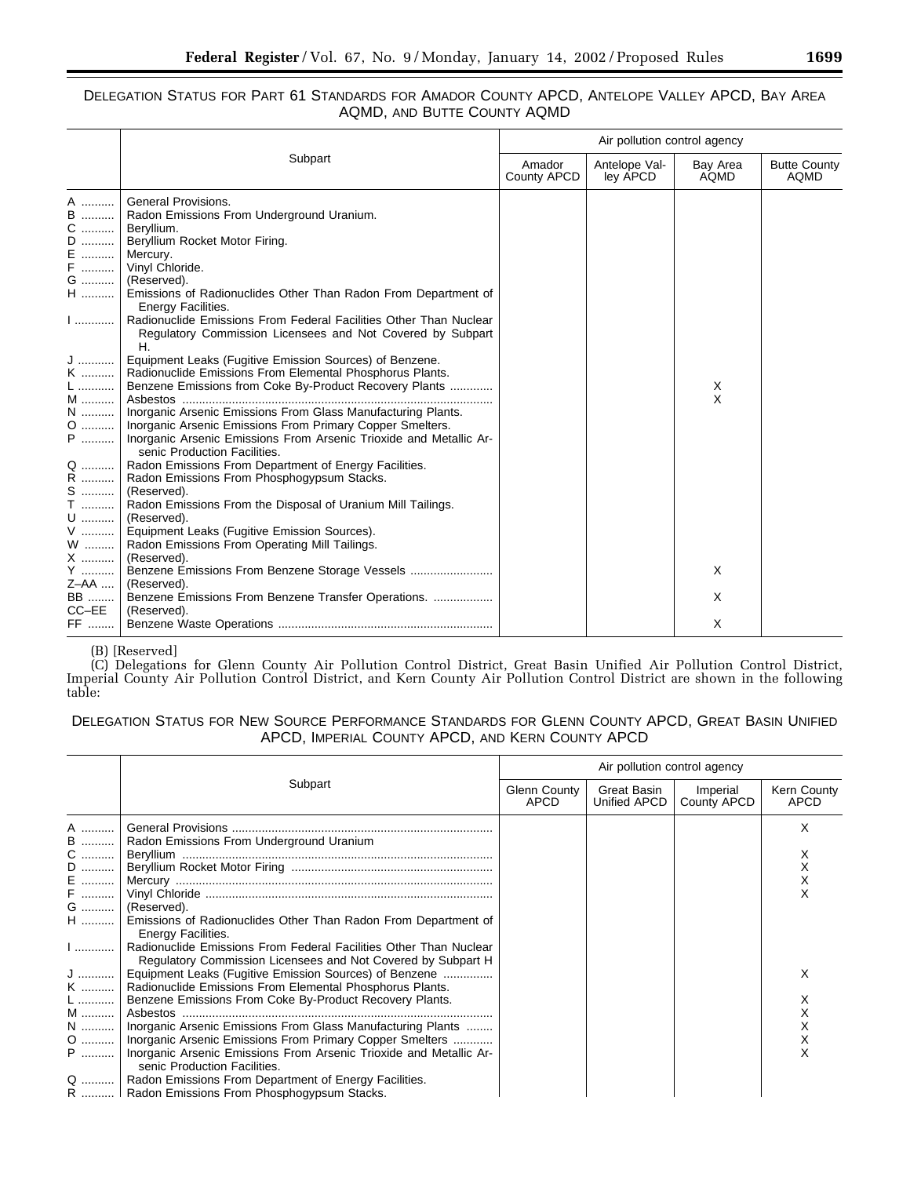DELEGATION STATUS FOR PART 61 STANDARDS FOR AMADOR COUNTY APCD, ANTELOPE VALLEY APCD, BAY AREA AQMD, AND BUTTE COUNTY AQMD

| | Subpart | Air pollution control agency | | | |
|---|---|---|---|---|---|
| | | Amador County APCD | Antelope Valley APCD | Bay Area AQMD | Butte County AQMD |
| A | General Provisions. | | | | |
| B | Radon Emissions From Underground Uranium. | | | | |
| C | Beryllium. | | | | |
| D | Beryllium Rocket Motor Firing. | | | | |
| E | Mercury. | | | | |
| F | Vinyl Chloride. | | | | |
| G | (Reserved). | | | | |
| H | Emissions of Radionuclides Other Than Radon From Department of Energy Facilities. | | | | |
| I | Radionuclide Emissions From Federal Facilities Other Than Nuclear Regulatory Commission Licensees and Not Covered by Subpart H. | | | | |
| J | Equipment Leaks (Fugitive Emission Sources) of Benzene. | | | | |
| K | Radionuclide Emissions From Elemental Phosphorus Plants. | | | | |
| L | Benzene Emissions from Coke By-Product Recovery Plants | | | X | |
| M | Asbestos | | | X | |
| N | Inorganic Arsenic Emissions From Glass Manufacturing Plants. | | | | |
| O | Inorganic Arsenic Emissions From Primary Copper Smelters. | | | | |
| P | Inorganic Arsenic Emissions From Arsenic Trioxide and Metallic Arsenic Production Facilities. | | | | |
| Q | Radon Emissions From Department of Energy Facilities. | | | | |
| R | Radon Emissions From Phosphogypsum Stacks. | | | | |
| S | (Reserved). | | | | |
| T | Radon Emissions From the Disposal of Uranium Mill Tailings. | | | | |
| U | (Reserved). | | | | |
| V | Equipment Leaks (Fugitive Emission Sources). | | | | |
| W | Radon Emissions From Operating Mill Tailings. | | | | |
| X | (Reserved). | | | | |
| Y | Benzene Emissions From Benzene Storage Vessels | | | X | |
| Z–AA | (Reserved). | | | | |
| BB | Benzene Emissions From Benzene Transfer Operations. | | | X | |
| CC–EE | (Reserved). | | | | |
| FF | Benzene Waste Operations | | | X | |

(B) [Reserved]

(C) Delegations for Glenn County Air Pollution Control District, Great Basin Unified Air Pollution Control District, Imperial County Air Pollution Control District, and Kern County Air Pollution Control District are shown in the following table:

DELEGATION STATUS FOR NEW SOURCE PERFORMANCE STANDARDS FOR GLENN COUNTY APCD, GREAT BASIN UNIFIED APCD, IMPERIAL COUNTY APCD, AND KERN COUNTY APCD

| | Subpart | Air pollution control agency | | | |
|---|---|---|---|---|---|
| | | Glenn County APCD | Great Basin Unified APCD | Imperial County APCD | Kern County APCD |
| A | General Provisions | | | | X |
| B | Radon Emissions From Underground Uranium | | | | |
| C | Beryllium | | | | X |
| D | Beryllium Rocket Motor Firing | | | | X |
| E | Mercury | | | | X |
| F | Vinyl Chloride | | | | X |
| G | (Reserved). | | | | |
| H | Emissions of Radionuclides Other Than Radon From Department of Energy Facilities. | | | | |
| I | Radionuclide Emissions From Federal Facilities Other Than Nuclear Regulatory Commission Licensees and Not Covered by Subpart H | | | | |
| J | Equipment Leaks (Fugitive Emission Sources) of Benzene | | | | X |
| K | Radionuclide Emissions From Elemental Phosphorus Plants. | | | | |
| L | Benzene Emissions From Coke By-Product Recovery Plants. | | | | X |
| M | Asbestos | | | | X |
| N | Inorganic Arsenic Emissions From Glass Manufacturing Plants | | | | X |
| O | Inorganic Arsenic Emissions From Primary Copper Smelters | | | | X |
| P | Inorganic Arsenic Emissions From Arsenic Trioxide and Metallic Arsenic Production Facilities. | | | | X |
| Q | Radon Emissions From Department of Energy Facilities. | | | | |
| R | Radon Emissions From Phosphogypsum Stacks. | | | | |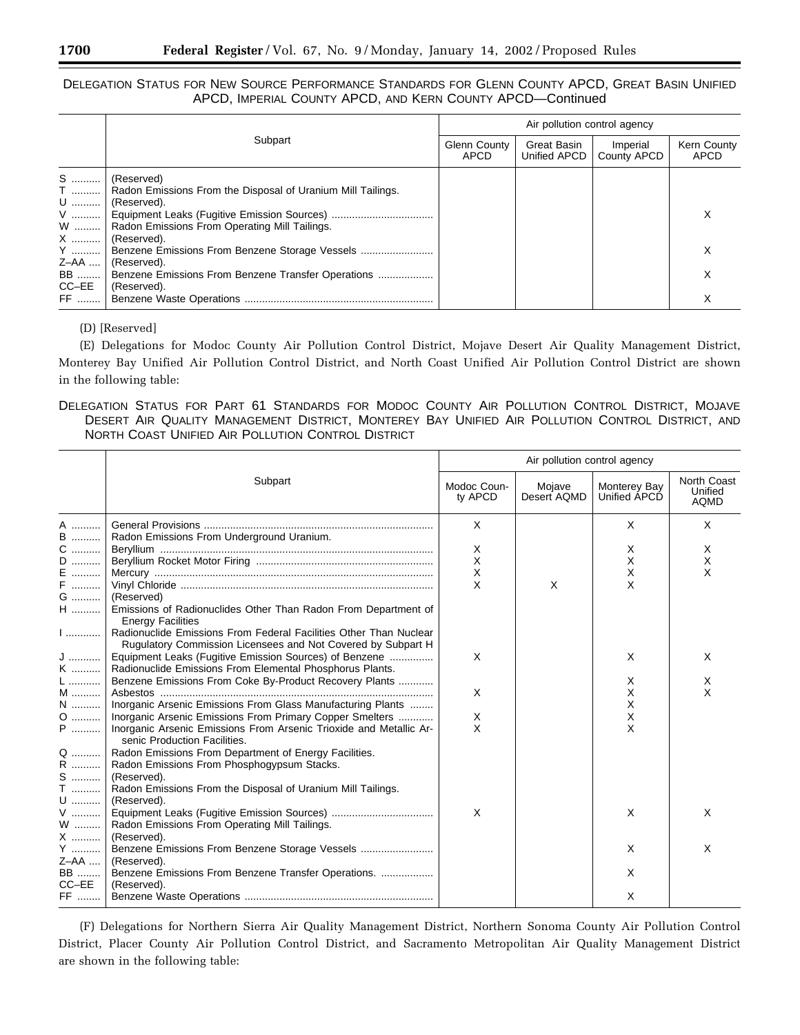DELEGATION STATUS FOR NEW SOURCE PERFORMANCE STANDARDS FOR GLENN COUNTY APCD, GREAT BASIN UNIFIED APCD, IMPERIAL COUNTY APCD, AND KERN COUNTY APCD—Continued

| | Subpart | Air pollution control agency | | | |
|---|---|---|---|---|---|
| | | Glenn County APCD | Great Basin Unified APCD | Imperial County APCD | Kern County APCD |
| S | (Reserved) | | | | |
| T | Radon Emissions From the Disposal of Uranium Mill Tailings. | | | | |
| U | (Reserved). | | | | |
| V | Equipment Leaks (Fugitive Emission Sources) | | | | X |
| W | Radon Emissions From Operating Mill Tailings. | | | | |
| X | (Reserved). | | | | |
| Y | Benzene Emissions From Benzene Storage Vessels | | | | X |
| Z–AA | (Reserved). | | | | |
| BB | Benzene Emissions From Benzene Transfer Operations | | | | X |
| CC–EE | (Reserved). | | | | |
| FF | Benzene Waste Operations | | | | X |

(D) [Reserved]

(E) Delegations for Modoc County Air Pollution Control District, Mojave Desert Air Quality Management District, Monterey Bay Unified Air Pollution Control District, and North Coast Unified Air Pollution Control District are shown in the following table:

DELEGATION STATUS FOR PART 61 STANDARDS FOR MODOC COUNTY AIR POLLUTION CONTROL DISTRICT, MOJAVE DESERT AIR QUALITY MANAGEMENT DISTRICT, MONTEREY BAY UNIFIED AIR POLLUTION CONTROL DISTRICT, AND NORTH COAST UNIFIED AIR POLLUTION CONTROL DISTRICT

| | Subpart | Air pollution control agency | | | |
|---|---|---|---|---|---|
| | | Modoc County APCD | Mojave Desert AQMD | Monterey Bay Unified APCD | North Coast Unified AQMD |
| A | General Provisions | X | | X | X |
| B | Radon Emissions From Underground Uranium. | | | | |
| C | Beryllium | X | | X | X |
| D | Beryllium Rocket Motor Firing | X | | X | X |
| E | Mercury | X | | X | X |
| F | Vinyl Chloride | X | X | X | |
| G | (Reserved) | | | | |
| H | Emissions of Radionuclides Other Than Radon From Department of Energy Facilities | | | | |
| I | Radionuclide Emissions From Federal Facilities Other Than Nuclear Rugulatory Commission Licensees and Not Covered by Subpart H | | | | |
| J | Equipment Leaks (Fugitive Emission Sources) of Benzene | X | | X | X |
| K | Radionuclide Emissions From Elemental Phosphorus Plants. | | | | |
| L | Benzene Emissions From Coke By-Product Recovery Plants | | | X | X |
| M | Asbestos | X | | X | X |
| N | Inorganic Arsenic Emissions From Glass Manufacturing Plants | | | X | |
| O | Inorganic Arsenic Emissions From Primary Copper Smelters | X | | X | |
| P | Inorganic Arsenic Emissions From Arsenic Trioxide and Metallic Arsenic Production Facilities. | X | | X | |
| Q | Radon Emissions From Department of Energy Facilities. | | | | |
| R | Radon Emissions From Phosphogypsum Stacks. | | | | |
| S | (Reserved). | | | | |
| T | Radon Emissions From the Disposal of Uranium Mill Tailings. | | | | |
| U | (Reserved). | | | | |
| V | Equipment Leaks (Fugitive Emission Sources) | X | | X | X |
| W | Radon Emissions From Operating Mill Tailings. | | | | |
| X | (Reserved). | | | | |
| Y | Benzene Emissions From Benzene Storage Vessels | | | X | X |
| Z–AA | (Reserved). | | | | |
| BB | Benzene Emissions From Benzene Transfer Operations. | | | X | |
| CC–EE | (Reserved). | | | | |
| FF | Benzene Waste Operations | | | X | |

(F) Delegations for Northern Sierra Air Quality Management District, Northern Sonoma County Air Pollution Control District, Placer County Air Pollution Control District, and Sacramento Metropolitan Air Quality Management District are shown in the following table: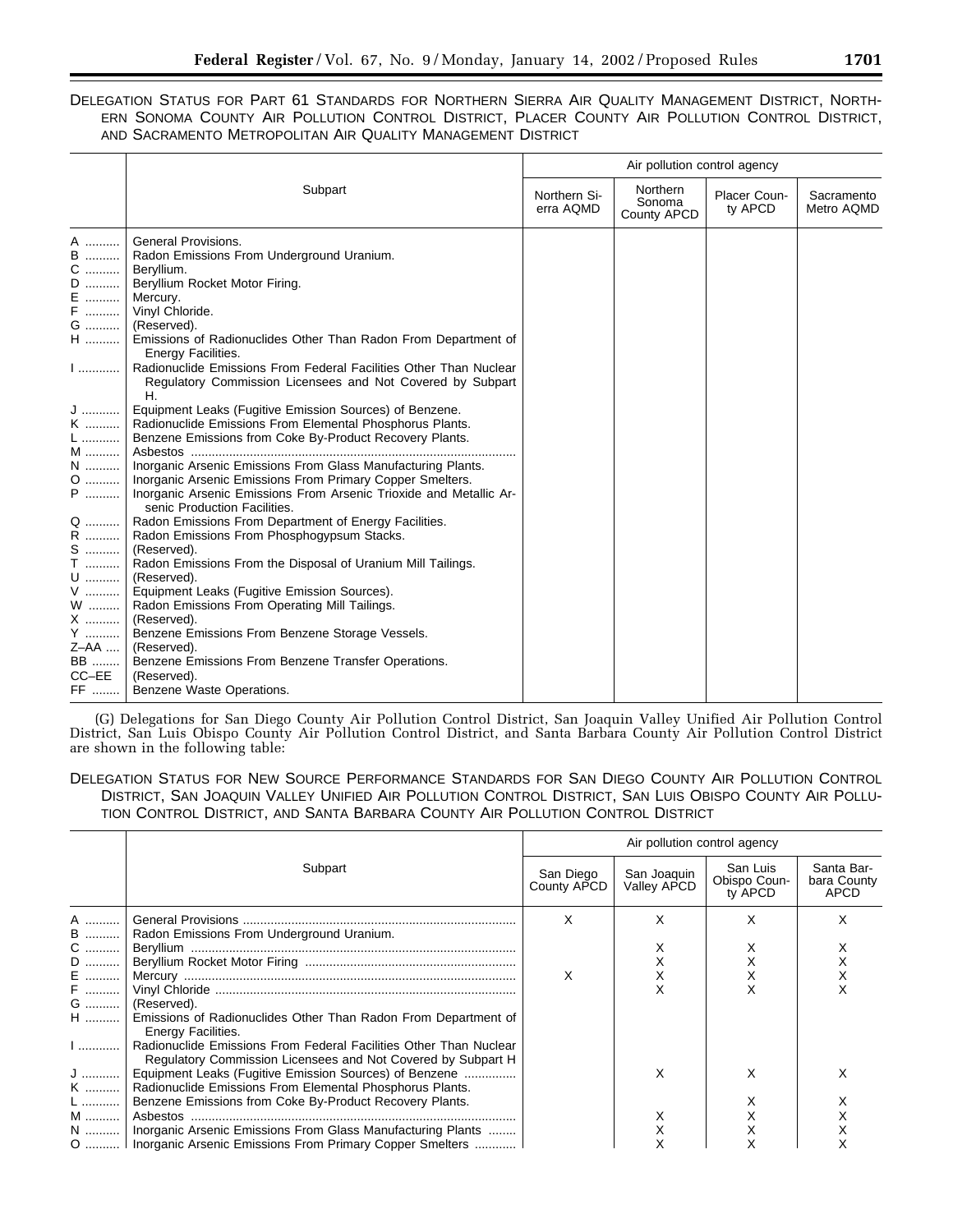DELEGATION STATUS FOR PART 61 STANDARDS FOR NORTHERN SIERRA AIR QUALITY MANAGEMENT DISTRICT, NORTHERN SONOMA COUNTY AIR POLLUTION CONTROL DISTRICT, PLACER COUNTY AIR POLLUTION CONTROL DISTRICT, AND SACRAMENTO METROPOLITAN AIR QUALITY MANAGEMENT DISTRICT

| | Subpart | Air pollution control agency | | | |
|---|---|---|---|---|---|
| | | Northern Sierra AQMD | Northern Sonoma County APCD | Placer County APCD | Sacramento Metro AQMD |
| A | General Provisions. | | | | |
| B | Radon Emissions From Underground Uranium. | | | | |
| C | Beryllium. | | | | |
| D | Beryllium Rocket Motor Firing. | | | | |
| E | Mercury. | | | | |
| F | Vinyl Chloride. | | | | |
| G | (Reserved). | | | | |
| H | Emissions of Radionuclides Other Than Radon From Department of Energy Facilities. | | | | |
| I | Radionuclide Emissions From Federal Facilities Other Than Nuclear Regulatory Commission Licensees and Not Covered by Subpart H. | | | | |
| J | Equipment Leaks (Fugitive Emission Sources) of Benzene. | | | | |
| K | Radionuclide Emissions From Elemental Phosphorus Plants. | | | | |
| L | Benzene Emissions from Coke By-Product Recovery Plants. | | | | |
| M | Asbestos | | | | |
| N | Inorganic Arsenic Emissions From Glass Manufacturing Plants. | | | | |
| O | Inorganic Arsenic Emissions From Primary Copper Smelters. | | | | |
| P | Inorganic Arsenic Emissions From Arsenic Trioxide and Metallic Arsenic Production Facilities. | | | | |
| Q | Radon Emissions From Department of Energy Facilities. | | | | |
| R | Radon Emissions From Phosphogypsum Stacks. | | | | |
| S | (Reserved). | | | | |
| T | Radon Emissions From the Disposal of Uranium Mill Tailings. | | | | |
| U | (Reserved). | | | | |
| V | Equipment Leaks (Fugitive Emission Sources). | | | | |
| W | Radon Emissions From Operating Mill Tailings. | | | | |
| X | (Reserved). | | | | |
| Y | Benzene Emissions From Benzene Storage Vessels. | | | | |
| Z–AA | (Reserved). | | | | |
| BB | Benzene Emissions From Benzene Transfer Operations. | | | | |
| CC–EE | (Reserved). | | | | |
| FF | Benzene Waste Operations. | | | | |

(G) Delegations for San Diego County Air Pollution Control District, San Joaquin Valley Unified Air Pollution Control District, San Luis Obispo County Air Pollution Control District, and Santa Barbara County Air Pollution Control District are shown in the following table:

DELEGATION STATUS FOR NEW SOURCE PERFORMANCE STANDARDS FOR SAN DIEGO COUNTY AIR POLLUTION CONTROL DISTRICT, SAN JOAQUIN VALLEY UNIFIED AIR POLLUTION CONTROL DISTRICT, SAN LUIS OBISPO COUNTY AIR POLLUTION CONTROL DISTRICT, AND SANTA BARBARA COUNTY AIR POLLUTION CONTROL DISTRICT

| | Subpart | Air pollution control agency | | | |
|---|---|---|---|---|---|
| | | San Diego County APCD | San Joaquin Valley APCD | San Luis Obispo County APCD | Santa Barbara County APCD |
| A | General Provisions | X | X | X | X |
| B | Radon Emissions From Underground Uranium. | | | | |
| C | Beryllium | | X | X | X |
| D | Beryllium Rocket Motor Firing | | X | X | X |
| E | Mercury | X | X | X | X |
| F | Vinyl Chloride | | X | X | X |
| G | (Reserved). | | | | |
| H | Emissions of Radionuclides Other Than Radon From Department of Energy Facilities. | | | | |
| I | Radionuclide Emissions From Federal Facilities Other Than Nuclear Regulatory Commission Licensees and Not Covered by Subpart H | | | | |
| J | Equipment Leaks (Fugitive Emission Sources) of Benzene | | X | X | X |
| K | Radionuclide Emissions From Elemental Phosphorus Plants. | | | | |
| L | Benzene Emissions from Coke By-Product Recovery Plants. | | | X | X |
| M | Asbestos | | X | X | X |
| N | Inorganic Arsenic Emissions From Glass Manufacturing Plants | | X | X | X |
| O | Inorganic Arsenic Emissions From Primary Copper Smelters | | X | X | X |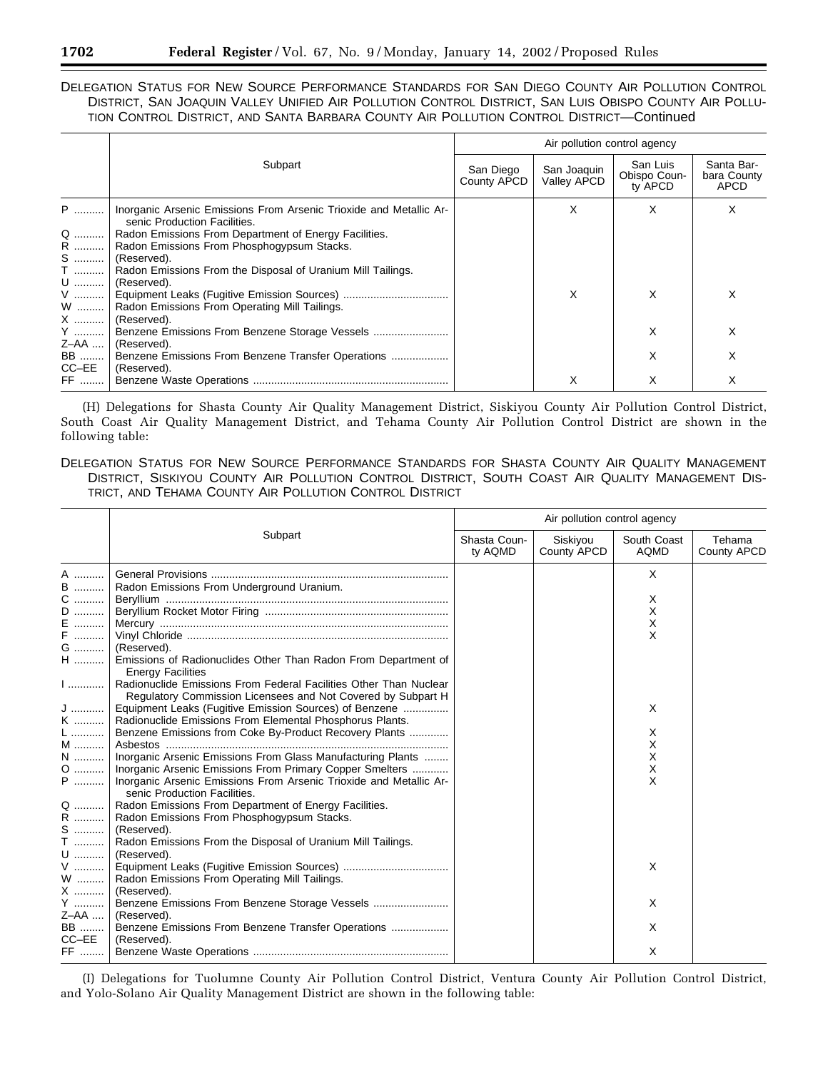DELEGATION STATUS FOR NEW SOURCE PERFORMANCE STANDARDS FOR SAN DIEGO COUNTY AIR POLLUTION CONTROL DISTRICT, SAN JOAQUIN VALLEY UNIFIED AIR POLLUTION CONTROL DISTRICT, SAN LUIS OBISPO COUNTY AIR POLLUTION CONTROL DISTRICT, AND SANTA BARBARA COUNTY AIR POLLUTION CONTROL DISTRICT—Continued

| | Subpart | Air pollution control agency | | | |
|---|---|---|---|---|---|
| | | San Diego County APCD | San Joaquin Valley APCD | San Luis Obispo County APCD | Santa Barbara County APCD |
| P | Inorganic Arsenic Emissions From Arsenic Trioxide and Metallic Arsenic Production Facilities. | | X | X | X |
| Q | Radon Emissions From Department of Energy Facilities. | | | | |
| R | Radon Emissions From Phosphogypsum Stacks. | | | | |
| S | (Reserved). | | | | |
| T | Radon Emissions From the Disposal of Uranium Mill Tailings. | | | | |
| U | (Reserved). | | | | |
| V | Equipment Leaks (Fugitive Emission Sources) | | X | X | X |
| W | Radon Emissions From Operating Mill Tailings. | | | | |
| X | (Reserved). | | | | |
| Y | Benzene Emissions From Benzene Storage Vessels | | | X | X |
| Z–AA | (Reserved). | | | | |
| BB | Benzene Emissions From Benzene Transfer Operations | | | X | X |
| CC–EE | (Reserved). | | | | |
| FF | Benzene Waste Operations | | X | X | X |

(H) Delegations for Shasta County Air Quality Management District, Siskiyou County Air Pollution Control District, South Coast Air Quality Management District, and Tehama County Air Pollution Control District are shown in the following table:

DELEGATION STATUS FOR NEW SOURCE PERFORMANCE STANDARDS FOR SHASTA COUNTY AIR QUALITY MANAGEMENT DISTRICT, SISKIYOU COUNTY AIR POLLUTION CONTROL DISTRICT, SOUTH COAST AIR QUALITY MANAGEMENT DISTRICT, AND TEHAMA COUNTY AIR POLLUTION CONTROL DISTRICT

| | Subpart | Air pollution control agency | | | |
|---|---|---|---|---|---|
| | | Shasta County AQMD | Siskiyou County APCD | South Coast AQMD | Tehama County APCD |
| A | General Provisions | | | X | |
| B | Radon Emissions From Underground Uranium. | | | | |
| C | Beryllium | | | X | |
| D | Beryllium Rocket Motor Firing | | | X | |
| E | Mercury | | | X | |
| F | Vinyl Chloride | | | X | |
| G | (Reserved). | | | | |
| H | Emissions of Radionuclides Other Than Radon From Department of Energy Facilities | | | | |
| I | Radionuclide Emissions From Federal Facilities Other Than Nuclear Regulatory Commission Licensees and Not Covered by Subpart H | | | | |
| J | Equipment Leaks (Fugitive Emission Sources) of Benzene | | | X | |
| K | Radionuclide Emissions From Elemental Phosphorus Plants. | | | | |
| L | Benzene Emissions from Coke By-Product Recovery Plants | | | X | |
| M | Asbestos | | | X | |
| N | Inorganic Arsenic Emissions From Glass Manufacturing Plants | | | X | |
| O | Inorganic Arsenic Emissions From Primary Copper Smelters | | | X | |
| P | Inorganic Arsenic Emissions From Arsenic Trioxide and Metallic Arsenic Production Facilities. | | | X | |
| Q | Radon Emissions From Department of Energy Facilities. | | | | |
| R | Radon Emissions From Phosphogypsum Stacks. | | | | |
| S | (Reserved). | | | | |
| T | Radon Emissions From the Disposal of Uranium Mill Tailings. | | | | |
| U | (Reserved). | | | | |
| V | Equipment Leaks (Fugitive Emission Sources) | | | X | |
| W | Radon Emissions From Operating Mill Tailings. | | | | |
| X | (Reserved). | | | | |
| Y | Benzene Emissions From Benzene Storage Vessels | | | X | |
| Z–AA | (Reserved). | | | | |
| BB | Benzene Emissions From Benzene Transfer Operations | | | X | |
| CC–EE | (Reserved). | | | | |
| FF | Benzene Waste Operations | | | X | |

(I) Delegations for Tuolumne County Air Pollution Control District, Ventura County Air Pollution Control District, and Yolo-Solano Air Quality Management District are shown in the following table: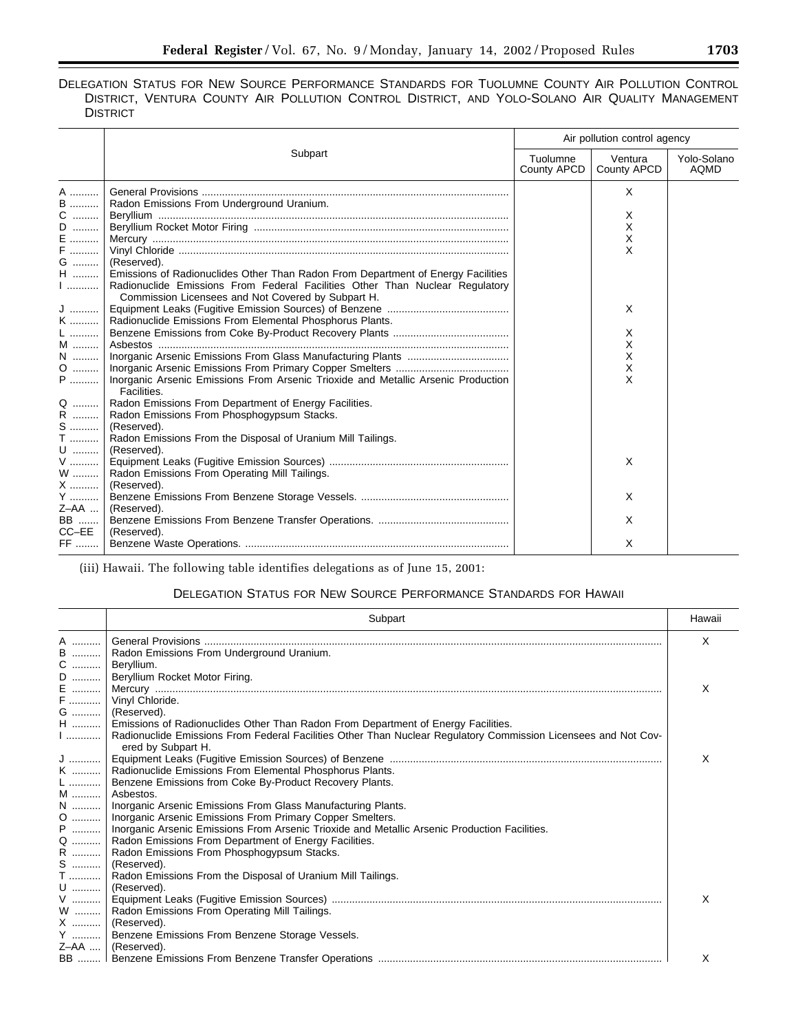DELEGATION STATUS FOR NEW SOURCE PERFORMANCE STANDARDS FOR TUOLUMNE COUNTY AIR POLLUTION CONTROL DISTRICT, VENTURA COUNTY AIR POLLUTION CONTROL DISTRICT, AND YOLO-SOLANO AIR QUALITY MANAGEMENT DISTRICT

| | Subpart | Air pollution control agency | | |
|---|---|---|---|---|
| | | Tuolumne County APCD | Ventura County APCD | Yolo-Solano AQMD |
| A | General Provisions | | X | |
| B | Radon Emissions From Underground Uranium. | | | |
| C | Beryllium | | X | |
| D | Beryllium Rocket Motor Firing | | X | |
| E | Mercury | | X | |
| F | Vinyl Chloride | | X | |
| G | (Reserved). | | | |
| H | Emissions of Radionuclides Other Than Radon From Department of Energy Facilities | | | |
| I | Radionuclide Emissions From Federal Facilities Other Than Nuclear Regulatory Commission Licensees and Not Covered by Subpart H. | | | |
| J | Equipment Leaks (Fugitive Emission Sources) of Benzene | | X | |
| K | Radionuclide Emissions From Elemental Phosphorus Plants. | | | |
| L | Benzene Emissions from Coke By-Product Recovery Plants | | X | |
| M | Asbestos | | X | |
| N | Inorganic Arsenic Emissions From Glass Manufacturing Plants | | X | |
| O | Inorganic Arsenic Emissions From Primary Copper Smelters | | X | |
| P | Inorganic Arsenic Emissions From Arsenic Trioxide and Metallic Arsenic Production Facilities. | | X | |
| Q | Radon Emissions From Department of Energy Facilities. | | | |
| R | Radon Emissions From Phosphogypsum Stacks. | | | |
| S | (Reserved). | | | |
| T | Radon Emissions From the Disposal of Uranium Mill Tailings. | | | |
| U | (Reserved). | | | |
| V | Equipment Leaks (Fugitive Emission Sources) | | X | |
| W | Radon Emissions From Operating Mill Tailings. | | | |
| X | (Reserved). | | | |
| Y | Benzene Emissions From Benzene Storage Vessels. | | X | |
| Z–AA | (Reserved). | | | |
| BB | Benzene Emissions From Benzene Transfer Operations. | | X | |
| CC–EE | (Reserved). | | | |
| FF | Benzene Waste Operations. | | X | |

(iii) Hawaii. The following table identifies delegations as of June 15, 2001:

DELEGATION STATUS FOR NEW SOURCE PERFORMANCE STANDARDS FOR HAWAII

| | Subpart | Hawaii |
|---|---|---|
| A | General Provisions | X |
| B | Radon Emissions From Underground Uranium. | |
| C | Beryllium. | |
| D | Beryllium Rocket Motor Firing. | |
| E | Mercury | X |
| F | Vinyl Chloride. | |
| G | (Reserved). | |
| H | Emissions of Radionuclides Other Than Radon From Department of Energy Facilities. | |
| I | Radionuclide Emissions From Federal Facilities Other Than Nuclear Regulatory Commission Licensees and Not Covered by Subpart H. | |
| J | Equipment Leaks (Fugitive Emission Sources) of Benzene | X |
| K | Radionuclide Emissions From Elemental Phosphorus Plants. | |
| L | Benzene Emissions from Coke By-Product Recovery Plants. | |
| M | Asbestos. | |
| N | Inorganic Arsenic Emissions From Glass Manufacturing Plants. | |
| O | Inorganic Arsenic Emissions From Primary Copper Smelters. | |
| P | Inorganic Arsenic Emissions From Arsenic Trioxide and Metallic Arsenic Production Facilities. | |
| Q | Radon Emissions From Department of Energy Facilities. | |
| R | Radon Emissions From Phosphogypsum Stacks. | |
| S | (Reserved). | |
| T | Radon Emissions From the Disposal of Uranium Mill Tailings. | |
| U | (Reserved). | |
| V | Equipment Leaks (Fugitive Emission Sources) | X |
| W | Radon Emissions From Operating Mill Tailings. | |
| X | (Reserved). | |
| Y | Benzene Emissions From Benzene Storage Vessels. | |
| Z–AA | (Reserved). | |
| BB | Benzene Emissions From Benzene Transfer Operations | X |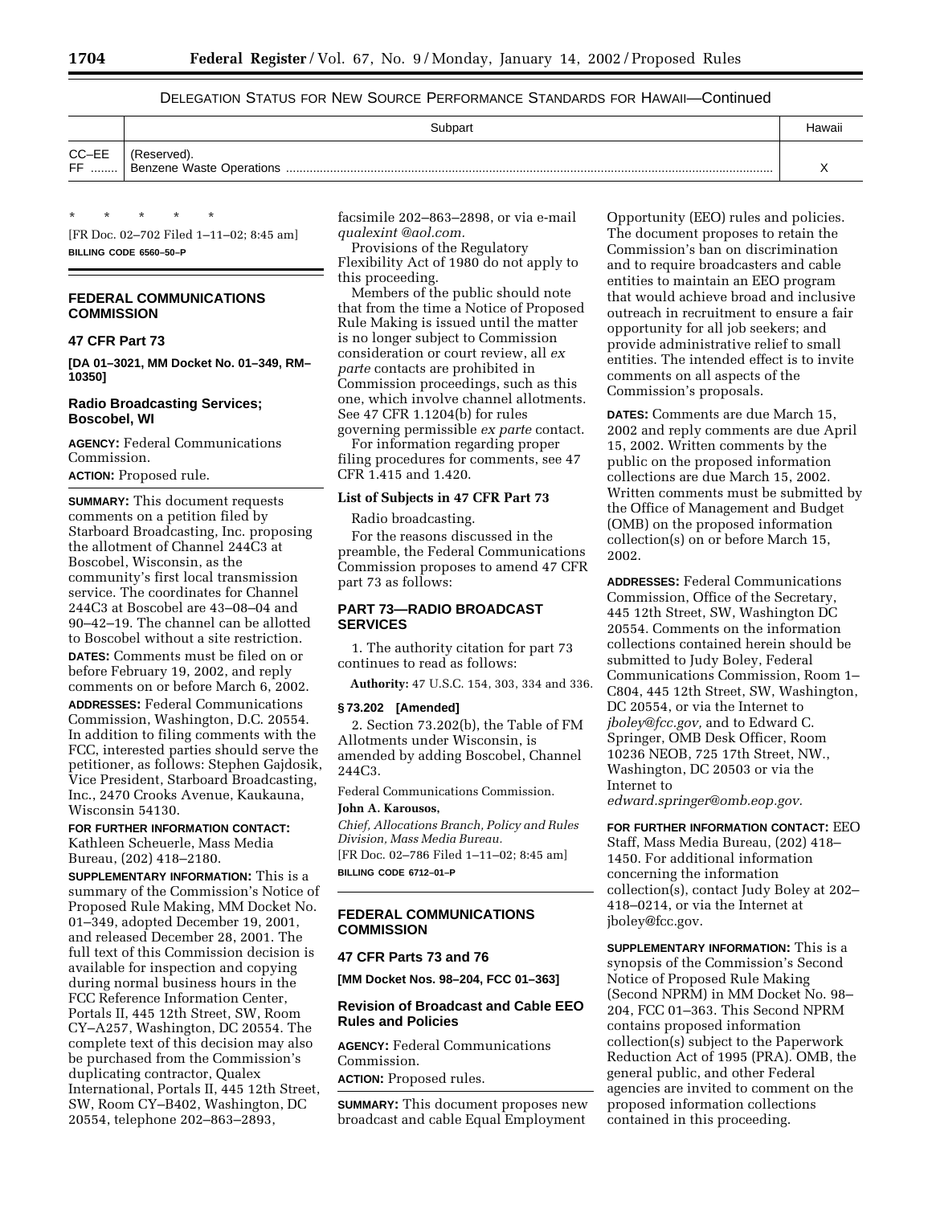DELEGATION STATUS FOR NEW SOURCE PERFORMANCE STANDARDS FOR HAWAII—Continued

| | Subpart | Hawaii |
|---|---|---|
| CC–EE | (Reserved). | |
| FF ........ | Benzene Waste Operations ........................................................................................................................................ | X |

\* \* \* \* \*

[FR Doc. 02–702 Filed 1–11–02; 8:45 am]

**BILLING CODE 6560–50–P**

## FEDERAL COMMUNICATIONS COMMISSION

### 47 CFR Part 73

**[DA 01–3021, MM Docket No. 01–349, RM–10350]**

### Radio Broadcasting Services; Boscobel, WI

**AGENCY:** Federal Communications Commission.

**ACTION:** Proposed rule.

**SUMMARY:** This document requests comments on a petition filed by Starboard Broadcasting, Inc. proposing the allotment of Channel 244C3 at Boscobel, Wisconsin, as the community's first local transmission service. The coordinates for Channel 244C3 at Boscobel are 43–08–04 and 90–42–19. The channel can be allotted to Boscobel without a site restriction.

**DATES:** Comments must be filed on or before February 19, 2002, and reply comments on or before March 6, 2002.

**ADDRESSES:** Federal Communications Commission, Washington, D.C. 20554. In addition to filing comments with the FCC, interested parties should serve the petitioner, as follows: Stephen Gajdosik, Vice President, Starboard Broadcasting, Inc., 2470 Crooks Avenue, Kaukauna, Wisconsin 54130.

**FOR FURTHER INFORMATION CONTACT:** Kathleen Scheuerle, Mass Media Bureau, (202) 418–2180.

**SUPPLEMENTARY INFORMATION:** This is a summary of the Commission's Notice of Proposed Rule Making, MM Docket No. 01–349, adopted December 19, 2001, and released December 28, 2001. The full text of this Commission decision is available for inspection and copying during normal business hours in the FCC Reference Information Center, Portals II, 445 12th Street, SW, Room CY–A257, Washington, DC 20554. The complete text of this decision may also be purchased from the Commission's duplicating contractor, Qualex International, Portals II, 445 12th Street, SW, Room CY–B402, Washington, DC 20554, telephone 202–863–2893, facsimile 202–863–2898, or via e-mail *qualexint @aol.com.*

Provisions of the Regulatory Flexibility Act of 1980 do not apply to this proceeding.

Members of the public should note that from the time a Notice of Proposed Rule Making is issued until the matter is no longer subject to Commission consideration or court review, all *ex parte* contacts are prohibited in Commission proceedings, such as this one, which involve channel allotments. See 47 CFR 1.1204(b) for rules governing permissible *ex parte* contact.

For information regarding proper filing procedures for comments, see 47 CFR 1.415 and 1.420.

**List of Subjects in 47 CFR Part 73**

Radio broadcasting.

For the reasons discussed in the preamble, the Federal Communications Commission proposes to amend 47 CFR part 73 as follows:

### PART 73—RADIO BROADCAST SERVICES

1. The authority citation for part 73 continues to read as follows:

**Authority:** 47 U.S.C. 154, 303, 334 and 336.

**§ 73.202 [Amended]**

2. Section 73.202(b), the Table of FM Allotments under Wisconsin, is amended by adding Boscobel, Channel 244C3.

Federal Communications Commission.

**John A. Karousos,**

*Chief, Allocations Branch, Policy and Rules Division, Mass Media Bureau.*

[FR Doc. 02–786 Filed 1–11–02; 8:45 am]

**BILLING CODE 6712–01–P**

## FEDERAL COMMUNICATIONS COMMISSION

### 47 CFR Parts 73 and 76

**[MM Docket Nos. 98–204, FCC 01–363]**

### Revision of Broadcast and Cable EEO Rules and Policies

**AGENCY:** Federal Communications Commission.

**ACTION:** Proposed rules.

**SUMMARY:** This document proposes new broadcast and cable Equal Employment Opportunity (EEO) rules and policies. The document proposes to retain the Commission's ban on discrimination and to require broadcasters and cable entities to maintain an EEO program that would achieve broad and inclusive outreach in recruitment to ensure a fair opportunity for all job seekers; and provide administrative relief to small entities. The intended effect is to invite comments on all aspects of the Commission's proposals.

**DATES:** Comments are due March 15, 2002 and reply comments are due April 15, 2002. Written comments by the public on the proposed information collections are due March 15, 2002. Written comments must be submitted by the Office of Management and Budget (OMB) on the proposed information collection(s) on or before March 15, 2002.

**ADDRESSES:** Federal Communications Commission, Office of the Secretary, 445 12th Street, SW, Washington DC 20554. Comments on the information collections contained herein should be submitted to Judy Boley, Federal Communications Commission, Room 1–C804, 445 12th Street, SW, Washington, DC 20554, or via the Internet to *jboley@fcc.gov,* and to Edward C. Springer, OMB Desk Officer, Room 10236 NEOB, 725 17th Street, NW., Washington, DC 20503 or via the Internet to *edward.springer@omb.eop.gov.*

**FOR FURTHER INFORMATION CONTACT:** EEO Staff, Mass Media Bureau, (202) 418–1450. For additional information concerning the information collection(s), contact Judy Boley at 202–418–0214, or via the Internet at jboley@fcc.gov.

**SUPPLEMENTARY INFORMATION:** This is a synopsis of the Commission's Second Notice of Proposed Rule Making (Second NPRM) in MM Docket No. 98–204, FCC 01–363. This Second NPRM contains proposed information collection(s) subject to the Paperwork Reduction Act of 1995 (PRA). OMB, the general public, and other Federal agencies are invited to comment on the proposed information collections contained in this proceeding.